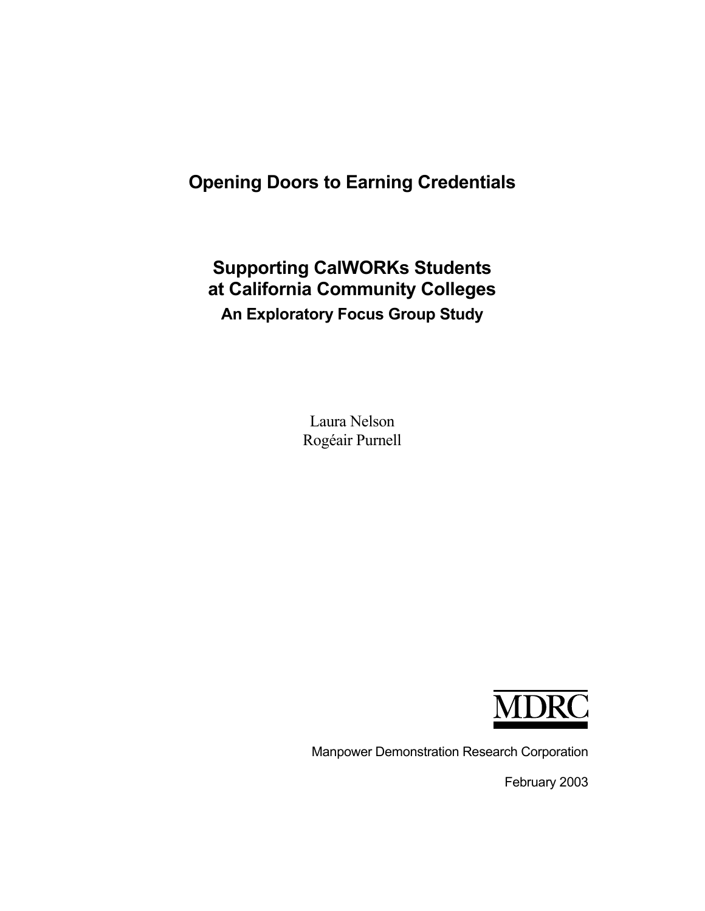# Opening Doors to Earning Credentials

## Supporting CalWORKs Students at California Community Colleges

### An Exploratory Focus Group Study

Laura Nelson
Rogéair Purnell

MDRC

Manpower Demonstration Research Corporation

February 2003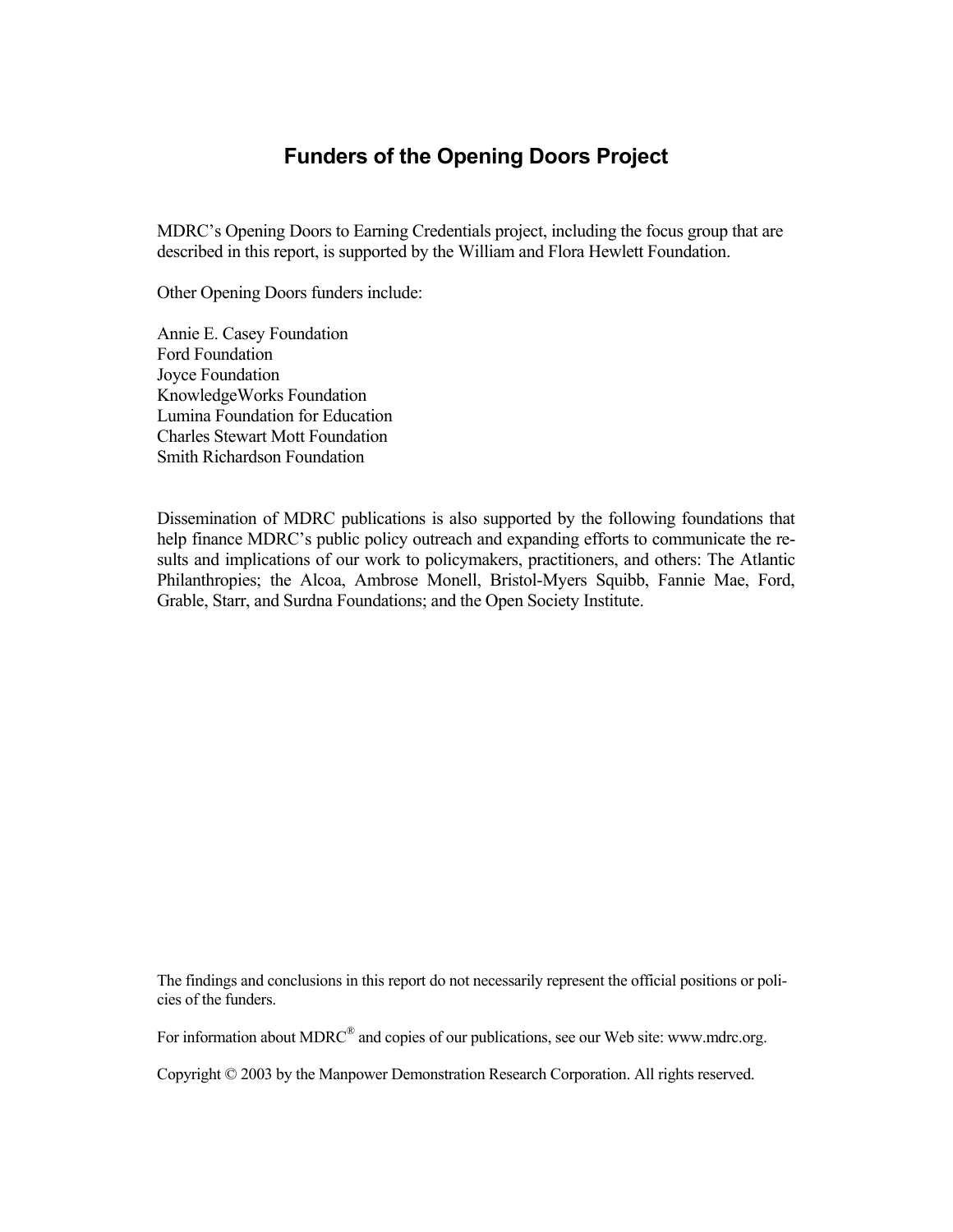# Funders of the Opening Doors Project

MDRC's Opening Doors to Earning Credentials project, including the focus group that are described in this report, is supported by the William and Flora Hewlett Foundation.

Other Opening Doors funders include:

Annie E. Casey Foundation
Ford Foundation
Joyce Foundation
KnowledgeWorks Foundation
Lumina Foundation for Education
Charles Stewart Mott Foundation
Smith Richardson Foundation

Dissemination of MDRC publications is also supported by the following foundations that help finance MDRC's public policy outreach and expanding efforts to communicate the results and implications of our work to policymakers, practitioners, and others: The Atlantic Philanthropies; the Alcoa, Ambrose Monell, Bristol-Myers Squibb, Fannie Mae, Ford, Grable, Starr, and Surdna Foundations; and the Open Society Institute.

The findings and conclusions in this report do not necessarily represent the official positions or policies of the funders.

For information about MDRC® and copies of our publications, see our Web site: www.mdrc.org.

Copyright © 2003 by the Manpower Demonstration Research Corporation. All rights reserved.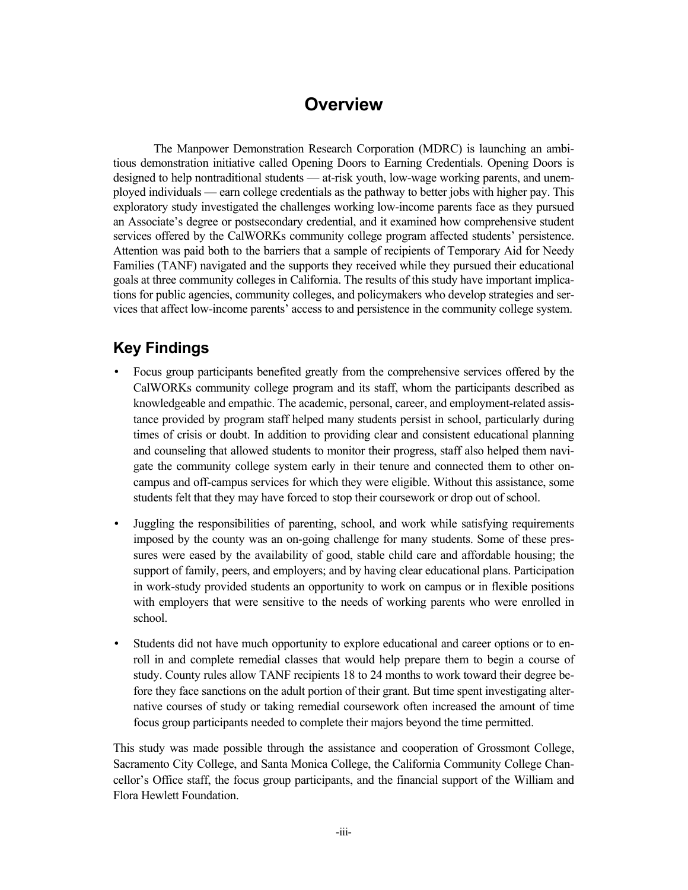# Overview

The Manpower Demonstration Research Corporation (MDRC) is launching an ambitious demonstration initiative called Opening Doors to Earning Credentials. Opening Doors is designed to help nontraditional students — at-risk youth, low-wage working parents, and unemployed individuals — earn college credentials as the pathway to better jobs with higher pay. This exploratory study investigated the challenges working low-income parents face as they pursued an Associate's degree or postsecondary credential, and it examined how comprehensive student services offered by the CalWORKs community college program affected students' persistence. Attention was paid both to the barriers that a sample of recipients of Temporary Aid for Needy Families (TANF) navigated and the supports they received while they pursued their educational goals at three community colleges in California. The results of this study have important implications for public agencies, community colleges, and policymakers who develop strategies and services that affect low-income parents' access to and persistence in the community college system.

## Key Findings

- Focus group participants benefited greatly from the comprehensive services offered by the CalWORKs community college program and its staff, whom the participants described as knowledgeable and empathic. The academic, personal, career, and employment-related assistance provided by program staff helped many students persist in school, particularly during times of crisis or doubt. In addition to providing clear and consistent educational planning and counseling that allowed students to monitor their progress, staff also helped them navigate the community college system early in their tenure and connected them to other on-campus and off-campus services for which they were eligible. Without this assistance, some students felt that they may have forced to stop their coursework or drop out of school.

- Juggling the responsibilities of parenting, school, and work while satisfying requirements imposed by the county was an on-going challenge for many students. Some of these pressures were eased by the availability of good, stable child care and affordable housing; the support of family, peers, and employers; and by having clear educational plans. Participation in work-study provided students an opportunity to work on campus or in flexible positions with employers that were sensitive to the needs of working parents who were enrolled in school.

- Students did not have much opportunity to explore educational and career options or to enroll in and complete remedial classes that would help prepare them to begin a course of study. County rules allow TANF recipients 18 to 24 months to work toward their degree before they face sanctions on the adult portion of their grant. But time spent investigating alternative courses of study or taking remedial coursework often increased the amount of time focus group participants needed to complete their majors beyond the time permitted.

This study was made possible through the assistance and cooperation of Grossmont College, Sacramento City College, and Santa Monica College, the California Community College Chancellor's Office staff, the focus group participants, and the financial support of the William and Flora Hewlett Foundation.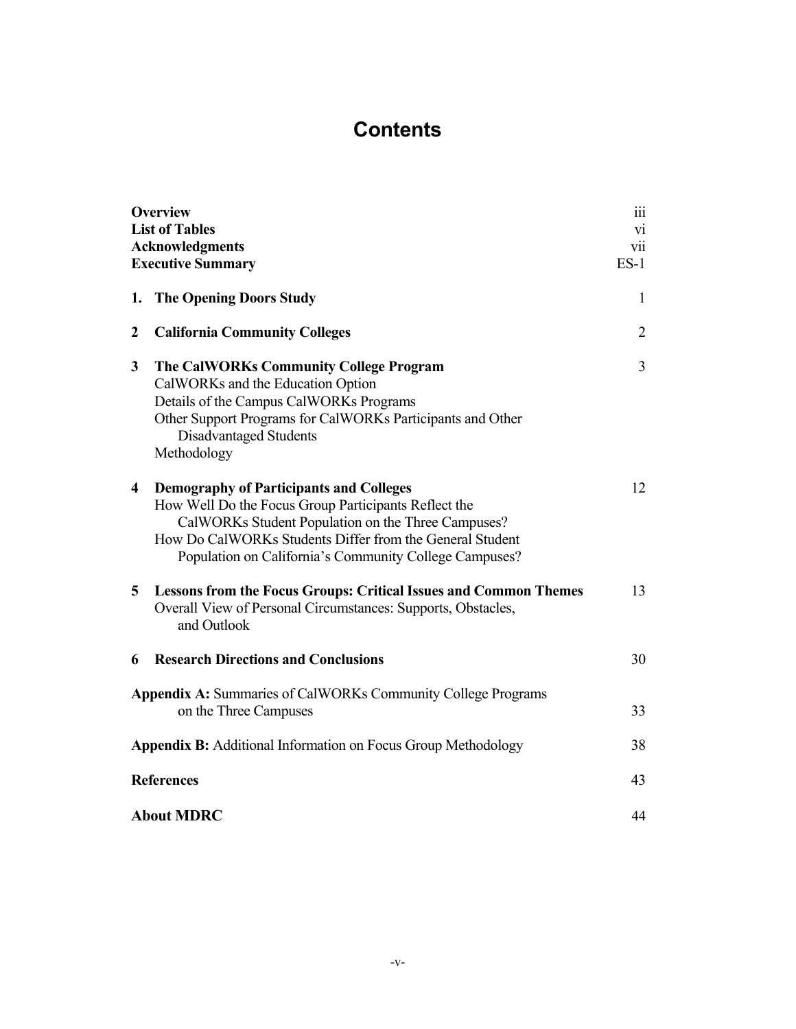# Contents

| | |
|---|---|
| **Overview** | iii |
| **List of Tables** | vi |
| **Acknowledgments** | vii |
| **Executive Summary** | ES-1 |
| **1. The Opening Doors Study** | 1 |
| **2 California Community Colleges** | 2 |
| **3 The CalWORKs Community College Program** | 3 |
| CalWORKs and the Education Option | |
| Details of the Campus CalWORKs Programs | |
| Other Support Programs for CalWORKs Participants and Other Disadvantaged Students | |
| Methodology | |
| **4 Demography of Participants and Colleges** | 12 |
| How Well Do the Focus Group Participants Reflect the CalWORKs Student Population on the Three Campuses? | |
| How Do CalWORKs Students Differ from the General Student Population on California's Community College Campuses? | |
| **5 Lessons from the Focus Groups: Critical Issues and Common Themes** | 13 |
| Overall View of Personal Circumstances: Supports, Obstacles, and Outlook | |
| **6 Research Directions and Conclusions** | 30 |
| **Appendix A:** Summaries of CalWORKs Community College Programs on the Three Campuses | 33 |
| **Appendix B:** Additional Information on Focus Group Methodology | 38 |
| **References** | 43 |
| **About MDRC** | 44 |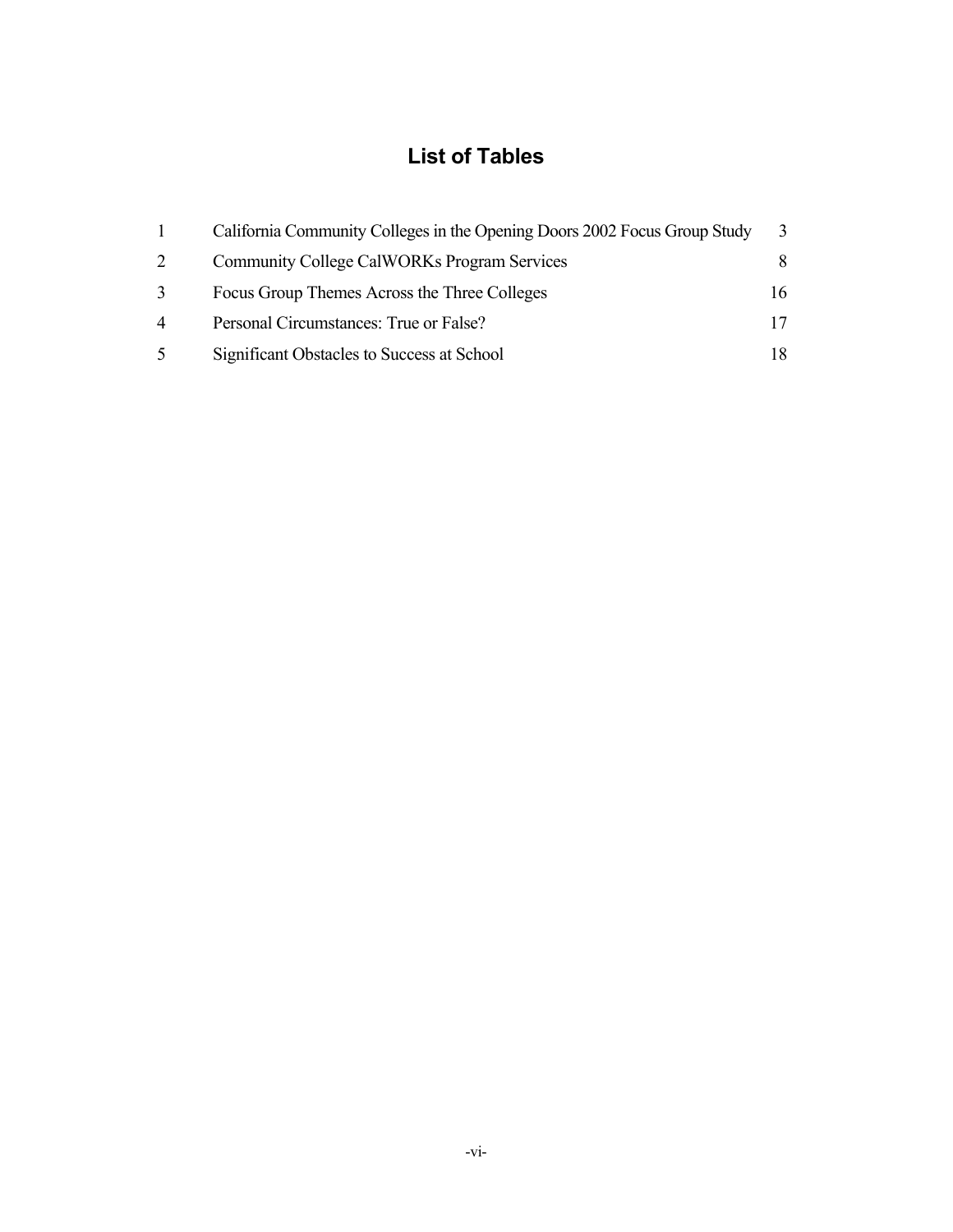# List of Tables

| | | |
|---|---|---|
| 1 | California Community Colleges in the Opening Doors 2002 Focus Group Study | 3 |
| 2 | Community College CalWORKs Program Services | 8 |
| 3 | Focus Group Themes Across the Three Colleges | 16 |
| 4 | Personal Circumstances: True or False? | 17 |
| 5 | Significant Obstacles to Success at School | 18 |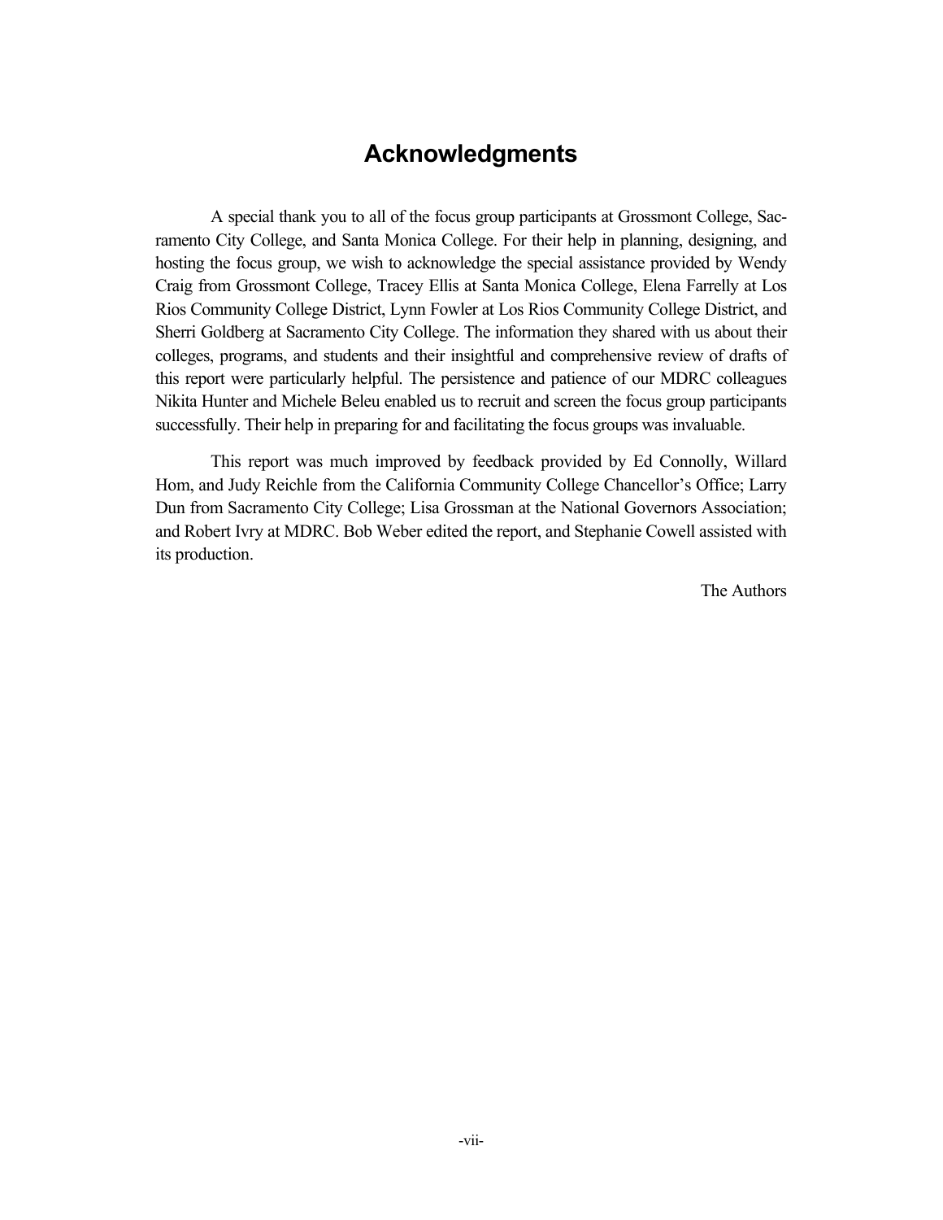# Acknowledgments

A special thank you to all of the focus group participants at Grossmont College, Sacramento City College, and Santa Monica College. For their help in planning, designing, and hosting the focus group, we wish to acknowledge the special assistance provided by Wendy Craig from Grossmont College, Tracey Ellis at Santa Monica College, Elena Farrelly at Los Rios Community College District, Lynn Fowler at Los Rios Community College District, and Sherri Goldberg at Sacramento City College. The information they shared with us about their colleges, programs, and students and their insightful and comprehensive review of drafts of this report were particularly helpful. The persistence and patience of our MDRC colleagues Nikita Hunter and Michele Beleu enabled us to recruit and screen the focus group participants successfully. Their help in preparing for and facilitating the focus groups was invaluable.

This report was much improved by feedback provided by Ed Connolly, Willard Hom, and Judy Reichle from the California Community College Chancellor's Office; Larry Dun from Sacramento City College; Lisa Grossman at the National Governors Association; and Robert Ivry at MDRC. Bob Weber edited the report, and Stephanie Cowell assisted with its production.

The Authors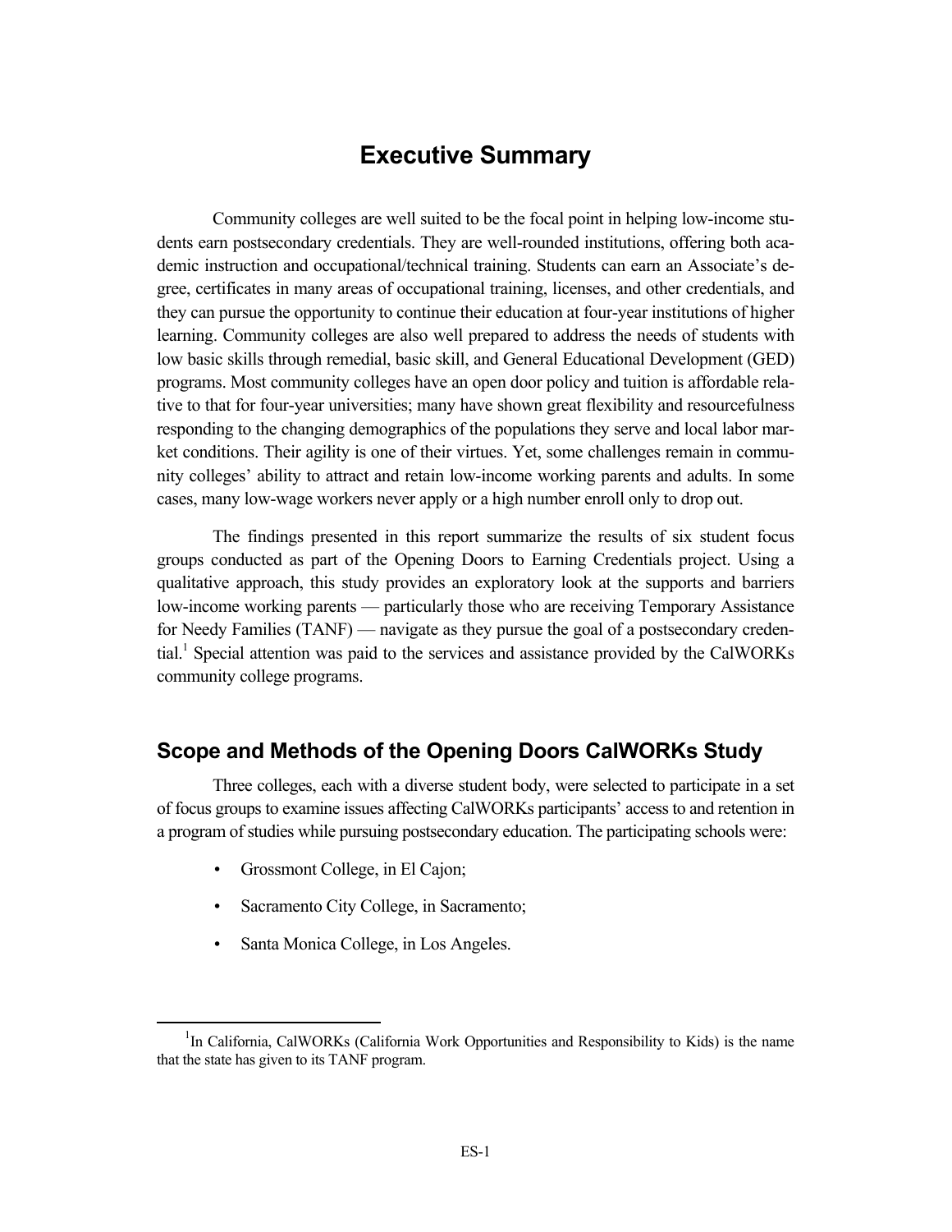# Executive Summary

Community colleges are well suited to be the focal point in helping low-income students earn postsecondary credentials. They are well-rounded institutions, offering both academic instruction and occupational/technical training. Students can earn an Associate's degree, certificates in many areas of occupational training, licenses, and other credentials, and they can pursue the opportunity to continue their education at four-year institutions of higher learning. Community colleges are also well prepared to address the needs of students with low basic skills through remedial, basic skill, and General Educational Development (GED) programs. Most community colleges have an open door policy and tuition is affordable relative to that for four-year universities; many have shown great flexibility and resourcefulness responding to the changing demographics of the populations they serve and local labor market conditions. Their agility is one of their virtues. Yet, some challenges remain in community colleges' ability to attract and retain low-income working parents and adults. In some cases, many low-wage workers never apply or a high number enroll only to drop out.

The findings presented in this report summarize the results of six student focus groups conducted as part of the Opening Doors to Earning Credentials project. Using a qualitative approach, this study provides an exploratory look at the supports and barriers low-income working parents — particularly those who are receiving Temporary Assistance for Needy Families (TANF) — navigate as they pursue the goal of a postsecondary credential.[1] Special attention was paid to the services and assistance provided by the CalWORKs community college programs.

## Scope and Methods of the Opening Doors CalWORKs Study

Three colleges, each with a diverse student body, were selected to participate in a set of focus groups to examine issues affecting CalWORKs participants' access to and retention in a program of studies while pursuing postsecondary education. The participating schools were:

- Grossmont College, in El Cajon;
- Sacramento City College, in Sacramento;
- Santa Monica College, in Los Angeles.

[1] In California, CalWORKs (California Work Opportunities and Responsibility to Kids) is the name that the state has given to its TANF program.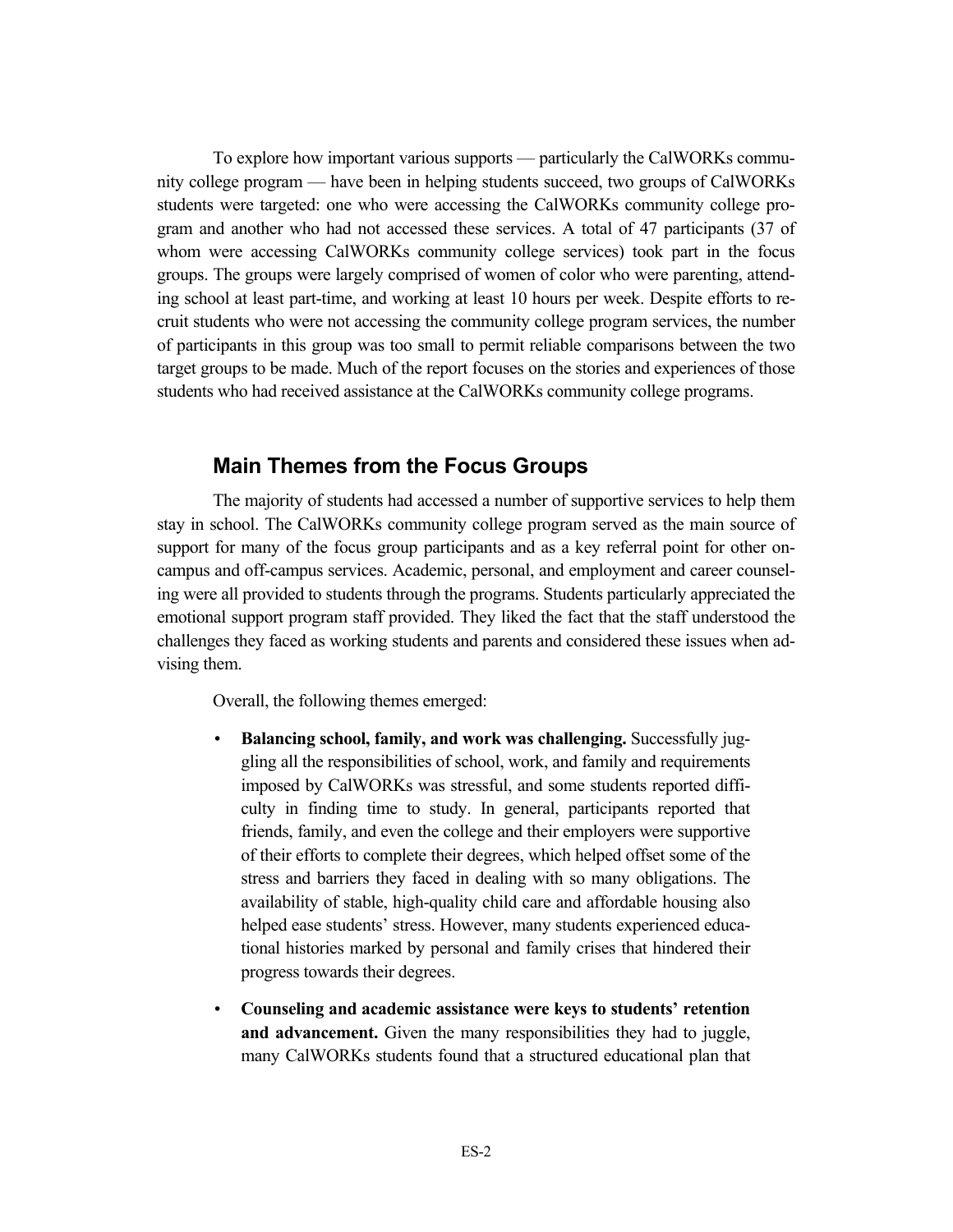To explore how important various supports — particularly the CalWORKs community college program — have been in helping students succeed, two groups of CalWORKs students were targeted: one who were accessing the CalWORKs community college program and another who had not accessed these services. A total of 47 participants (37 of whom were accessing CalWORKs community college services) took part in the focus groups. The groups were largely comprised of women of color who were parenting, attending school at least part-time, and working at least 10 hours per week. Despite efforts to recruit students who were not accessing the community college program services, the number of participants in this group was too small to permit reliable comparisons between the two target groups to be made. Much of the report focuses on the stories and experiences of those students who had received assistance at the CalWORKs community college programs.

## Main Themes from the Focus Groups

The majority of students had accessed a number of supportive services to help them stay in school. The CalWORKs community college program served as the main source of support for many of the focus group participants and as a key referral point for other on-campus and off-campus services. Academic, personal, and employment and career counseling were all provided to students through the programs. Students particularly appreciated the emotional support program staff provided. They liked the fact that the staff understood the challenges they faced as working students and parents and considered these issues when advising them.

Overall, the following themes emerged:

- **Balancing school, family, and work was challenging.** Successfully juggling all the responsibilities of school, work, and family and requirements imposed by CalWORKs was stressful, and some students reported difficulty in finding time to study. In general, participants reported that friends, family, and even the college and their employers were supportive of their efforts to complete their degrees, which helped offset some of the stress and barriers they faced in dealing with so many obligations. The availability of stable, high-quality child care and affordable housing also helped ease students' stress. However, many students experienced educational histories marked by personal and family crises that hindered their progress towards their degrees.
- **Counseling and academic assistance were keys to students' retention and advancement.** Given the many responsibilities they had to juggle, many CalWORKs students found that a structured educational plan that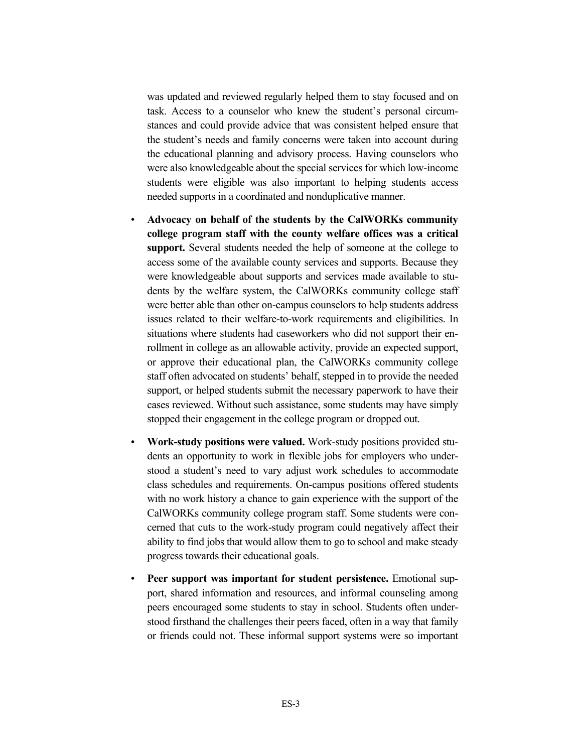was updated and reviewed regularly helped them to stay focused and on task. Access to a counselor who knew the student's personal circumstances and could provide advice that was consistent helped ensure that the student's needs and family concerns were taken into account during the educational planning and advisory process. Having counselors who were also knowledgeable about the special services for which low-income students were eligible was also important to helping students access needed supports in a coordinated and nonduplicative manner.

- **Advocacy on behalf of the students by the CalWORKs community college program staff with the county welfare offices was a critical support.** Several students needed the help of someone at the college to access some of the available county services and supports. Because they were knowledgeable about supports and services made available to students by the welfare system, the CalWORKs community college staff were better able than other on-campus counselors to help students address issues related to their welfare-to-work requirements and eligibilities. In situations where students had caseworkers who did not support their enrollment in college as an allowable activity, provide an expected support, or approve their educational plan, the CalWORKs community college staff often advocated on students' behalf, stepped in to provide the needed support, or helped students submit the necessary paperwork to have their cases reviewed. Without such assistance, some students may have simply stopped their engagement in the college program or dropped out.

- **Work-study positions were valued.** Work-study positions provided students an opportunity to work in flexible jobs for employers who understood a student's need to vary adjust work schedules to accommodate class schedules and requirements. On-campus positions offered students with no work history a chance to gain experience with the support of the CalWORKs community college program staff. Some students were concerned that cuts to the work-study program could negatively affect their ability to find jobs that would allow them to go to school and make steady progress towards their educational goals.

- **Peer support was important for student persistence.** Emotional support, shared information and resources, and informal counseling among peers encouraged some students to stay in school. Students often understood firsthand the challenges their peers faced, often in a way that family or friends could not. These informal support systems were so important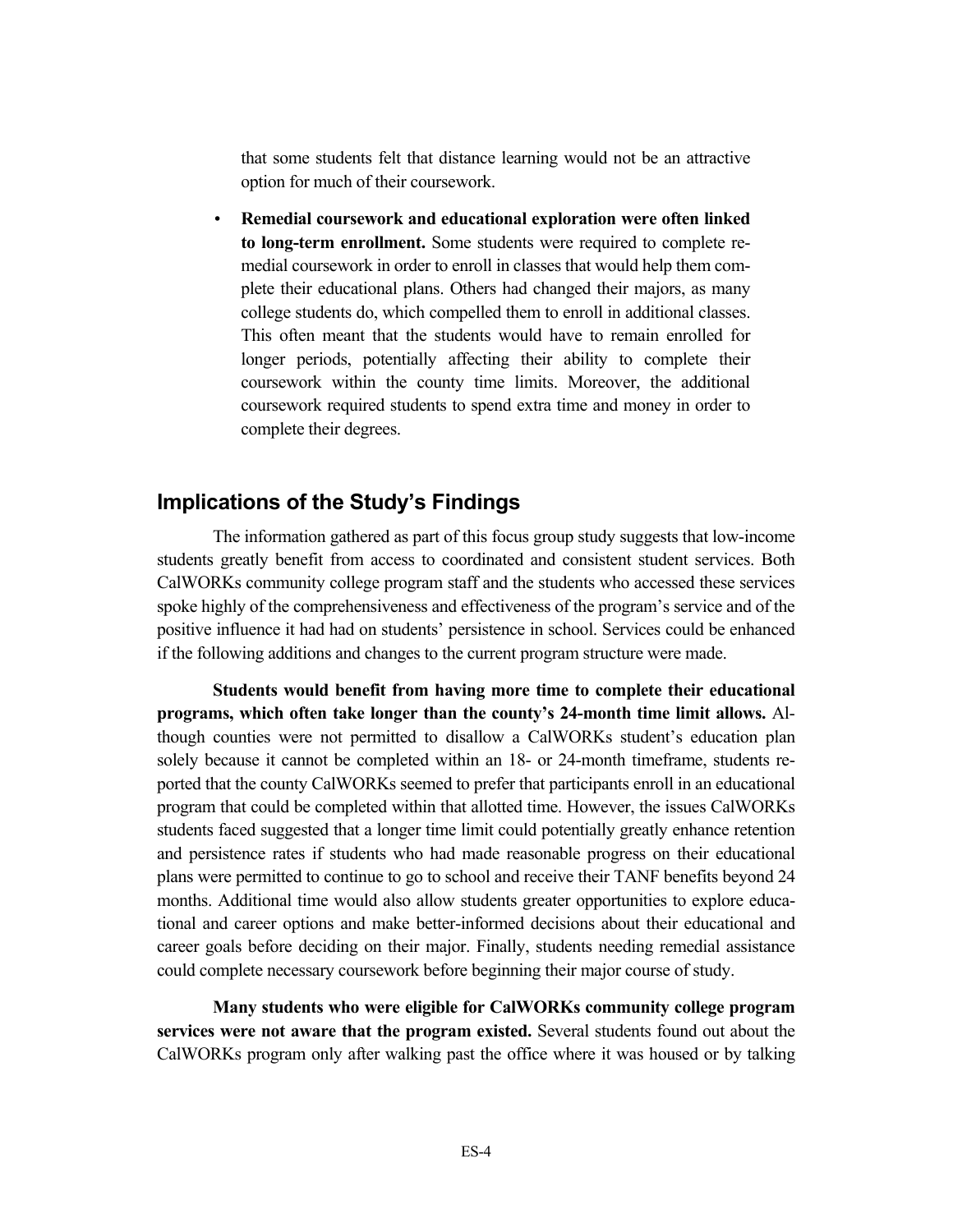that some students felt that distance learning would not be an attractive option for much of their coursework.

- **Remedial coursework and educational exploration were often linked to long-term enrollment.** Some students were required to complete remedial coursework in order to enroll in classes that would help them complete their educational plans. Others had changed their majors, as many college students do, which compelled them to enroll in additional classes. This often meant that the students would have to remain enrolled for longer periods, potentially affecting their ability to complete their coursework within the county time limits. Moreover, the additional coursework required students to spend extra time and money in order to complete their degrees.

## Implications of the Study's Findings

The information gathered as part of this focus group study suggests that low-income students greatly benefit from access to coordinated and consistent student services. Both CalWORKs community college program staff and the students who accessed these services spoke highly of the comprehensiveness and effectiveness of the program's service and of the positive influence it had had on students' persistence in school. Services could be enhanced if the following additions and changes to the current program structure were made.

**Students would benefit from having more time to complete their educational programs, which often take longer than the county's 24-month time limit allows.** Although counties were not permitted to disallow a CalWORKs student's education plan solely because it cannot be completed within an 18- or 24-month timeframe, students reported that the county CalWORKs seemed to prefer that participants enroll in an educational program that could be completed within that allotted time. However, the issues CalWORKs students faced suggested that a longer time limit could potentially greatly enhance retention and persistence rates if students who had made reasonable progress on their educational plans were permitted to continue to go to school and receive their TANF benefits beyond 24 months. Additional time would also allow students greater opportunities to explore educational and career options and make better-informed decisions about their educational and career goals before deciding on their major. Finally, students needing remedial assistance could complete necessary coursework before beginning their major course of study.

**Many students who were eligible for CalWORKs community college program services were not aware that the program existed.** Several students found out about the CalWORKs program only after walking past the office where it was housed or by talking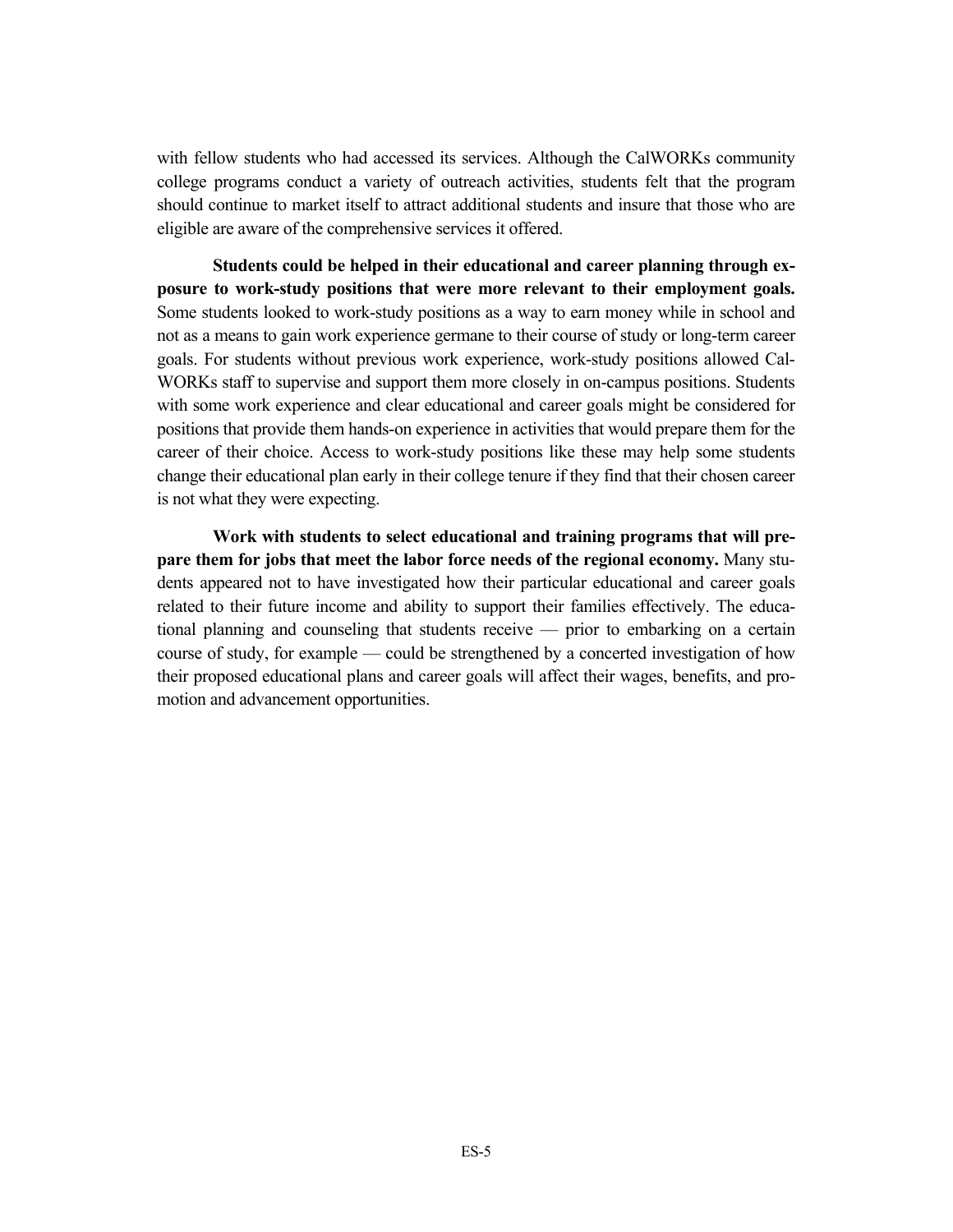with fellow students who had accessed its services. Although the CalWORKs community college programs conduct a variety of outreach activities, students felt that the program should continue to market itself to attract additional students and insure that those who are eligible are aware of the comprehensive services it offered.

**Students could be helped in their educational and career planning through exposure to work-study positions that were more relevant to their employment goals.** Some students looked to work-study positions as a way to earn money while in school and not as a means to gain work experience germane to their course of study or long-term career goals. For students without previous work experience, work-study positions allowed CalWORKs staff to supervise and support them more closely in on-campus positions. Students with some work experience and clear educational and career goals might be considered for positions that provide them hands-on experience in activities that would prepare them for the career of their choice. Access to work-study positions like these may help some students change their educational plan early in their college tenure if they find that their chosen career is not what they were expecting.

**Work with students to select educational and training programs that will prepare them for jobs that meet the labor force needs of the regional economy.** Many students appeared not to have investigated how their particular educational and career goals related to their future income and ability to support their families effectively. The educational planning and counseling that students receive — prior to embarking on a certain course of study, for example — could be strengthened by a concerted investigation of how their proposed educational plans and career goals will affect their wages, benefits, and promotion and advancement opportunities.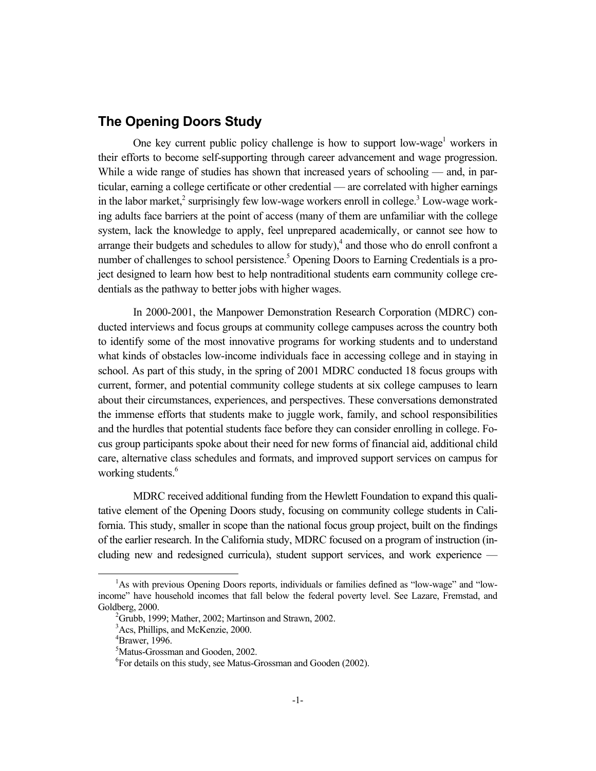## The Opening Doors Study

One key current public policy challenge is how to support low-wage[1] workers in their efforts to become self-supporting through career advancement and wage progression. While a wide range of studies has shown that increased years of schooling — and, in particular, earning a college certificate or other credential — are correlated with higher earnings in the labor market,[2] surprisingly few low-wage workers enroll in college.[3] Low-wage working adults face barriers at the point of access (many of them are unfamiliar with the college system, lack the knowledge to apply, feel unprepared academically, or cannot see how to arrange their budgets and schedules to allow for study),[4] and those who do enroll confront a number of challenges to school persistence.[5] Opening Doors to Earning Credentials is a project designed to learn how best to help nontraditional students earn community college credentials as the pathway to better jobs with higher wages.

In 2000-2001, the Manpower Demonstration Research Corporation (MDRC) conducted interviews and focus groups at community college campuses across the country both to identify some of the most innovative programs for working students and to understand what kinds of obstacles low-income individuals face in accessing college and in staying in school. As part of this study, in the spring of 2001 MDRC conducted 18 focus groups with current, former, and potential community college students at six college campuses to learn about their circumstances, experiences, and perspectives. These conversations demonstrated the immense efforts that students make to juggle work, family, and school responsibilities and the hurdles that potential students face before they can consider enrolling in college. Focus group participants spoke about their need for new forms of financial aid, additional child care, alternative class schedules and formats, and improved support services on campus for working students.[6]

MDRC received additional funding from the Hewlett Foundation to expand this qualitative element of the Opening Doors study, focusing on community college students in California. This study, smaller in scope than the national focus group project, built on the findings of the earlier research. In the California study, MDRC focused on a program of instruction (including new and redesigned curricula), student support services, and work experience —

[1]As with previous Opening Doors reports, individuals or families defined as "low-wage" and "low-income" have household incomes that fall below the federal poverty level. See Lazare, Fremstad, and Goldberg, 2000.

[2]Grubb, 1999; Mather, 2002; Martinson and Strawn, 2002.

[3]Acs, Phillips, and McKenzie, 2000.

[4]Brawer, 1996.

[5]Matus-Grossman and Gooden, 2002.

[6]For details on this study, see Matus-Grossman and Gooden (2002).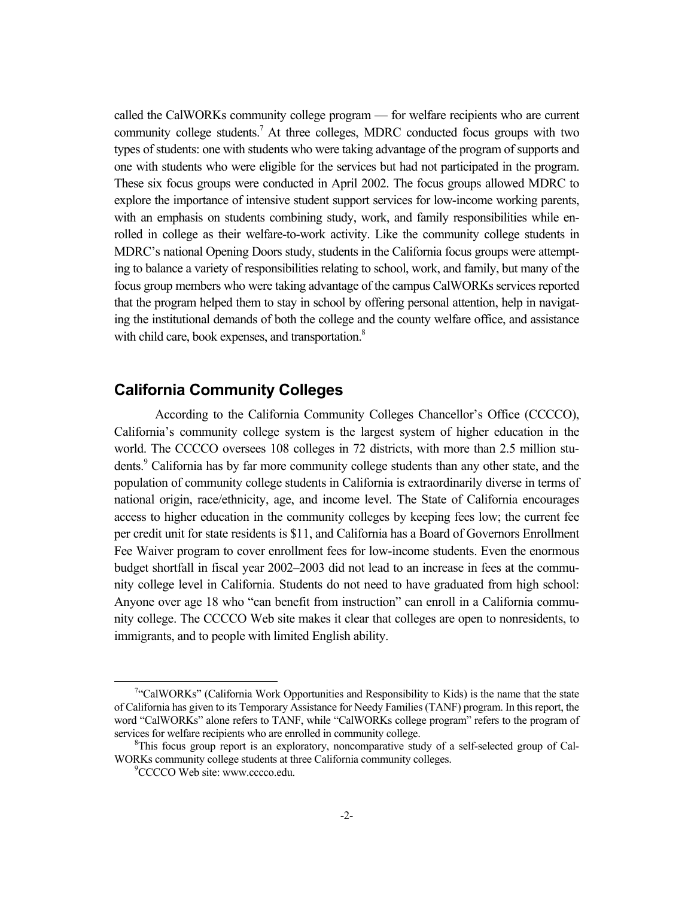called the CalWORKs community college program — for welfare recipients who are current community college students.[7] At three colleges, MDRC conducted focus groups with two types of students: one with students who were taking advantage of the program of supports and one with students who were eligible for the services but had not participated in the program. These six focus groups were conducted in April 2002. The focus groups allowed MDRC to explore the importance of intensive student support services for low-income working parents, with an emphasis on students combining study, work, and family responsibilities while enrolled in college as their welfare-to-work activity. Like the community college students in MDRC's national Opening Doors study, students in the California focus groups were attempting to balance a variety of responsibilities relating to school, work, and family, but many of the focus group members who were taking advantage of the campus CalWORKs services reported that the program helped them to stay in school by offering personal attention, help in navigating the institutional demands of both the college and the county welfare office, and assistance with child care, book expenses, and transportation.[8]

## California Community Colleges

According to the California Community Colleges Chancellor's Office (CCCCO), California's community college system is the largest system of higher education in the world. The CCCCO oversees 108 colleges in 72 districts, with more than 2.5 million students.[9] California has by far more community college students than any other state, and the population of community college students in California is extraordinarily diverse in terms of national origin, race/ethnicity, age, and income level. The State of California encourages access to higher education in the community colleges by keeping fees low; the current fee per credit unit for state residents is $11, and California has a Board of Governors Enrollment Fee Waiver program to cover enrollment fees for low-income students. Even the enormous budget shortfall in fiscal year 2002–2003 did not lead to an increase in fees at the community college level in California. Students do not need to have graduated from high school: Anyone over age 18 who "can benefit from instruction" can enroll in a California community college. The CCCCO Web site makes it clear that colleges are open to nonresidents, to immigrants, and to people with limited English ability.

---

[7]"CalWORKs" (California Work Opportunities and Responsibility to Kids) is the name that the state of California has given to its Temporary Assistance for Needy Families (TANF) program. In this report, the word "CalWORKs" alone refers to TANF, while "CalWORKs college program" refers to the program of services for welfare recipients who are enrolled in community college.

[8]This focus group report is an exploratory, noncomparative study of a self-selected group of CalWORKs community college students at three California community colleges.

[9]CCCCO Web site: www.cccco.edu.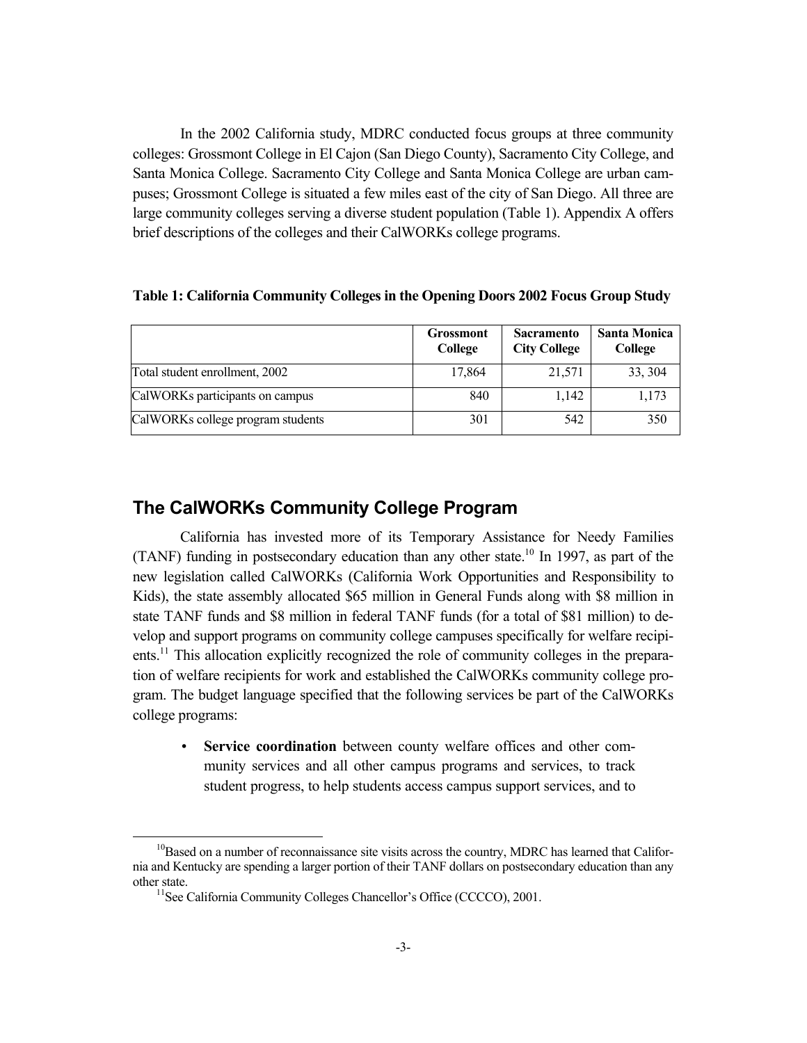In the 2002 California study, MDRC conducted focus groups at three community colleges: Grossmont College in El Cajon (San Diego County), Sacramento City College, and Santa Monica College. Sacramento City College and Santa Monica College are urban campuses; Grossmont College is situated a few miles east of the city of San Diego. All three are large community colleges serving a diverse student population (Table 1). Appendix A offers brief descriptions of the colleges and their CalWORKs college programs.

**Table 1: California Community Colleges in the Opening Doors 2002 Focus Group Study**

| | Grossmont College | Sacramento City College | Santa Monica College |
|---|---|---|---|
| Total student enrollment, 2002 | 17,864 | 21,571 | 33, 304 |
| CalWORKs participants on campus | 840 | 1,142 | 1,173 |
| CalWORKs college program students | 301 | 542 | 350 |

## The CalWORKs Community College Program

California has invested more of its Temporary Assistance for Needy Families (TANF) funding in postsecondary education than any other state.[10] In 1997, as part of the new legislation called CalWORKs (California Work Opportunities and Responsibility to Kids), the state assembly allocated $65 million in General Funds along with $8 million in state TANF funds and $8 million in federal TANF funds (for a total of $81 million) to develop and support programs on community college campuses specifically for welfare recipients.[11] This allocation explicitly recognized the role of community colleges in the preparation of welfare recipients for work and established the CalWORKs community college program. The budget language specified that the following services be part of the CalWORKs college programs:

- **Service coordination** between county welfare offices and other community services and all other campus programs and services, to track student progress, to help students access campus support services, and to

[10]Based on a number of reconnaissance site visits across the country, MDRC has learned that California and Kentucky are spending a larger portion of their TANF dollars on postsecondary education than any other state.

[11]See California Community Colleges Chancellor's Office (CCCCO), 2001.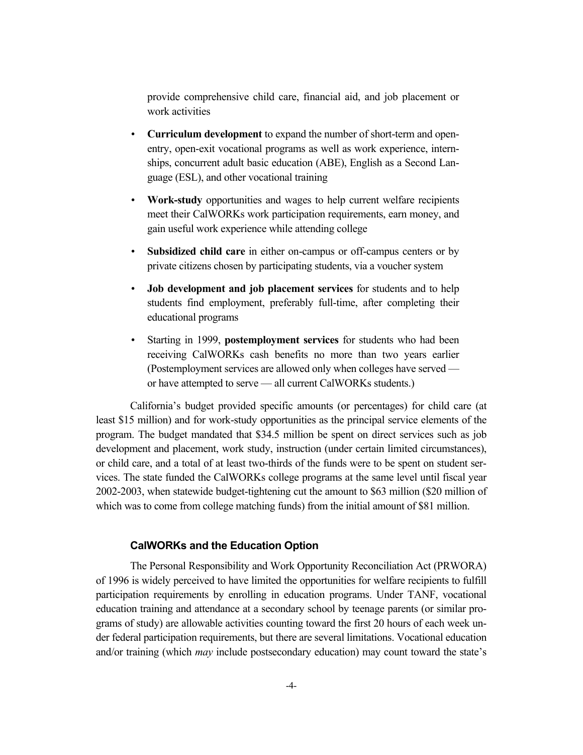provide comprehensive child care, financial aid, and job placement or work activities

- **Curriculum development** to expand the number of short-term and open-entry, open-exit vocational programs as well as work experience, internships, concurrent adult basic education (ABE), English as a Second Language (ESL), and other vocational training

- **Work-study** opportunities and wages to help current welfare recipients meet their CalWORKs work participation requirements, earn money, and gain useful work experience while attending college

- **Subsidized child care** in either on-campus or off-campus centers or by private citizens chosen by participating students, via a voucher system

- **Job development and job placement services** for students and to help students find employment, preferably full-time, after completing their educational programs

- Starting in 1999, **postemployment services** for students who had been receiving CalWORKs cash benefits no more than two years earlier (Postemployment services are allowed only when colleges have served — or have attempted to serve — all current CalWORKs students.)

California's budget provided specific amounts (or percentages) for child care (at least $15 million) and for work-study opportunities as the principal service elements of the program. The budget mandated that $34.5 million be spent on direct services such as job development and placement, work study, instruction (under certain limited circumstances), or child care, and a total of at least two-thirds of the funds were to be spent on student services. The state funded the CalWORKs college programs at the same level until fiscal year 2002-2003, when statewide budget-tightening cut the amount to $63 million ($20 million of which was to come from college matching funds) from the initial amount of $81 million.

### CalWORKs and the Education Option

The Personal Responsibility and Work Opportunity Reconciliation Act (PRWORA) of 1996 is widely perceived to have limited the opportunities for welfare recipients to fulfill participation requirements by enrolling in education programs. Under TANF, vocational education training and attendance at a secondary school by teenage parents (or similar programs of study) are allowable activities counting toward the first 20 hours of each week under federal participation requirements, but there are several limitations. Vocational education and/or training (which *may* include postsecondary education) may count toward the state's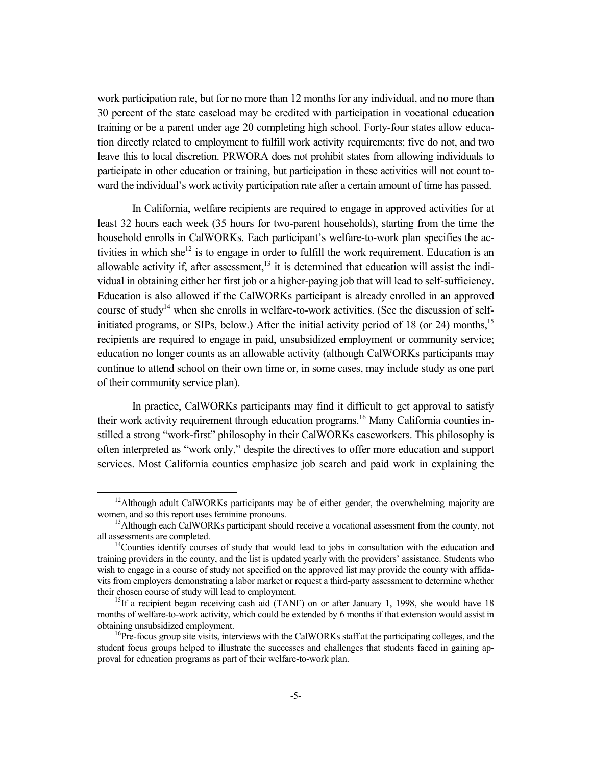work participation rate, but for no more than 12 months for any individual, and no more than 30 percent of the state caseload may be credited with participation in vocational education training or be a parent under age 20 completing high school. Forty-four states allow education directly related to employment to fulfill work activity requirements; five do not, and two leave this to local discretion. PRWORA does not prohibit states from allowing individuals to participate in other education or training, but participation in these activities will not count toward the individual's work activity participation rate after a certain amount of time has passed.

In California, welfare recipients are required to engage in approved activities for at least 32 hours each week (35 hours for two-parent households), starting from the time the household enrolls in CalWORKs. Each participant's welfare-to-work plan specifies the activities in which she[12] is to engage in order to fulfill the work requirement. Education is an allowable activity if, after assessment,[13] it is determined that education will assist the individual in obtaining either her first job or a higher-paying job that will lead to self-sufficiency. Education is also allowed if the CalWORKs participant is already enrolled in an approved course of study[14] when she enrolls in welfare-to-work activities. (See the discussion of self-initiated programs, or SIPs, below.) After the initial activity period of 18 (or 24) months,[15] recipients are required to engage in paid, unsubsidized employment or community service; education no longer counts as an allowable activity (although CalWORKs participants may continue to attend school on their own time or, in some cases, may include study as one part of their community service plan).

In practice, CalWORKs participants may find it difficult to get approval to satisfy their work activity requirement through education programs.[16] Many California counties instilled a strong "work-first" philosophy in their CalWORKs caseworkers. This philosophy is often interpreted as "work only," despite the directives to offer more education and support services. Most California counties emphasize job search and paid work in explaining the

---

[12] Although adult CalWORKs participants may be of either gender, the overwhelming majority are women, and so this report uses feminine pronouns.

[13] Although each CalWORKs participant should receive a vocational assessment from the county, not all assessments are completed.

[14] Counties identify courses of study that would lead to jobs in consultation with the education and training providers in the county, and the list is updated yearly with the providers' assistance. Students who wish to engage in a course of study not specified on the approved list may provide the county with affidavits from employers demonstrating a labor market or request a third-party assessment to determine whether their chosen course of study will lead to employment.

[15] If a recipient began receiving cash aid (TANF) on or after January 1, 1998, she would have 18 months of welfare-to-work activity, which could be extended by 6 months if that extension would assist in obtaining unsubsidized employment.

[16] Pre-focus group site visits, interviews with the CalWORKs staff at the participating colleges, and the student focus groups helped to illustrate the successes and challenges that students faced in gaining approval for education programs as part of their welfare-to-work plan.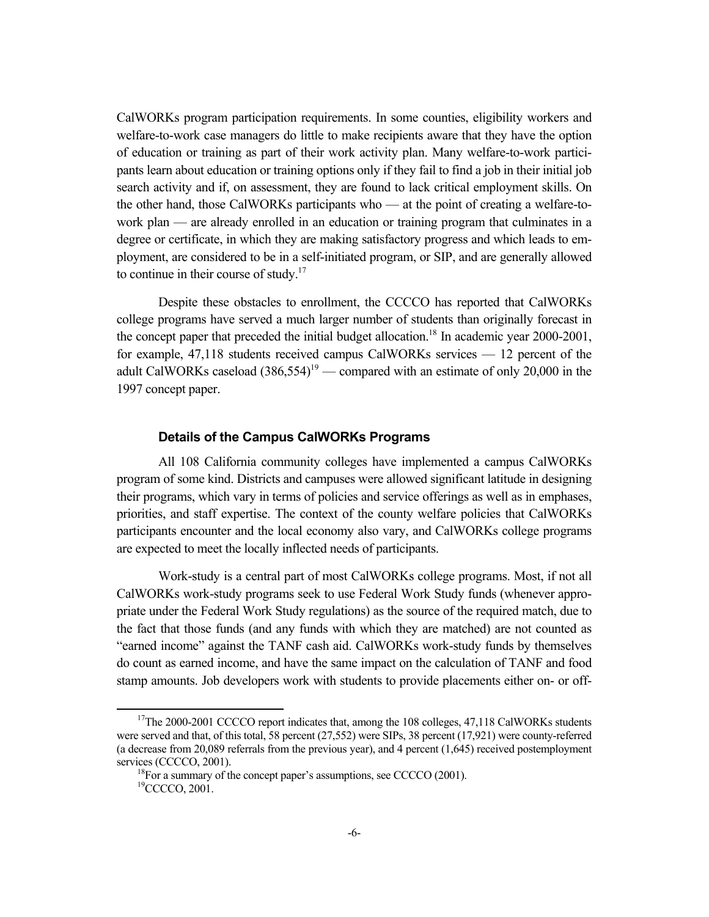CalWORKs program participation requirements. In some counties, eligibility workers and welfare-to-work case managers do little to make recipients aware that they have the option of education or training as part of their work activity plan. Many welfare-to-work participants learn about education or training options only if they fail to find a job in their initial job search activity and if, on assessment, they are found to lack critical employment skills. On the other hand, those CalWORKs participants who — at the point of creating a welfare-to-work plan — are already enrolled in an education or training program that culminates in a degree or certificate, in which they are making satisfactory progress and which leads to employment, are considered to be in a self-initiated program, or SIP, and are generally allowed to continue in their course of study.[17]

Despite these obstacles to enrollment, the CCCCO has reported that CalWORKs college programs have served a much larger number of students than originally forecast in the concept paper that preceded the initial budget allocation.[18] In academic year 2000-2001, for example, 47,118 students received campus CalWORKs services — 12 percent of the adult CalWORKs caseload (386,554)[19] — compared with an estimate of only 20,000 in the 1997 concept paper.

### Details of the Campus CalWORKs Programs

All 108 California community colleges have implemented a campus CalWORKs program of some kind. Districts and campuses were allowed significant latitude in designing their programs, which vary in terms of policies and service offerings as well as in emphases, priorities, and staff expertise. The context of the county welfare policies that CalWORKs participants encounter and the local economy also vary, and CalWORKs college programs are expected to meet the locally inflected needs of participants.

Work-study is a central part of most CalWORKs college programs. Most, if not all CalWORKs work-study programs seek to use Federal Work Study funds (whenever appropriate under the Federal Work Study regulations) as the source of the required match, due to the fact that those funds (and any funds with which they are matched) are not counted as "earned income" against the TANF cash aid. CalWORKs work-study funds by themselves do count as earned income, and have the same impact on the calculation of TANF and food stamp amounts. Job developers work with students to provide placements either on- or off-

---

[17] The 2000-2001 CCCCO report indicates that, among the 108 colleges, 47,118 CalWORKs students were served and that, of this total, 58 percent (27,552) were SIPs, 38 percent (17,921) were county-referred (a decrease from 20,089 referrals from the previous year), and 4 percent (1,645) received postemployment services (CCCCO, 2001).

[18] For a summary of the concept paper's assumptions, see CCCCO (2001).

[19] CCCCO, 2001.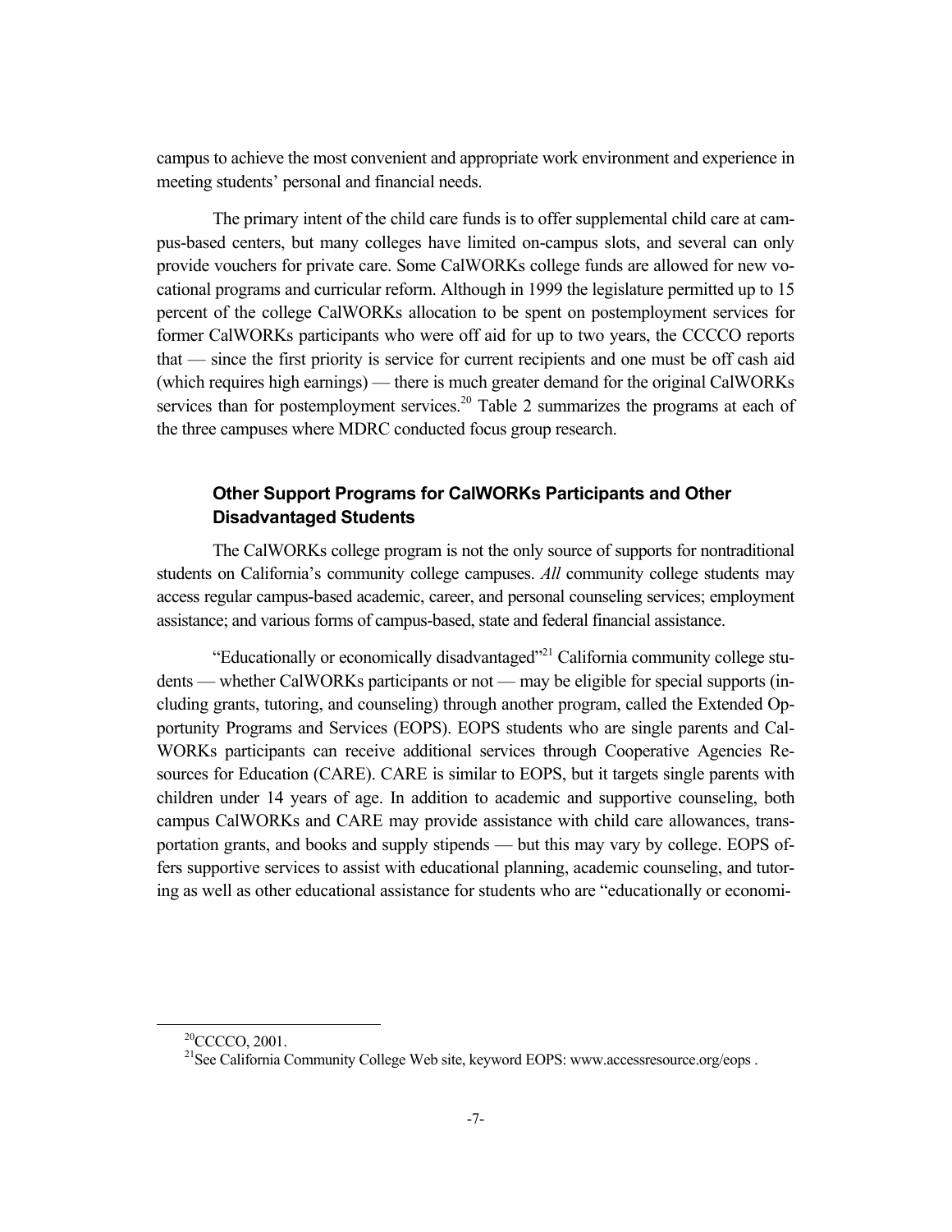campus to achieve the most convenient and appropriate work environment and experience in meeting students' personal and financial needs.

The primary intent of the child care funds is to offer supplemental child care at campus-based centers, but many colleges have limited on-campus slots, and several can only provide vouchers for private care. Some CalWORKs college funds are allowed for new vocational programs and curricular reform. Although in 1999 the legislature permitted up to 15 percent of the college CalWORKs allocation to be spent on postemployment services for former CalWORKs participants who were off aid for up to two years, the CCCCO reports that — since the first priority is service for current recipients and one must be off cash aid (which requires high earnings) — there is much greater demand for the original CalWORKs services than for postemployment services.[20] Table 2 summarizes the programs at each of the three campuses where MDRC conducted focus group research.

### Other Support Programs for CalWORKs Participants and Other Disadvantaged Students

The CalWORKs college program is not the only source of supports for nontraditional students on California's community college campuses. *All* community college students may access regular campus-based academic, career, and personal counseling services; employment assistance; and various forms of campus-based, state and federal financial assistance.

"Educationally or economically disadvantaged"[21] California community college students — whether CalWORKs participants or not — may be eligible for special supports (including grants, tutoring, and counseling) through another program, called the Extended Opportunity Programs and Services (EOPS). EOPS students who are single parents and CalWORKs participants can receive additional services through Cooperative Agencies Resources for Education (CARE). CARE is similar to EOPS, but it targets single parents with children under 14 years of age. In addition to academic and supportive counseling, both campus CalWORKs and CARE may provide assistance with child care allowances, transportation grants, and books and supply stipends — but this may vary by college. EOPS offers supportive services to assist with educational planning, academic counseling, and tutoring as well as other educational assistance for students who are "educationally or economi-

---

[20]CCCCO, 2001.

[21]See California Community College Web site, keyword EOPS: www.accessresource.org/eops .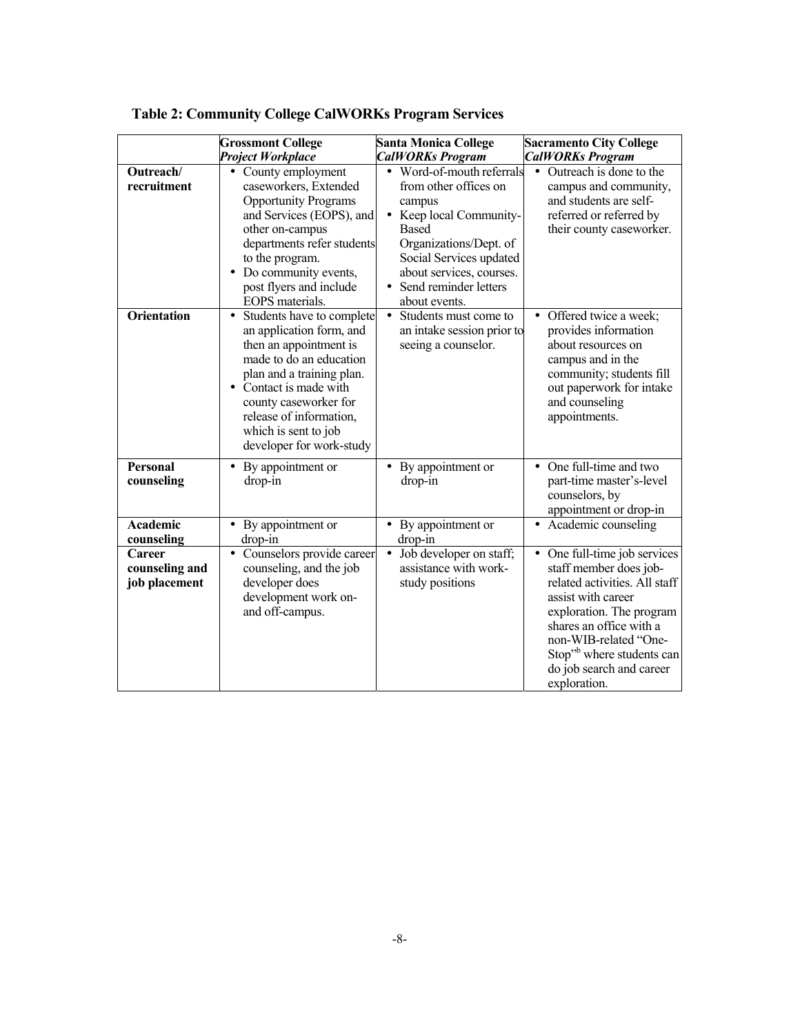**Table 2: Community College CalWORKs Program Services**

| | **Grossmont College** ***Project Workplace*** | **Santa Monica College** ***CalWORKs Program*** | **Sacramento City College** ***CalWORKs Program*** |
|---|---|---|---|
| **Outreach/ recruitment** | • County employment caseworkers, Extended Opportunity Programs and Services (EOPS), and other on-campus departments refer students to the program. • Do community events, post flyers and include EOPS materials. | • Word-of-mouth referrals from other offices on campus • Keep local Community-Based Organizations/Dept. of Social Services updated about services, courses. • Send reminder letters about events. | • Outreach is done to the campus and community, and students are self-referred or referred by their county caseworker. |
| **Orientation** | • Students have to complete an application form, and then an appointment is made to do an education plan and a training plan. • Contact is made with county caseworker for release of information, which is sent to job developer for work-study | • Students must come to an intake session prior to seeing a counselor. | • Offered twice a week; provides information about resources on campus and in the community; students fill out paperwork for intake and counseling appointments. |
| **Personal counseling** | • By appointment or drop-in | • By appointment or drop-in | • One full-time and two part-time master's-level counselors, by appointment or drop-in |
| **Academic counseling** | • By appointment or drop-in | • By appointment or drop-in | • Academic counseling |
| **Career counseling and job placement** | • Counselors provide career counseling, and the job developer does development work on- and off-campus. | • Job developer on staff; assistance with work-study positions | • One full-time job services staff member does job-related activities. All staff assist with career exploration. The program shares an office with a non-WIB-related "One-Stop"[b] where students can do job search and career exploration. |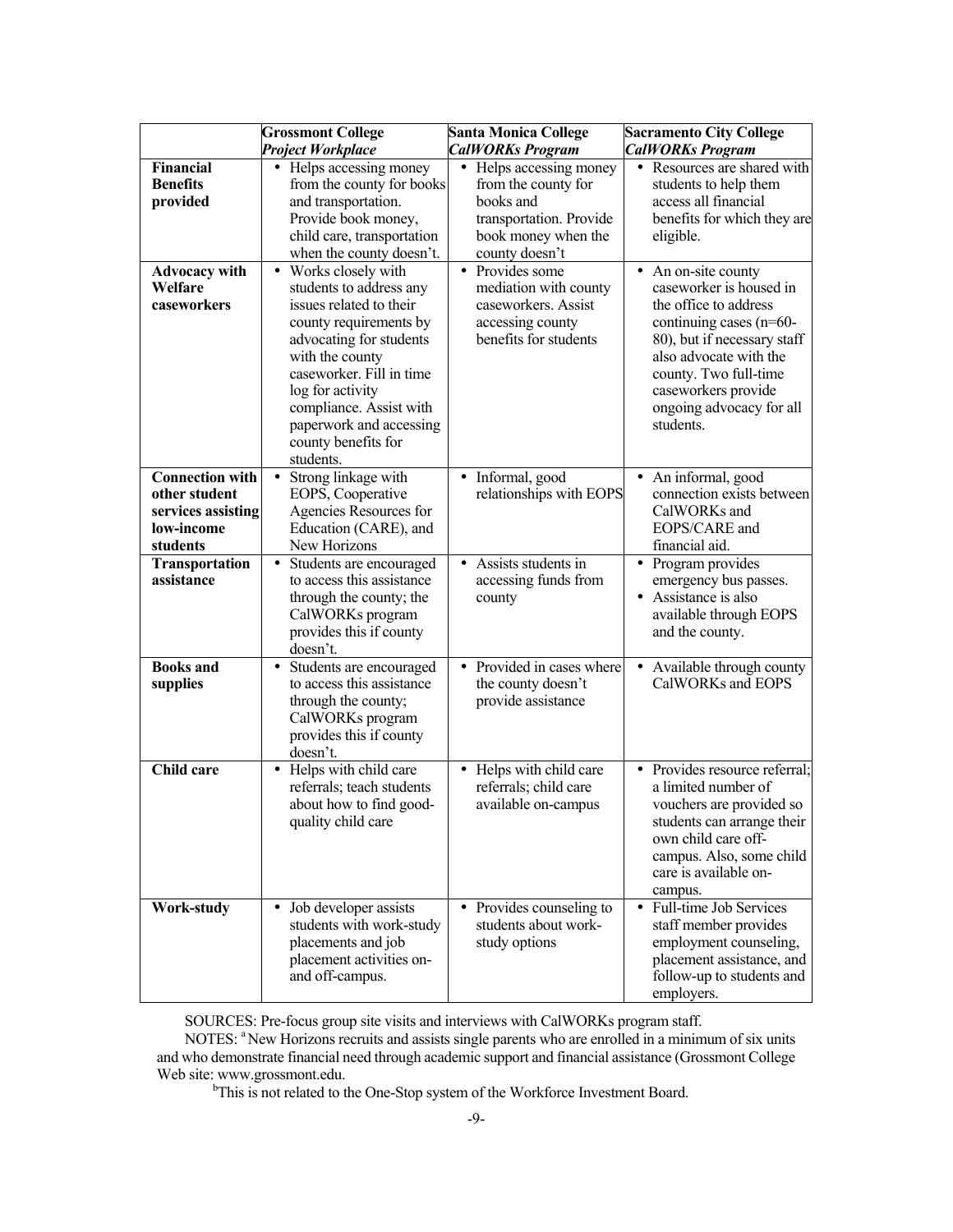| | **Grossmont College** *Project Workplace* | **Santa Monica College** *CalWORKs Program* | **Sacramento City College** *CalWORKs Program* |
|---|---|---|---|
| **Financial Benefits provided** | • Helps accessing money from the county for books and transportation. Provide book money, child care, transportation when the county doesn't. | • Helps accessing money from the county for books and transportation. Provide book money when the county doesn't | • Resources are shared with students to help them access all financial benefits for which they are eligible. |
| **Advocacy with Welfare caseworkers** | • Works closely with students to address any issues related to their county requirements by advocating for students with the county caseworker. Fill in time log for activity compliance. Assist with paperwork and accessing county benefits for students. | • Provides some mediation with county caseworkers. Assist accessing county benefits for students | • An on-site county caseworker is housed in the office to address continuing cases (n=60-80), but if necessary staff also advocate with the county. Two full-time caseworkers provide ongoing advocacy for all students. |
| **Connection with other student services assisting low-income students** | • Strong linkage with EOPS, Cooperative Agencies Resources for Education (CARE), and New Horizons | • Informal, good relationships with EOPS | • An informal, good connection exists between CalWORKs and EOPS/CARE and financial aid. |
| **Transportation assistance** | • Students are encouraged to access this assistance through the county; the CalWORKs program provides this if county doesn't. | • Assists students in accessing funds from county | • Program provides emergency bus passes. • Assistance is also available through EOPS and the county. |
| **Books and supplies** | • Students are encouraged to access this assistance through the county; CalWORKs program provides this if county doesn't. | • Provided in cases where the county doesn't provide assistance | • Available through county CalWORKs and EOPS |
| **Child care** | • Helps with child care referrals; teach students about how to find good-quality child care | • Helps with child care referrals; child care available on-campus | • Provides resource referral; a limited number of vouchers are provided so students can arrange their own child care off-campus. Also, some child care is available on-campus. |
| **Work-study** | • Job developer assists students with work-study placements and job placement activities on- and off-campus. | • Provides counseling to students about work-study options | • Full-time Job Services staff member provides employment counseling, placement assistance, and follow-up to students and employers. |

SOURCES: Pre-focus group site visits and interviews with CalWORKs program staff.

NOTES: [a] New Horizons recruits and assists single parents who are enrolled in a minimum of six units and who demonstrate financial need through academic support and financial assistance (Grossmont College Web site: www.grossmont.edu.

[b] This is not related to the One-Stop system of the Workforce Investment Board.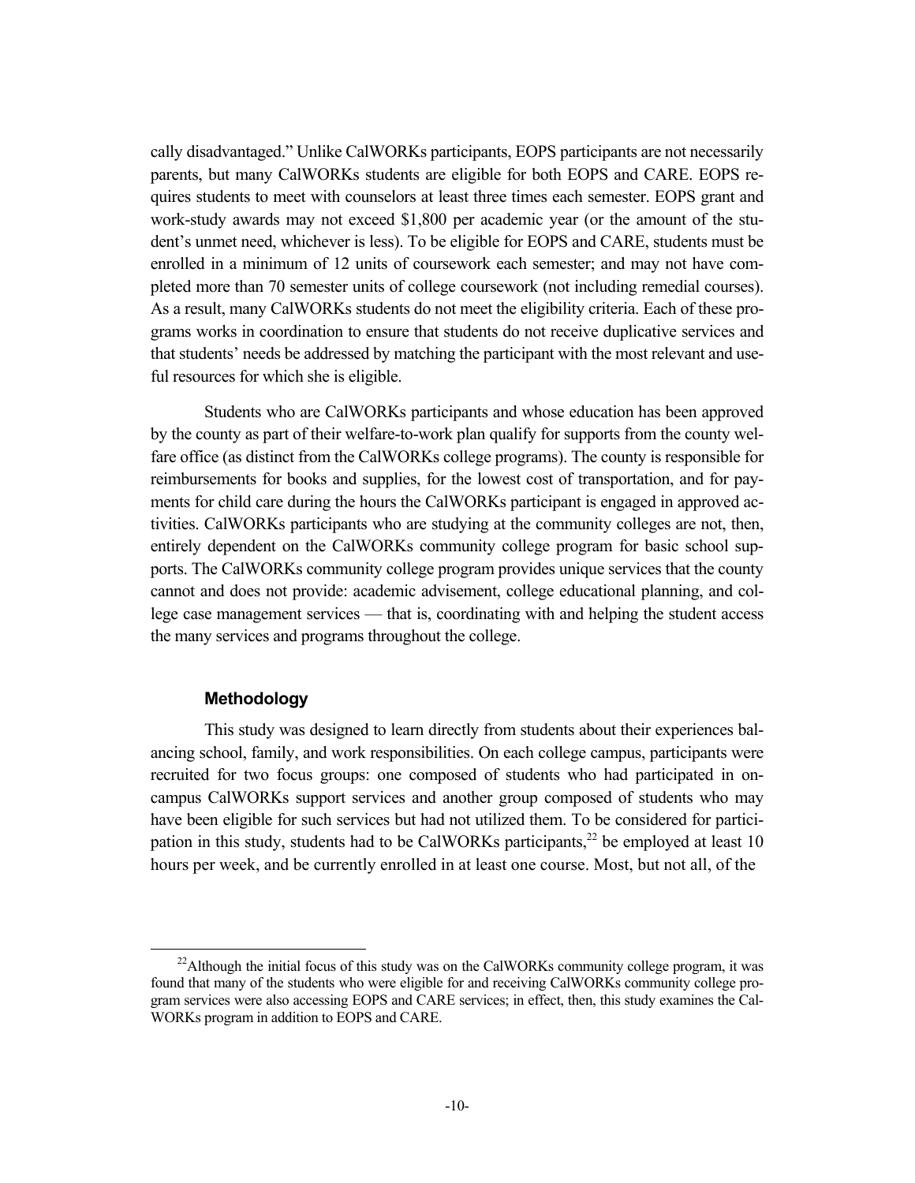cally disadvantaged." Unlike CalWORKs participants, EOPS participants are not necessarily parents, but many CalWORKs students are eligible for both EOPS and CARE. EOPS requires students to meet with counselors at least three times each semester. EOPS grant and work-study awards may not exceed $1,800 per academic year (or the amount of the student's unmet need, whichever is less). To be eligible for EOPS and CARE, students must be enrolled in a minimum of 12 units of coursework each semester; and may not have completed more than 70 semester units of college coursework (not including remedial courses). As a result, many CalWORKs students do not meet the eligibility criteria. Each of these programs works in coordination to ensure that students do not receive duplicative services and that students' needs be addressed by matching the participant with the most relevant and useful resources for which she is eligible.

Students who are CalWORKs participants and whose education has been approved by the county as part of their welfare-to-work plan qualify for supports from the county welfare office (as distinct from the CalWORKs college programs). The county is responsible for reimbursements for books and supplies, for the lowest cost of transportation, and for payments for child care during the hours the CalWORKs participant is engaged in approved activities. CalWORKs participants who are studying at the community colleges are not, then, entirely dependent on the CalWORKs community college program for basic school supports. The CalWORKs community college program provides unique services that the county cannot and does not provide: academic advisement, college educational planning, and college case management services — that is, coordinating with and helping the student access the many services and programs throughout the college.

### Methodology

This study was designed to learn directly from students about their experiences balancing school, family, and work responsibilities. On each college campus, participants were recruited for two focus groups: one composed of students who had participated in on-campus CalWORKs support services and another group composed of students who may have been eligible for such services but had not utilized them. To be considered for participation in this study, students had to be CalWORKs participants,[22] be employed at least 10 hours per week, and be currently enrolled in at least one course. Most, but not all, of the

---

[22] Although the initial focus of this study was on the CalWORKs community college program, it was found that many of the students who were eligible for and receiving CalWORKs community college program services were also accessing EOPS and CARE services; in effect, then, this study examines the CalWORKs program in addition to EOPS and CARE.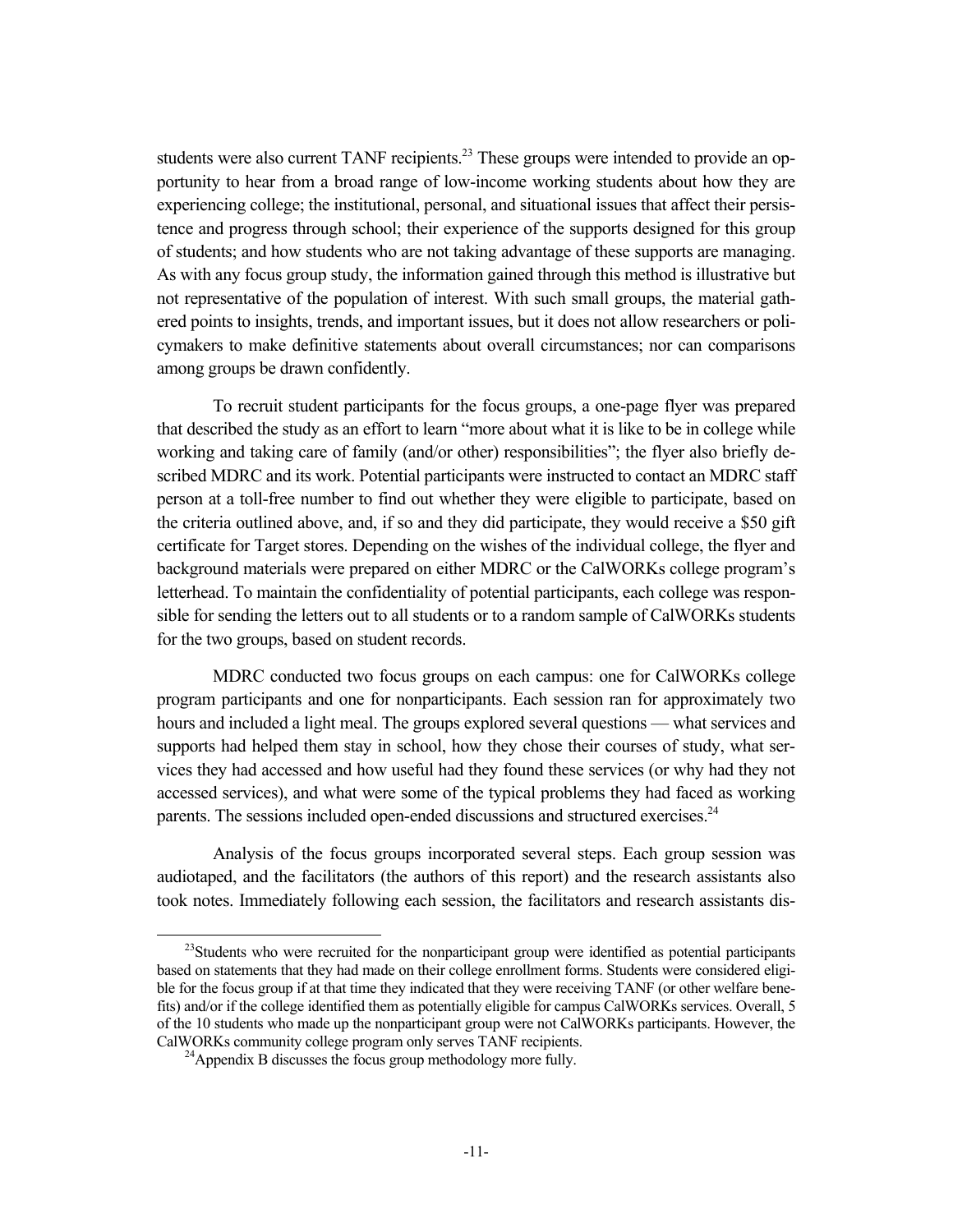students were also current TANF recipients.[23] These groups were intended to provide an opportunity to hear from a broad range of low-income working students about how they are experiencing college; the institutional, personal, and situational issues that affect their persistence and progress through school; their experience of the supports designed for this group of students; and how students who are not taking advantage of these supports are managing. As with any focus group study, the information gained through this method is illustrative but not representative of the population of interest. With such small groups, the material gathered points to insights, trends, and important issues, but it does not allow researchers or policymakers to make definitive statements about overall circumstances; nor can comparisons among groups be drawn confidently.

To recruit student participants for the focus groups, a one-page flyer was prepared that described the study as an effort to learn "more about what it is like to be in college while working and taking care of family (and/or other) responsibilities"; the flyer also briefly described MDRC and its work. Potential participants were instructed to contact an MDRC staff person at a toll-free number to find out whether they were eligible to participate, based on the criteria outlined above, and, if so and they did participate, they would receive a $50 gift certificate for Target stores. Depending on the wishes of the individual college, the flyer and background materials were prepared on either MDRC or the CalWORKs college program's letterhead. To maintain the confidentiality of potential participants, each college was responsible for sending the letters out to all students or to a random sample of CalWORKs students for the two groups, based on student records.

MDRC conducted two focus groups on each campus: one for CalWORKs college program participants and one for nonparticipants. Each session ran for approximately two hours and included a light meal. The groups explored several questions — what services and supports had helped them stay in school, how they chose their courses of study, what services they had accessed and how useful had they found these services (or why had they not accessed services), and what were some of the typical problems they had faced as working parents. The sessions included open-ended discussions and structured exercises.[24]

Analysis of the focus groups incorporated several steps. Each group session was audiotaped, and the facilitators (the authors of this report) and the research assistants also took notes. Immediately following each session, the facilitators and research assistants dis-

---

[23]Students who were recruited for the nonparticipant group were identified as potential participants based on statements that they had made on their college enrollment forms. Students were considered eligible for the focus group if at that time they indicated that they were receiving TANF (or other welfare benefits) and/or if the college identified them as potentially eligible for campus CalWORKs services. Overall, 5 of the 10 students who made up the nonparticipant group were not CalWORKs participants. However, the CalWORKs community college program only serves TANF recipients.

[24]Appendix B discusses the focus group methodology more fully.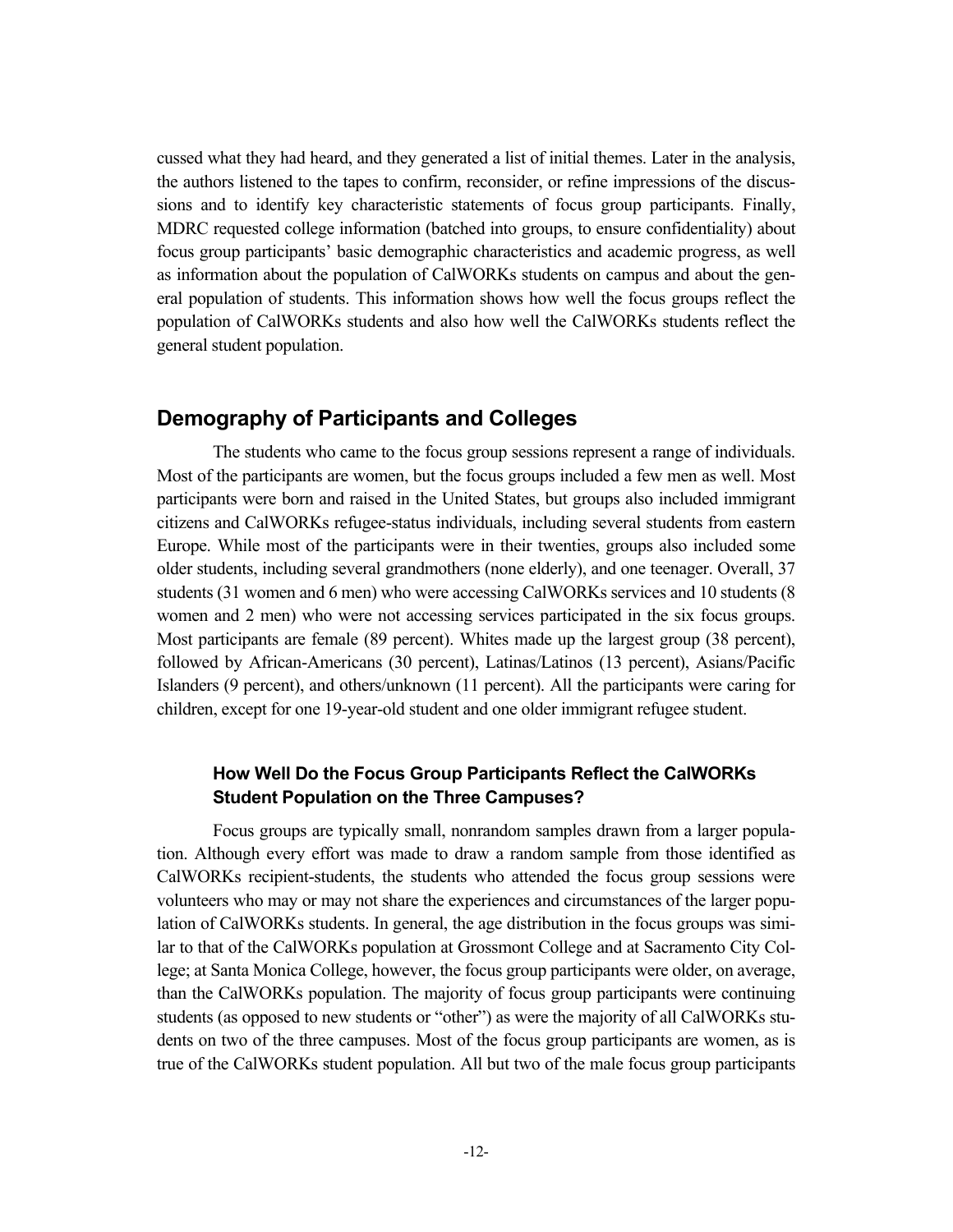cussed what they had heard, and they generated a list of initial themes. Later in the analysis, the authors listened to the tapes to confirm, reconsider, or refine impressions of the discussions and to identify key characteristic statements of focus group participants. Finally, MDRC requested college information (batched into groups, to ensure confidentiality) about focus group participants' basic demographic characteristics and academic progress, as well as information about the population of CalWORKs students on campus and about the general population of students. This information shows how well the focus groups reflect the population of CalWORKs students and also how well the CalWORKs students reflect the general student population.

## Demography of Participants and Colleges

The students who came to the focus group sessions represent a range of individuals. Most of the participants are women, but the focus groups included a few men as well. Most participants were born and raised in the United States, but groups also included immigrant citizens and CalWORKs refugee-status individuals, including several students from eastern Europe. While most of the participants were in their twenties, groups also included some older students, including several grandmothers (none elderly), and one teenager. Overall, 37 students (31 women and 6 men) who were accessing CalWORKs services and 10 students (8 women and 2 men) who were not accessing services participated in the six focus groups. Most participants are female (89 percent). Whites made up the largest group (38 percent), followed by African-Americans (30 percent), Latinas/Latinos (13 percent), Asians/Pacific Islanders (9 percent), and others/unknown (11 percent). All the participants were caring for children, except for one 19-year-old student and one older immigrant refugee student.

### How Well Do the Focus Group Participants Reflect the CalWORKs Student Population on the Three Campuses?

Focus groups are typically small, nonrandom samples drawn from a larger population. Although every effort was made to draw a random sample from those identified as CalWORKs recipient-students, the students who attended the focus group sessions were volunteers who may or may not share the experiences and circumstances of the larger population of CalWORKs students. In general, the age distribution in the focus groups was similar to that of the CalWORKs population at Grossmont College and at Sacramento City College; at Santa Monica College, however, the focus group participants were older, on average, than the CalWORKs population. The majority of focus group participants were continuing students (as opposed to new students or "other") as were the majority of all CalWORKs students on two of the three campuses. Most of the focus group participants are women, as is true of the CalWORKs student population. All but two of the male focus group participants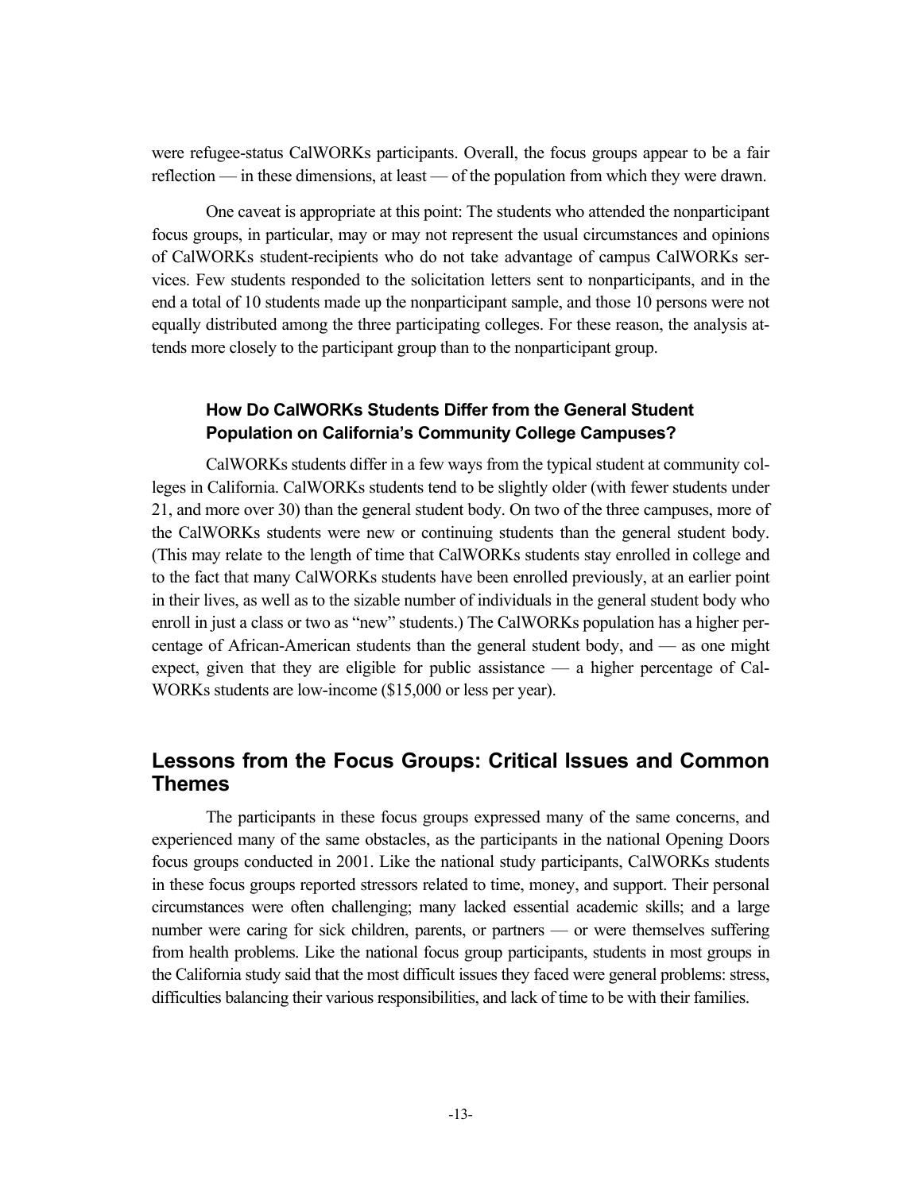were refugee-status CalWORKs participants. Overall, the focus groups appear to be a fair reflection — in these dimensions, at least — of the population from which they were drawn.

One caveat is appropriate at this point: The students who attended the nonparticipant focus groups, in particular, may or may not represent the usual circumstances and opinions of CalWORKs student-recipients who do not take advantage of campus CalWORKs services. Few students responded to the solicitation letters sent to nonparticipants, and in the end a total of 10 students made up the nonparticipant sample, and those 10 persons were not equally distributed among the three participating colleges. For these reason, the analysis attends more closely to the participant group than to the nonparticipant group.

### How Do CalWORKs Students Differ from the General Student Population on California's Community College Campuses?

CalWORKs students differ in a few ways from the typical student at community colleges in California. CalWORKs students tend to be slightly older (with fewer students under 21, and more over 30) than the general student body. On two of the three campuses, more of the CalWORKs students were new or continuing students than the general student body. (This may relate to the length of time that CalWORKs students stay enrolled in college and to the fact that many CalWORKs students have been enrolled previously, at an earlier point in their lives, as well as to the sizable number of individuals in the general student body who enroll in just a class or two as "new" students.) The CalWORKs population has a higher percentage of African-American students than the general student body, and — as one might expect, given that they are eligible for public assistance — a higher percentage of CalWORKs students are low-income ($15,000 or less per year).

## Lessons from the Focus Groups: Critical Issues and Common Themes

The participants in these focus groups expressed many of the same concerns, and experienced many of the same obstacles, as the participants in the national Opening Doors focus groups conducted in 2001. Like the national study participants, CalWORKs students in these focus groups reported stressors related to time, money, and support. Their personal circumstances were often challenging; many lacked essential academic skills; and a large number were caring for sick children, parents, or partners — or were themselves suffering from health problems. Like the national focus group participants, students in most groups in the California study said that the most difficult issues they faced were general problems: stress, difficulties balancing their various responsibilities, and lack of time to be with their families.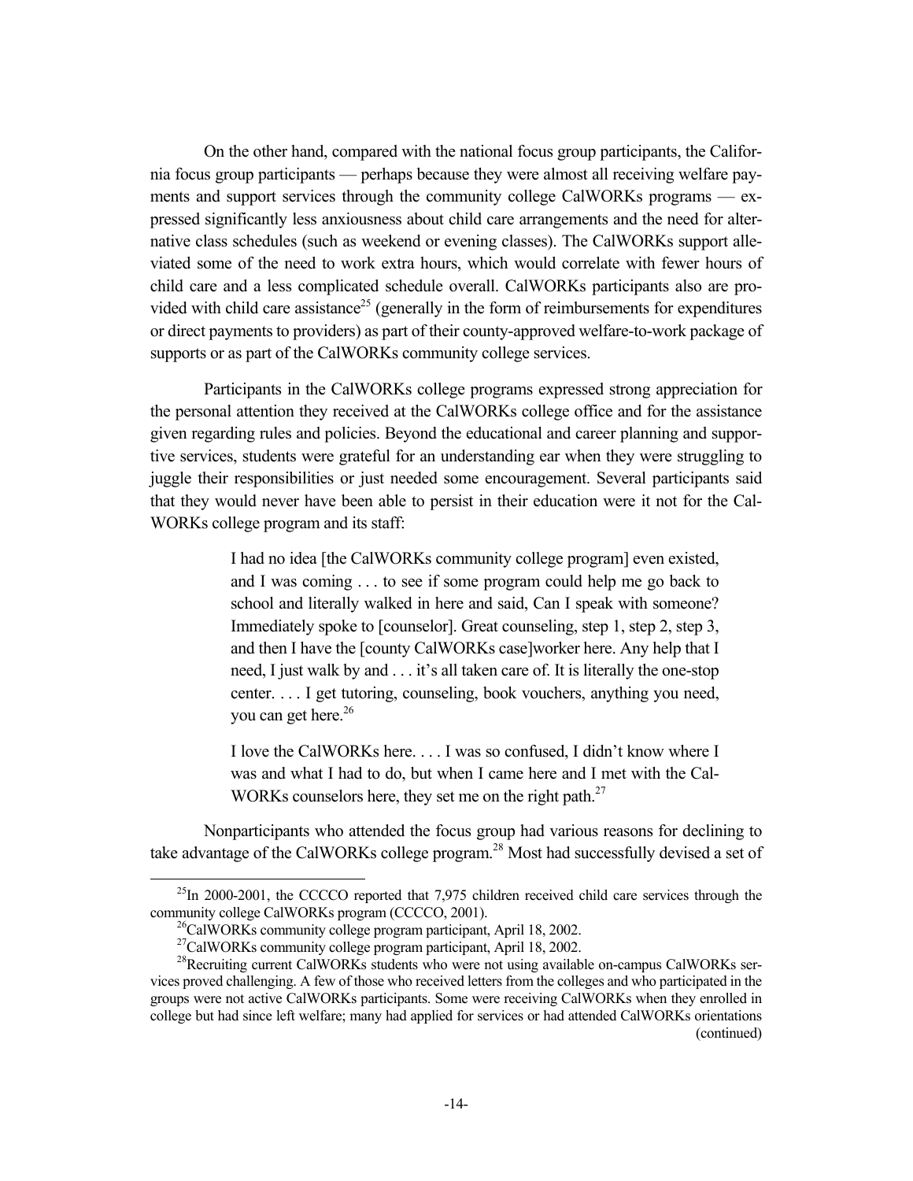On the other hand, compared with the national focus group participants, the California focus group participants — perhaps because they were almost all receiving welfare payments and support services through the community college CalWORKs programs — expressed significantly less anxiousness about child care arrangements and the need for alternative class schedules (such as weekend or evening classes). The CalWORKs support alleviated some of the need to work extra hours, which would correlate with fewer hours of child care and a less complicated schedule overall. CalWORKs participants also are provided with child care assistance[25] (generally in the form of reimbursements for expenditures or direct payments to providers) as part of their county-approved welfare-to-work package of supports or as part of the CalWORKs community college services.

Participants in the CalWORKs college programs expressed strong appreciation for the personal attention they received at the CalWORKs college office and for the assistance given regarding rules and policies. Beyond the educational and career planning and supportive services, students were grateful for an understanding ear when they were struggling to juggle their responsibilities or just needed some encouragement. Several participants said that they would never have been able to persist in their education were it not for the CalWORKs college program and its staff:

> I had no idea [the CalWORKs community college program] even existed, and I was coming . . . to see if some program could help me go back to school and literally walked in here and said, Can I speak with someone? Immediately spoke to [counselor]. Great counseling, step 1, step 2, step 3, and then I have the [county CalWORKs case]worker here. Any help that I need, I just walk by and . . . it's all taken care of. It is literally the one-stop center. . . . I get tutoring, counseling, book vouchers, anything you need, you can get here.[26]

> I love the CalWORKs here. . . . I was so confused, I didn't know where I was and what I had to do, but when I came here and I met with the CalWORKs counselors here, they set me on the right path.[27]

Nonparticipants who attended the focus group had various reasons for declining to take advantage of the CalWORKs college program.[28] Most had successfully devised a set of

---

[25]In 2000-2001, the CCCCO reported that 7,975 children received child care services through the community college CalWORKs program (CCCCO, 2001).

[26]CalWORKs community college program participant, April 18, 2002.

[27]CalWORKs community college program participant, April 18, 2002.

[28]Recruiting current CalWORKs students who were not using available on-campus CalWORKs services proved challenging. A few of those who received letters from the colleges and who participated in the groups were not active CalWORKs participants. Some were receiving CalWORKs when they enrolled in college but had since left welfare; many had applied for services or had attended CalWORKs orientations (continued)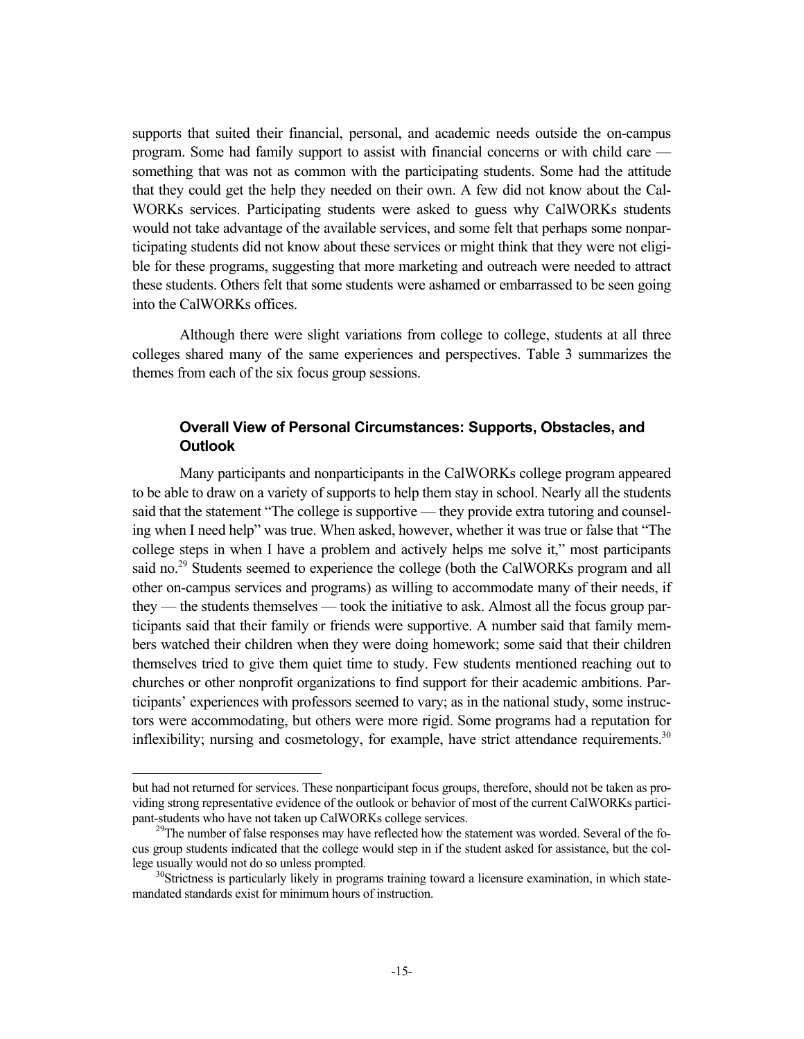supports that suited their financial, personal, and academic needs outside the on-campus program. Some had family support to assist with financial concerns or with child care — something that was not as common with the participating students. Some had the attitude that they could get the help they needed on their own. A few did not know about the CalWORKs services. Participating students were asked to guess why CalWORKs students would not take advantage of the available services, and some felt that perhaps some nonparticipating students did not know about these services or might think that they were not eligible for these programs, suggesting that more marketing and outreach were needed to attract these students. Others felt that some students were ashamed or embarrassed to be seen going into the CalWORKs offices.

Although there were slight variations from college to college, students at all three colleges shared many of the same experiences and perspectives. Table 3 summarizes the themes from each of the six focus group sessions.

### Overall View of Personal Circumstances: Supports, Obstacles, and Outlook

Many participants and nonparticipants in the CalWORKs college program appeared to be able to draw on a variety of supports to help them stay in school. Nearly all the students said that the statement "The college is supportive — they provide extra tutoring and counseling when I need help" was true. When asked, however, whether it was true or false that "The college steps in when I have a problem and actively helps me solve it," most participants said no.[29] Students seemed to experience the college (both the CalWORKs program and all other on-campus services and programs) as willing to accommodate many of their needs, if they — the students themselves — took the initiative to ask. Almost all the focus group participants said that their family or friends were supportive. A number said that family members watched their children when they were doing homework; some said that their children themselves tried to give them quiet time to study. Few students mentioned reaching out to churches or other nonprofit organizations to find support for their academic ambitions. Participants' experiences with professors seemed to vary; as in the national study, some instructors were accommodating, but others were more rigid. Some programs had a reputation for inflexibility; nursing and cosmetology, for example, have strict attendance requirements.[30]

---

but had not returned for services. These nonparticipant focus groups, therefore, should not be taken as providing strong representative evidence of the outlook or behavior of most of the current CalWORKs participant-students who have not taken up CalWORKs college services.

[29]The number of false responses may have reflected how the statement was worded. Several of the focus group students indicated that the college would step in if the student asked for assistance, but the college usually would not do so unless prompted.

[30]Strictness is particularly likely in programs training toward a licensure examination, in which state-mandated standards exist for minimum hours of instruction.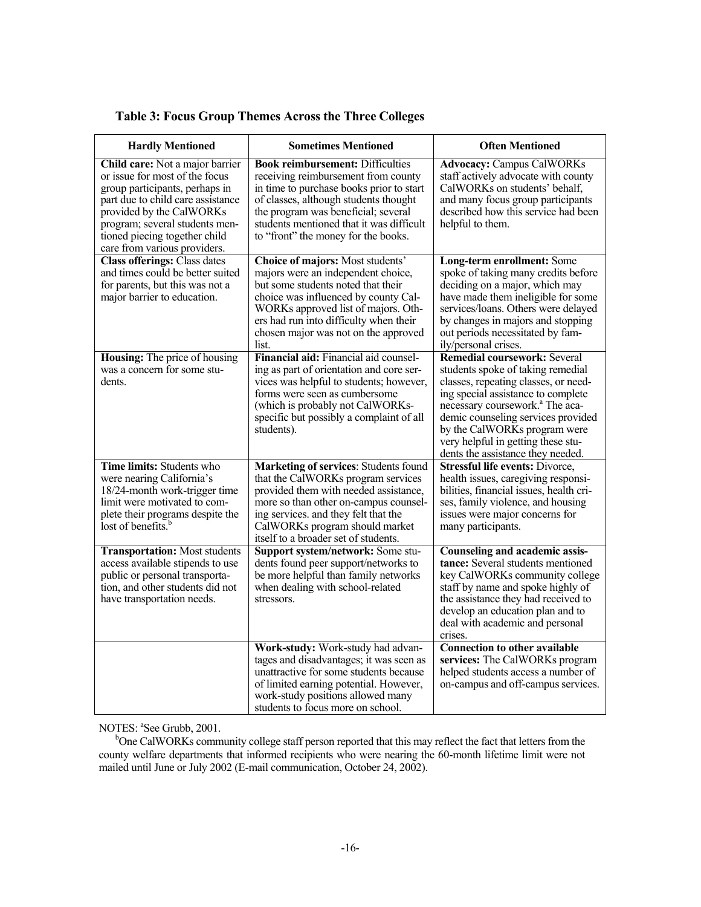**Table 3: Focus Group Themes Across the Three Colleges**

| Hardly Mentioned | Sometimes Mentioned | Often Mentioned |
|---|---|---|
| **Child care:** Not a major barrier or issue for most of the focus group participants, perhaps in part due to child care assistance provided by the CalWORKs program; several students mentioned piecing together child care from various providers. | **Book reimbursement:** Difficulties receiving reimbursement from county in time to purchase books prior to start of classes, although students thought the program was beneficial; several students mentioned that it was difficult to "front" the money for the books. | **Advocacy:** Campus CalWORKs staff actively advocate with county CalWORKs on students' behalf, and many focus group participants described how this service had been helpful to them. |
| **Class offerings:** Class dates and times could be better suited for parents, but this was not a major barrier to education. | **Choice of majors:** Most students' majors were an independent choice, but some students noted that their choice was influenced by county CalWORKs approved list of majors. Others had run into difficulty when their chosen major was not on the approved list. | **Long-term enrollment:** Some spoke of taking many credits before deciding on a major, which may have made them ineligible for some services/loans. Others were delayed by changes in majors and stopping out periods necessitated by family/personal crises. |
| **Housing:** The price of housing was a concern for some students. | **Financial aid:** Financial aid counseling as part of orientation and core services was helpful to students; however, forms were seen as cumbersome (which is probably not CalWORKs-specific but possibly a complaint of all students). | **Remedial coursework:** Several students spoke of taking remedial classes, repeating classes, or needing special assistance to complete necessary coursework.[a] The academic counseling services provided by the CalWORKs program were very helpful in getting these students the assistance they needed. |
| **Time limits:** Students who were nearing California's 18/24-month work-trigger time limit were motivated to complete their programs despite the lost of benefits.[b] | **Marketing of services**: Students found that the CalWORKs program services provided them with needed assistance, more so than other on-campus counseling services. and they felt that the CalWORKs program should market itself to a broader set of students. | **Stressful life events:** Divorce, health issues, caregiving responsibilities, financial issues, health crises, family violence, and housing issues were major concerns for many participants. |
| **Transportation:** Most students access available stipends to use public or personal transportation, and other students did not have transportation needs. | **Support system/network:** Some students found peer support/networks to be more helpful than family networks when dealing with school-related stressors. | **Counseling and academic assistance:** Several students mentioned key CalWORKs community college staff by name and spoke highly of the assistance they had received to develop an education plan and to deal with academic and personal crises. |
| | **Work-study:** Work-study had advantages and disadvantages; it was seen as unattractive for some students because of limited earning potential. However, work-study positions allowed many students to focus more on school. | **Connection to other available services:** The CalWORKs program helped students access a number of on-campus and off-campus services. |

NOTES: [a]See Grubb, 2001.

[b]One CalWORKs community college staff person reported that this may reflect the fact that letters from the county welfare departments that informed recipients who were nearing the 60-month lifetime limit were not mailed until June or July 2002 (E-mail communication, October 24, 2002).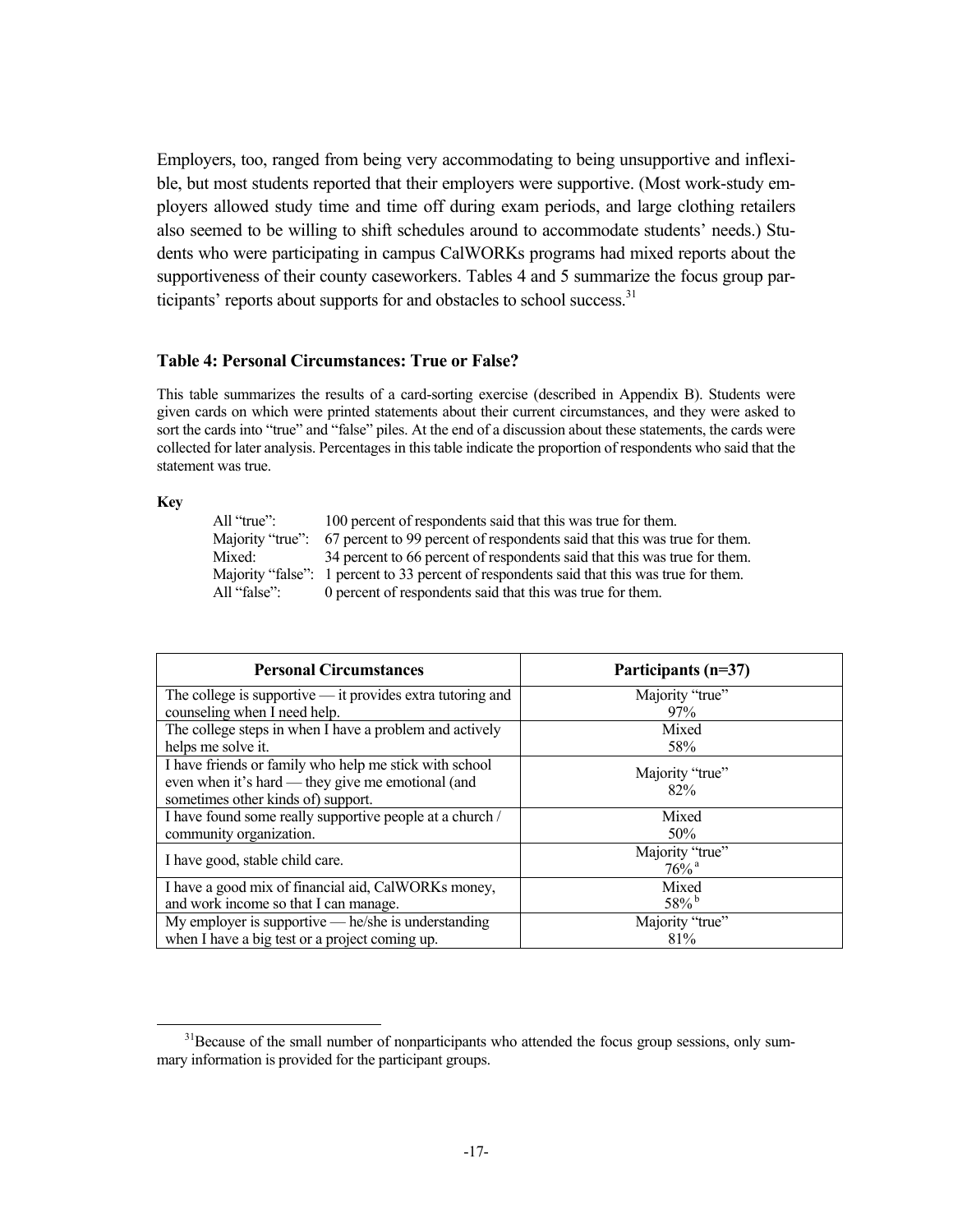Employers, too, ranged from being very accommodating to being unsupportive and inflexible, but most students reported that their employers were supportive. (Most work-study employers allowed study time and time off during exam periods, and large clothing retailers also seemed to be willing to shift schedules around to accommodate students' needs.) Students who were participating in campus CalWORKs programs had mixed reports about the supportiveness of their county caseworkers. Tables 4 and 5 summarize the focus group participants' reports about supports for and obstacles to school success.[31]

### Table 4: Personal Circumstances: True or False?

This table summarizes the results of a card-sorting exercise (described in Appendix B). Students were given cards on which were printed statements about their current circumstances, and they were asked to sort the cards into "true" and "false" piles. At the end of a discussion about these statements, the cards were collected for later analysis. Percentages in this table indicate the proportion of respondents who said that the statement was true.

**Key**

- All "true": 100 percent of respondents said that this was true for them.
- Majority "true": 67 percent to 99 percent of respondents said that this was true for them.
- Mixed: 34 percent to 66 percent of respondents said that this was true for them.
- Majority "false": 1 percent to 33 percent of respondents said that this was true for them.
- All "false": 0 percent of respondents said that this was true for them.

| Personal Circumstances | Participants (n=37) |
|---|---|
| The college is supportive — it provides extra tutoring and counseling when I need help. | Majority "true" 97% |
| The college steps in when I have a problem and actively helps me solve it. | Mixed 58% |
| I have friends or family who help me stick with school even when it's hard — they give me emotional (and sometimes other kinds of) support. | Majority "true" 82% |
| I have found some really supportive people at a church / community organization. | Mixed 50% |
| I have good, stable child care. | Majority "true" 76%[a] |
| I have a good mix of financial aid, CalWORKs money, and work income so that I can manage. | Mixed 58%[b] |
| My employer is supportive — he/she is understanding when I have a big test or a project coming up. | Majority "true" 81% |

[31]Because of the small number of nonparticipants who attended the focus group sessions, only summary information is provided for the participant groups.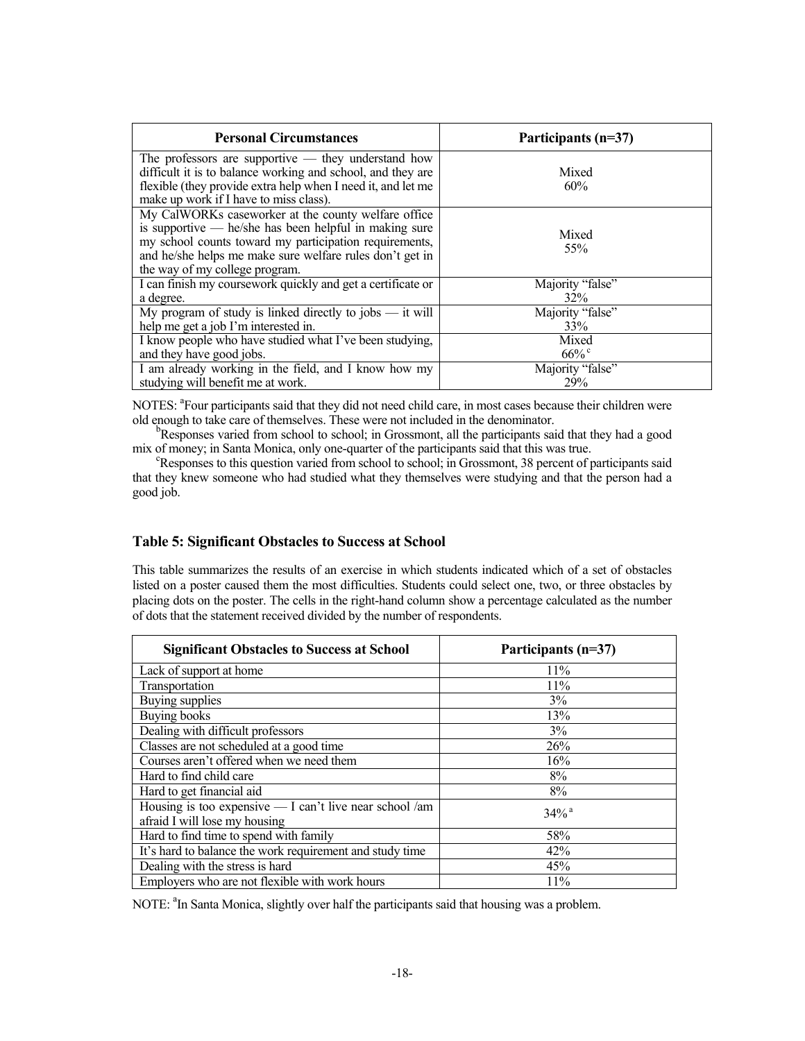| Personal Circumstances | Participants (n=37) |
|---|---|
| The professors are supportive — they understand how difficult it is to balance working and school, and they are flexible (they provide extra help when I need it, and let me make up work if I have to miss class). | Mixed 60% |
| My CalWORKs caseworker at the county welfare office is supportive — he/she has been helpful in making sure my school counts toward my participation requirements, and he/she helps me make sure welfare rules don't get in the way of my college program. | Mixed 55% |
| I can finish my coursework quickly and get a certificate or a degree. | Majority "false" 32% |
| My program of study is linked directly to jobs — it will help me get a job I'm interested in. | Majority "false" 33% |
| I know people who have studied what I've been studying, and they have good jobs. | Mixed 66%[c] |
| I am already working in the field, and I know how my studying will benefit me at work. | Majority "false" 29% |

NOTES: [a]Four participants said that they did not need child care, in most cases because their children were old enough to take care of themselves. These were not included in the denominator.

[b]Responses varied from school to school; in Grossmont, all the participants said that they had a good mix of money; in Santa Monica, only one-quarter of the participants said that this was true.

[c]Responses to this question varied from school to school; in Grossmont, 38 percent of participants said that they knew someone who had studied what they themselves were studying and that the person had a good job.

### Table 5: Significant Obstacles to Success at School

This table summarizes the results of an exercise in which students indicated which of a set of obstacles listed on a poster caused them the most difficulties. Students could select one, two, or three obstacles by placing dots on the poster. The cells in the right-hand column show a percentage calculated as the number of dots that the statement received divided by the number of respondents.

| Significant Obstacles to Success at School | Participants (n=37) |
|---|---|
| Lack of support at home | 11% |
| Transportation | 11% |
| Buying supplies | 3% |
| Buying books | 13% |
| Dealing with difficult professors | 3% |
| Classes are not scheduled at a good time | 26% |
| Courses aren't offered when we need them | 16% |
| Hard to find child care | 8% |
| Hard to get financial aid | 8% |
| Housing is too expensive — I can't live near school /am afraid I will lose my housing | 34%[a] |
| Hard to find time to spend with family | 58% |
| It's hard to balance the work requirement and study time | 42% |
| Dealing with the stress is hard | 45% |
| Employers who are not flexible with work hours | 11% |

NOTE: [a]In Santa Monica, slightly over half the participants said that housing was a problem.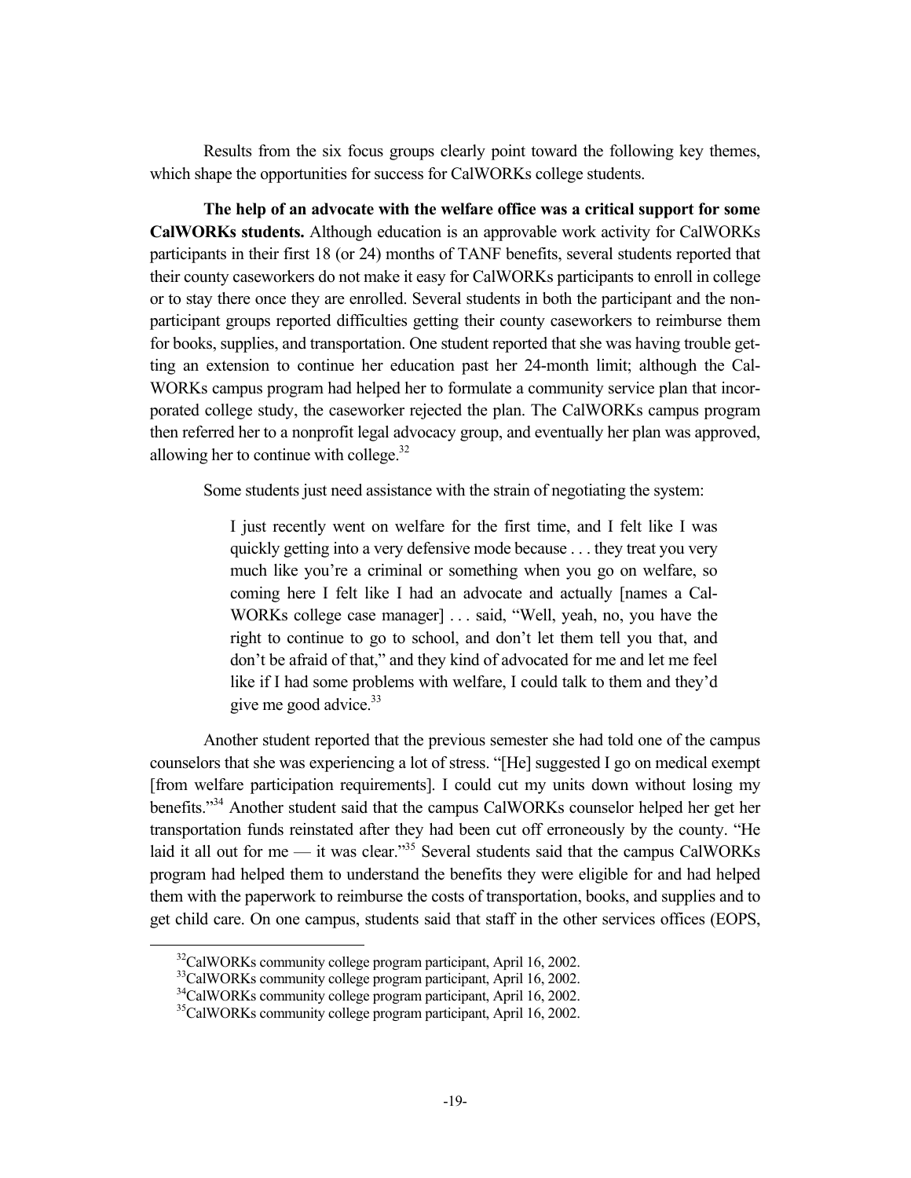Results from the six focus groups clearly point toward the following key themes, which shape the opportunities for success for CalWORKs college students.

**The help of an advocate with the welfare office was a critical support for some CalWORKs students.** Although education is an approvable work activity for CalWORKs participants in their first 18 (or 24) months of TANF benefits, several students reported that their county caseworkers do not make it easy for CalWORKs participants to enroll in college or to stay there once they are enrolled. Several students in both the participant and the non-participant groups reported difficulties getting their county caseworkers to reimburse them for books, supplies, and transportation. One student reported that she was having trouble getting an extension to continue her education past her 24-month limit; although the CalWORKs campus program had helped her to formulate a community service plan that incorporated college study, the caseworker rejected the plan. The CalWORKs campus program then referred her to a nonprofit legal advocacy group, and eventually her plan was approved, allowing her to continue with college.[32]

Some students just need assistance with the strain of negotiating the system:

> I just recently went on welfare for the first time, and I felt like I was quickly getting into a very defensive mode because . . . they treat you very much like you're a criminal or something when you go on welfare, so coming here I felt like I had an advocate and actually [names a CalWORKs college case manager] . . . said, "Well, yeah, no, you have the right to continue to go to school, and don't let them tell you that, and don't be afraid of that," and they kind of advocated for me and let me feel like if I had some problems with welfare, I could talk to them and they'd give me good advice.[33]

Another student reported that the previous semester she had told one of the campus counselors that she was experiencing a lot of stress. "[He] suggested I go on medical exempt [from welfare participation requirements]. I could cut my units down without losing my benefits."[34] Another student said that the campus CalWORKs counselor helped her get her transportation funds reinstated after they had been cut off erroneously by the county. "He laid it all out for me — it was clear."[35] Several students said that the campus CalWORKs program had helped them to understand the benefits they were eligible for and had helped them with the paperwork to reimburse the costs of transportation, books, and supplies and to get child care. On one campus, students said that staff in the other services offices (EOPS,

[32]CalWORKs community college program participant, April 16, 2002.

[33]CalWORKs community college program participant, April 16, 2002.

[34]CalWORKs community college program participant, April 16, 2002.

[35]CalWORKs community college program participant, April 16, 2002.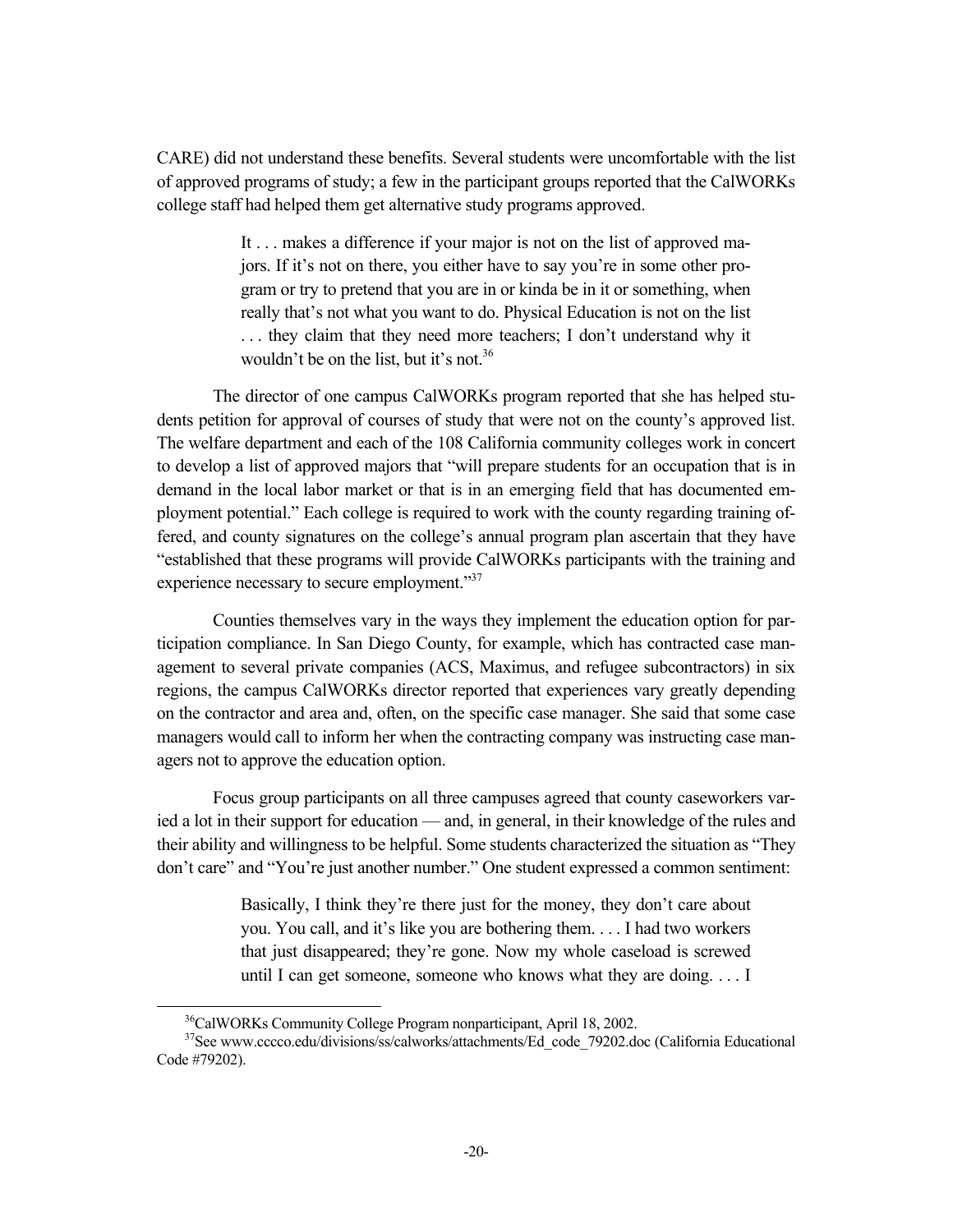CARE) did not understand these benefits. Several students were uncomfortable with the list of approved programs of study; a few in the participant groups reported that the CalWORKs college staff had helped them get alternative study programs approved.

> It . . . makes a difference if your major is not on the list of approved majors. If it's not on there, you either have to say you're in some other program or try to pretend that you are in or kinda be in it or something, when really that's not what you want to do. Physical Education is not on the list . . . they claim that they need more teachers; I don't understand why it wouldn't be on the list, but it's not.[36]

The director of one campus CalWORKs program reported that she has helped students petition for approval of courses of study that were not on the county's approved list. The welfare department and each of the 108 California community colleges work in concert to develop a list of approved majors that "will prepare students for an occupation that is in demand in the local labor market or that is in an emerging field that has documented employment potential." Each college is required to work with the county regarding training offered, and county signatures on the college's annual program plan ascertain that they have "established that these programs will provide CalWORKs participants with the training and experience necessary to secure employment."[37]

Counties themselves vary in the ways they implement the education option for participation compliance. In San Diego County, for example, which has contracted case management to several private companies (ACS, Maximus, and refugee subcontractors) in six regions, the campus CalWORKs director reported that experiences vary greatly depending on the contractor and area and, often, on the specific case manager. She said that some case managers would call to inform her when the contracting company was instructing case managers not to approve the education option.

Focus group participants on all three campuses agreed that county caseworkers varied a lot in their support for education — and, in general, in their knowledge of the rules and their ability and willingness to be helpful. Some students characterized the situation as "They don't care" and "You're just another number." One student expressed a common sentiment:

> Basically, I think they're there just for the money, they don't care about you. You call, and it's like you are bothering them. . . . I had two workers that just disappeared; they're gone. Now my whole caseload is screwed until I can get someone, someone who knows what they are doing. . . . I

[36] CalWORKs Community College Program nonparticipant, April 18, 2002.

[37] See www.cccco.edu/divisions/ss/calworks/attachments/Ed_code_79202.doc (California Educational Code #79202).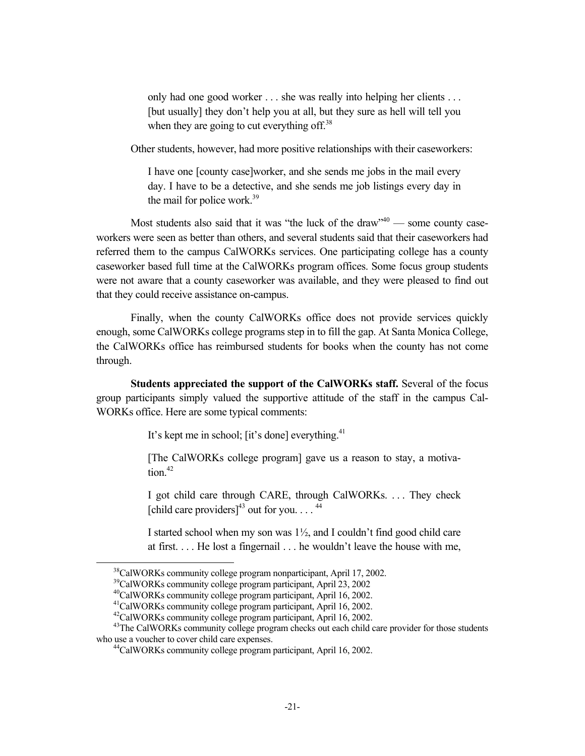> only had one good worker . . . she was really into helping her clients . . . [but usually] they don't help you at all, but they sure as hell will tell you when they are going to cut everything off.[38]

Other students, however, had more positive relationships with their caseworkers:

> I have one [county case]worker, and she sends me jobs in the mail every day. I have to be a detective, and she sends me job listings every day in the mail for police work.[39]

Most students also said that it was "the luck of the draw"[40] — some county caseworkers were seen as better than others, and several students said that their caseworkers had referred them to the campus CalWORKs services. One participating college has a county caseworker based full time at the CalWORKs program offices. Some focus group students were not aware that a county caseworker was available, and they were pleased to find out that they could receive assistance on-campus.

Finally, when the county CalWORKs office does not provide services quickly enough, some CalWORKs college programs step in to fill the gap. At Santa Monica College, the CalWORKs office has reimbursed students for books when the county has not come through.

**Students appreciated the support of the CalWORKs staff.** Several of the focus group participants simply valued the supportive attitude of the staff in the campus CalWORKs office. Here are some typical comments:

> It's kept me in school; [it's done] everything.[41]
>
> [The CalWORKs college program] gave us a reason to stay, a motivation.[42]
>
> I got child care through CARE, through CalWORKs. . . . They check [child care providers][43] out for you. . . . [44]
>
> I started school when my son was 1½, and I couldn't find good child care at first. . . . He lost a fingernail . . . he wouldn't leave the house with me,

---

[38] CalWORKs community college program nonparticipant, April 17, 2002.

[39] CalWORKs community college program participant, April 23, 2002

[40] CalWORKs community college program participant, April 16, 2002.

[41] CalWORKs community college program participant, April 16, 2002.

[42] CalWORKs community college program participant, April 16, 2002.

[43] The CalWORKs community college program checks out each child care provider for those students who use a voucher to cover child care expenses.

[44] CalWORKs community college program participant, April 16, 2002.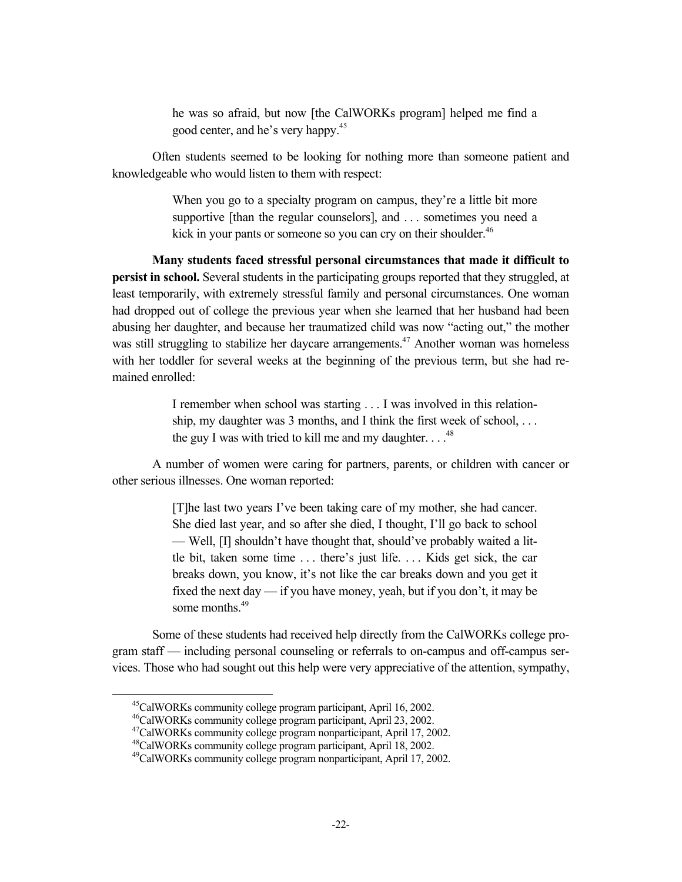> he was so afraid, but now [the CalWORKs program] helped me find a good center, and he's very happy.[45]

Often students seemed to be looking for nothing more than someone patient and knowledgeable who would listen to them with respect:

> When you go to a specialty program on campus, they're a little bit more supportive [than the regular counselors], and . . . sometimes you need a kick in your pants or someone so you can cry on their shoulder.[46]

**Many students faced stressful personal circumstances that made it difficult to persist in school.** Several students in the participating groups reported that they struggled, at least temporarily, with extremely stressful family and personal circumstances. One woman had dropped out of college the previous year when she learned that her husband had been abusing her daughter, and because her traumatized child was now "acting out," the mother was still struggling to stabilize her daycare arrangements.[47] Another woman was homeless with her toddler for several weeks at the beginning of the previous term, but she had remained enrolled:

> I remember when school was starting . . . I was involved in this relationship, my daughter was 3 months, and I think the first week of school, . . . the guy I was with tried to kill me and my daughter. . . .[48]

A number of women were caring for partners, parents, or children with cancer or other serious illnesses. One woman reported:

> [T]he last two years I've been taking care of my mother, she had cancer. She died last year, and so after she died, I thought, I'll go back to school — Well, [I] shouldn't have thought that, should've probably waited a little bit, taken some time . . . there's just life. . . . Kids get sick, the car breaks down, you know, it's not like the car breaks down and you get it fixed the next day — if you have money, yeah, but if you don't, it may be some months.[49]

Some of these students had received help directly from the CalWORKs college program staff — including personal counseling or referrals to on-campus and off-campus services. Those who had sought out this help were very appreciative of the attention, sympathy,

---

[45] CalWORKs community college program participant, April 16, 2002.

[46] CalWORKs community college program participant, April 23, 2002.

[47] CalWORKs community college program nonparticipant, April 17, 2002.

[48] CalWORKs community college program participant, April 18, 2002.

[49] CalWORKs community college program nonparticipant, April 17, 2002.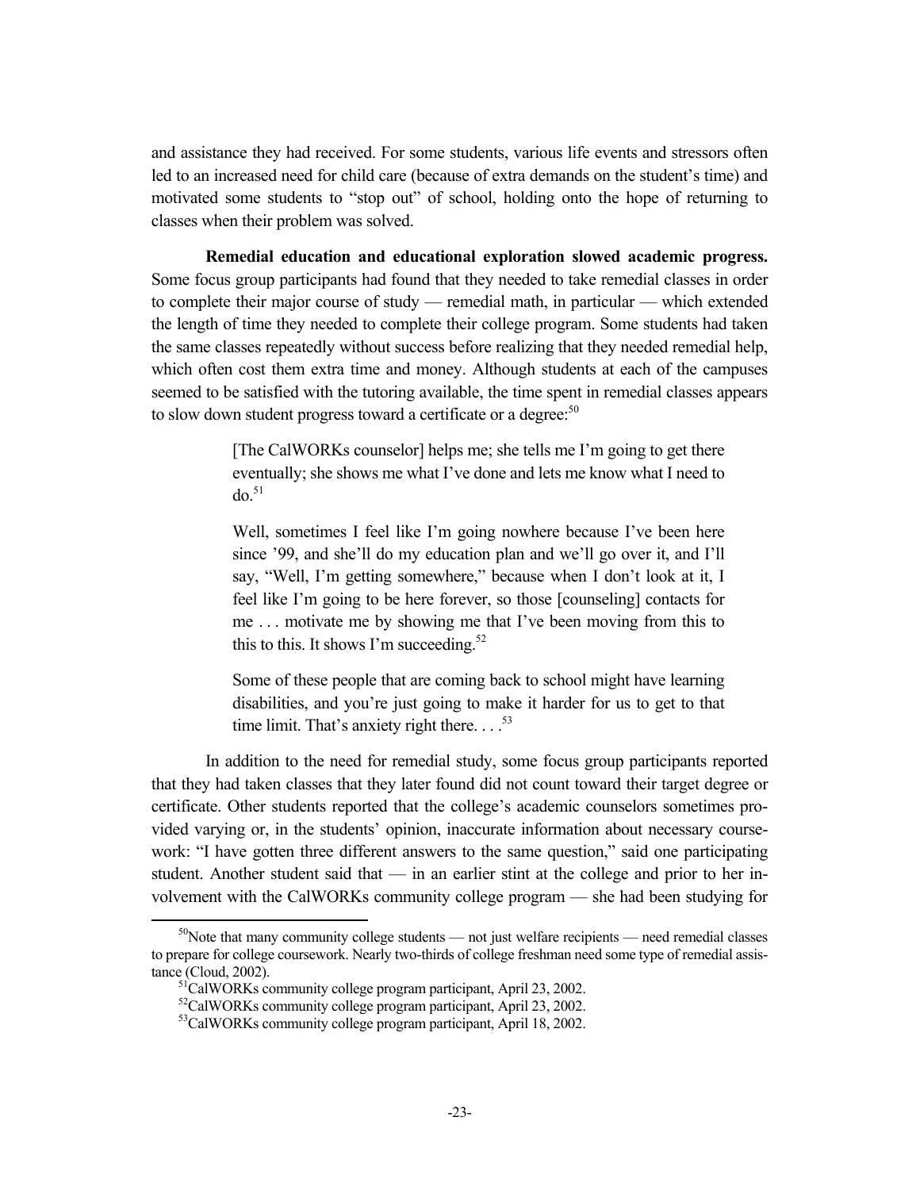and assistance they had received. For some students, various life events and stressors often led to an increased need for child care (because of extra demands on the student's time) and motivated some students to "stop out" of school, holding onto the hope of returning to classes when their problem was solved.

**Remedial education and educational exploration slowed academic progress.** Some focus group participants had found that they needed to take remedial classes in order to complete their major course of study — remedial math, in particular — which extended the length of time they needed to complete their college program. Some students had taken the same classes repeatedly without success before realizing that they needed remedial help, which often cost them extra time and money. Although students at each of the campuses seemed to be satisfied with the tutoring available, the time spent in remedial classes appears to slow down student progress toward a certificate or a degree:[50]

> [The CalWORKs counselor] helps me; she tells me I'm going to get there eventually; she shows me what I've done and lets me know what I need to do.[51]
>
> Well, sometimes I feel like I'm going nowhere because I've been here since '99, and she'll do my education plan and we'll go over it, and I'll say, "Well, I'm getting somewhere," because when I don't look at it, I feel like I'm going to be here forever, so those [counseling] contacts for me . . . motivate me by showing me that I've been moving from this to this to this. It shows I'm succeeding.[52]
>
> Some of these people that are coming back to school might have learning disabilities, and you're just going to make it harder for us to get to that time limit. That's anxiety right there. . . .[53]

In addition to the need for remedial study, some focus group participants reported that they had taken classes that they later found did not count toward their target degree or certificate. Other students reported that the college's academic counselors sometimes provided varying or, in the students' opinion, inaccurate information about necessary coursework: "I have gotten three different answers to the same question," said one participating student. Another student said that — in an earlier stint at the college and prior to her involvement with the CalWORKs community college program — she had been studying for

---

[50]Note that many community college students — not just welfare recipients — need remedial classes to prepare for college coursework. Nearly two-thirds of college freshman need some type of remedial assistance (Cloud, 2002).

[51]CalWORKs community college program participant, April 23, 2002.

[52]CalWORKs community college program participant, April 23, 2002.

[53]CalWORKs community college program participant, April 18, 2002.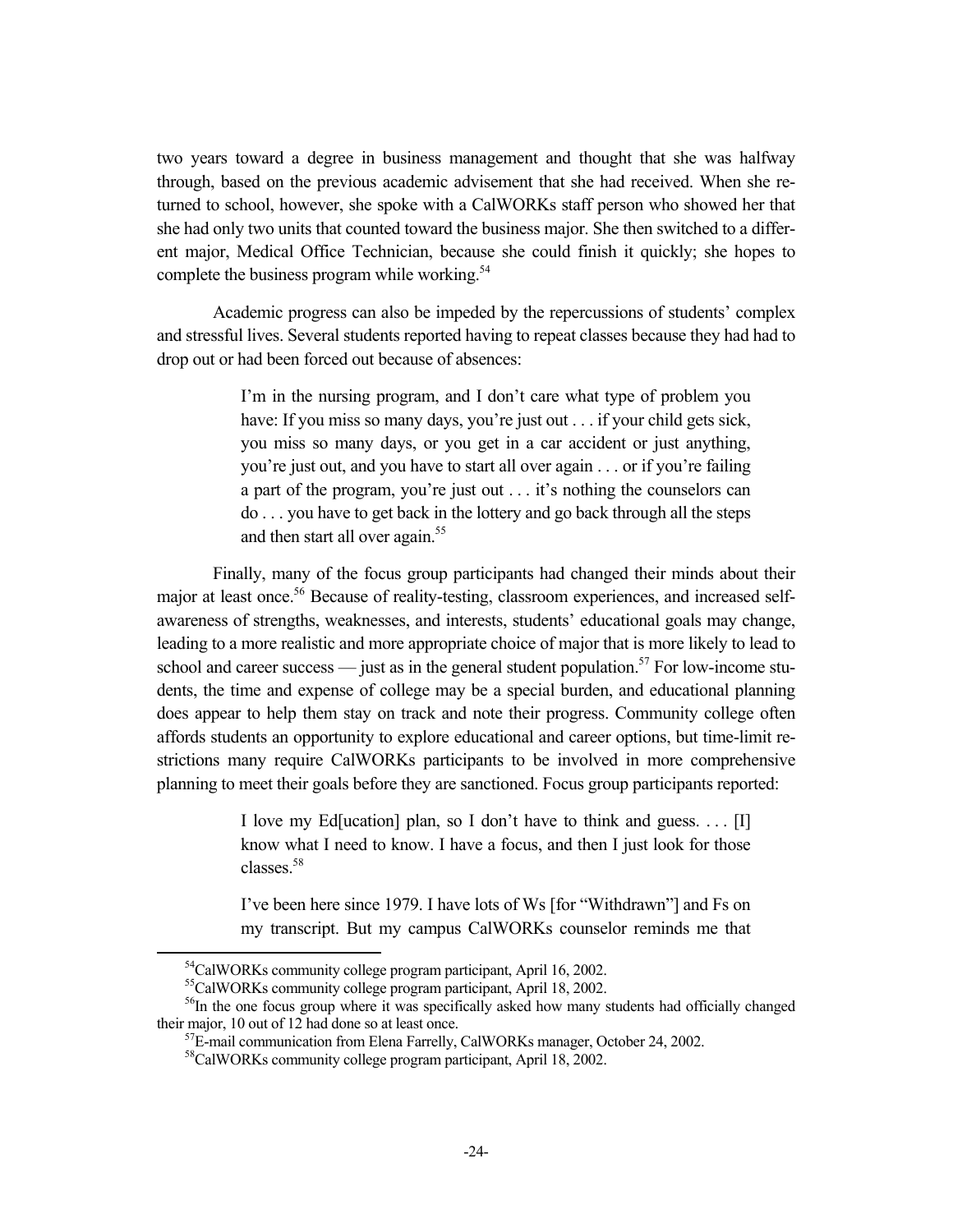two years toward a degree in business management and thought that she was halfway through, based on the previous academic advisement that she had received. When she returned to school, however, she spoke with a CalWORKs staff person who showed her that she had only two units that counted toward the business major. She then switched to a different major, Medical Office Technician, because she could finish it quickly; she hopes to complete the business program while working.[54]

Academic progress can also be impeded by the repercussions of students' complex and stressful lives. Several students reported having to repeat classes because they had had to drop out or had been forced out because of absences:

> I'm in the nursing program, and I don't care what type of problem you have: If you miss so many days, you're just out . . . if your child gets sick, you miss so many days, or you get in a car accident or just anything, you're just out, and you have to start all over again . . . or if you're failing a part of the program, you're just out . . . it's nothing the counselors can do . . . you have to get back in the lottery and go back through all the steps and then start all over again.[55]

Finally, many of the focus group participants had changed their minds about their major at least once.[56] Because of reality-testing, classroom experiences, and increased self-awareness of strengths, weaknesses, and interests, students' educational goals may change, leading to a more realistic and more appropriate choice of major that is more likely to lead to school and career success — just as in the general student population.[57] For low-income students, the time and expense of college may be a special burden, and educational planning does appear to help them stay on track and note their progress. Community college often affords students an opportunity to explore educational and career options, but time-limit restrictions many require CalWORKs participants to be involved in more comprehensive planning to meet their goals before they are sanctioned. Focus group participants reported:

> I love my Ed[ucation] plan, so I don't have to think and guess. . . . [I] know what I need to know. I have a focus, and then I just look for those classes.[58]

> I've been here since 1979. I have lots of Ws [for "Withdrawn"] and Fs on my transcript. But my campus CalWORKs counselor reminds me that

---

[54] CalWORKs community college program participant, April 16, 2002.

[55] CalWORKs community college program participant, April 18, 2002.

[56] In the one focus group where it was specifically asked how many students had officially changed their major, 10 out of 12 had done so at least once.

[57] E-mail communication from Elena Farrelly, CalWORKs manager, October 24, 2002.

[58] CalWORKs community college program participant, April 18, 2002.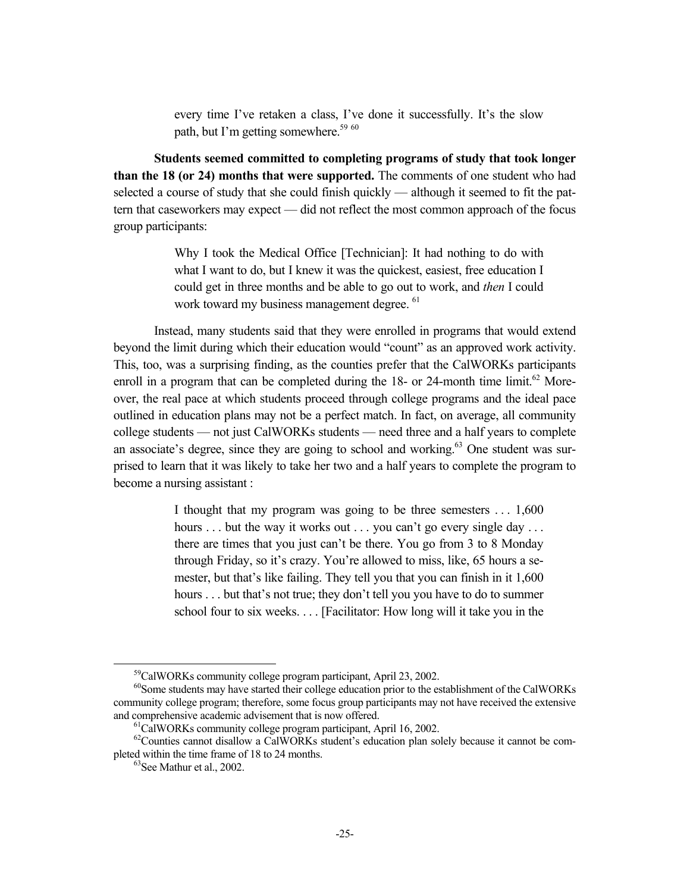> every time I've retaken a class, I've done it successfully. It's the slow path, but I'm getting somewhere.[59] [60]

**Students seemed committed to completing programs of study that took longer than the 18 (or 24) months that were supported.** The comments of one student who had selected a course of study that she could finish quickly — although it seemed to fit the pattern that caseworkers may expect — did not reflect the most common approach of the focus group participants:

> Why I took the Medical Office [Technician]: It had nothing to do with what I want to do, but I knew it was the quickest, easiest, free education I could get in three months and be able to go out to work, and *then* I could work toward my business management degree. [61]

Instead, many students said that they were enrolled in programs that would extend beyond the limit during which their education would "count" as an approved work activity. This, too, was a surprising finding, as the counties prefer that the CalWORKs participants enroll in a program that can be completed during the 18- or 24-month time limit.[62] Moreover, the real pace at which students proceed through college programs and the ideal pace outlined in education plans may not be a perfect match. In fact, on average, all community college students — not just CalWORKs students — need three and a half years to complete an associate's degree, since they are going to school and working.[63] One student was surprised to learn that it was likely to take her two and a half years to complete the program to become a nursing assistant :

> I thought that my program was going to be three semesters . . . 1,600 hours . . . but the way it works out . . . you can't go every single day . . . there are times that you just can't be there. You go from 3 to 8 Monday through Friday, so it's crazy. You're allowed to miss, like, 65 hours a semester, but that's like failing. They tell you that you can finish in it 1,600 hours . . . but that's not true; they don't tell you you have to do to summer school four to six weeks. . . . [Facilitator: How long will it take you in the

---

[59] CalWORKs community college program participant, April 23, 2002.

[60] Some students may have started their college education prior to the establishment of the CalWORKs community college program; therefore, some focus group participants may not have received the extensive and comprehensive academic advisement that is now offered.

[61] CalWORKs community college program participant, April 16, 2002.

[62] Counties cannot disallow a CalWORKs student's education plan solely because it cannot be completed within the time frame of 18 to 24 months.

[63] See Mathur et al., 2002.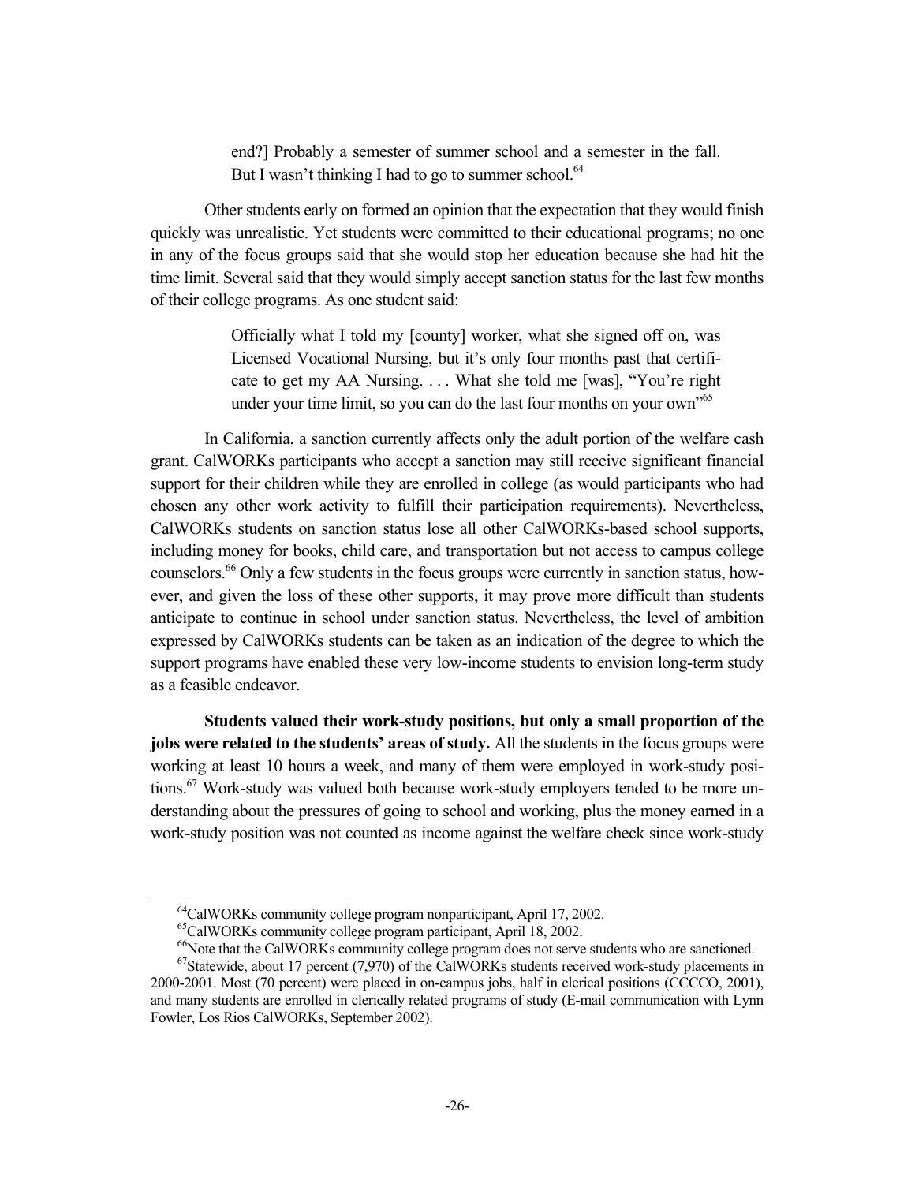> end?] Probably a semester of summer school and a semester in the fall. But I wasn't thinking I had to go to summer school.[64]

Other students early on formed an opinion that the expectation that they would finish quickly was unrealistic. Yet students were committed to their educational programs; no one in any of the focus groups said that she would stop her education because she had hit the time limit. Several said that they would simply accept sanction status for the last few months of their college programs. As one student said:

> Officially what I told my [county] worker, what she signed off on, was Licensed Vocational Nursing, but it's only four months past that certificate to get my AA Nursing. . . . What she told me [was], "You're right under your time limit, so you can do the last four months on your own"[65]

In California, a sanction currently affects only the adult portion of the welfare cash grant. CalWORKs participants who accept a sanction may still receive significant financial support for their children while they are enrolled in college (as would participants who had chosen any other work activity to fulfill their participation requirements). Nevertheless, CalWORKs students on sanction status lose all other CalWORKs-based school supports, including money for books, child care, and transportation but not access to campus college counselors.[66] Only a few students in the focus groups were currently in sanction status, however, and given the loss of these other supports, it may prove more difficult than students anticipate to continue in school under sanction status. Nevertheless, the level of ambition expressed by CalWORKs students can be taken as an indication of the degree to which the support programs have enabled these very low-income students to envision long-term study as a feasible endeavor.

**Students valued their work-study positions, but only a small proportion of the jobs were related to the students' areas of study.** All the students in the focus groups were working at least 10 hours a week, and many of them were employed in work-study positions.[67] Work-study was valued both because work-study employers tended to be more understanding about the pressures of going to school and working, plus the money earned in a work-study position was not counted as income against the welfare check since work-study

---

[64] CalWORKs community college program nonparticipant, April 17, 2002.

[65] CalWORKs community college program participant, April 18, 2002.

[66] Note that the CalWORKs community college program does not serve students who are sanctioned.

[67] Statewide, about 17 percent (7,970) of the CalWORKs students received work-study placements in 2000-2001. Most (70 percent) were placed in on-campus jobs, half in clerical positions (CCCCO, 2001), and many students are enrolled in clerically related programs of study (E-mail communication with Lynn Fowler, Los Rios CalWORKs, September 2002).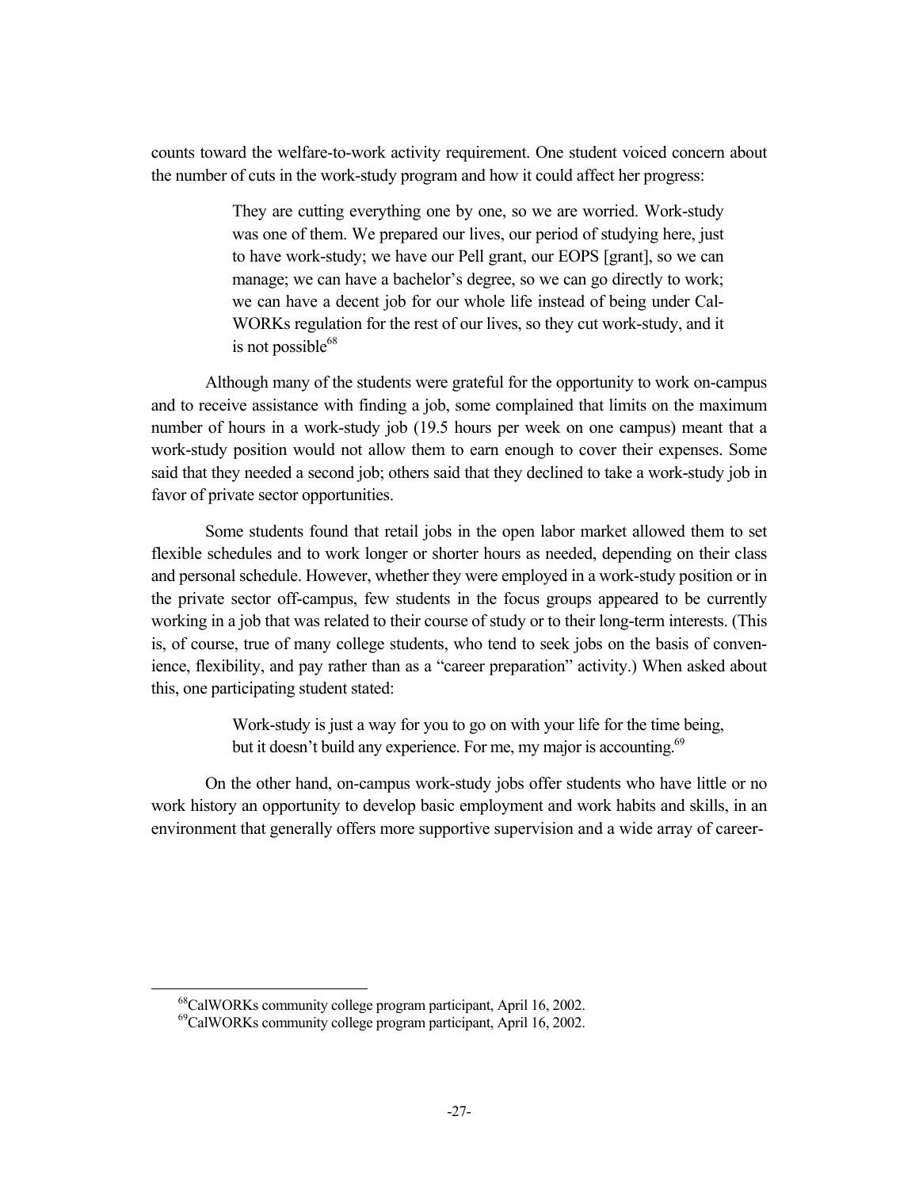counts toward the welfare-to-work activity requirement. One student voiced concern about the number of cuts in the work-study program and how it could affect her progress:

> They are cutting everything one by one, so we are worried. Work-study was one of them. We prepared our lives, our period of studying here, just to have work-study; we have our Pell grant, our EOPS [grant], so we can manage; we can have a bachelor's degree, so we can go directly to work; we can have a decent job for our whole life instead of being under CalWORKs regulation for the rest of our lives, so they cut work-study, and it is not possible[68]

Although many of the students were grateful for the opportunity to work on-campus and to receive assistance with finding a job, some complained that limits on the maximum number of hours in a work-study job (19.5 hours per week on one campus) meant that a work-study position would not allow them to earn enough to cover their expenses. Some said that they needed a second job; others said that they declined to take a work-study job in favor of private sector opportunities.

Some students found that retail jobs in the open labor market allowed them to set flexible schedules and to work longer or shorter hours as needed, depending on their class and personal schedule. However, whether they were employed in a work-study position or in the private sector off-campus, few students in the focus groups appeared to be currently working in a job that was related to their course of study or to their long-term interests. (This is, of course, true of many college students, who tend to seek jobs on the basis of convenience, flexibility, and pay rather than as a "career preparation" activity.) When asked about this, one participating student stated:

> Work-study is just a way for you to go on with your life for the time being, but it doesn't build any experience. For me, my major is accounting.[69]

On the other hand, on-campus work-study jobs offer students who have little or no work history an opportunity to develop basic employment and work habits and skills, in an environment that generally offers more supportive supervision and a wide array of career-

[68]CalWORKs community college program participant, April 16, 2002.

[69]CalWORKs community college program participant, April 16, 2002.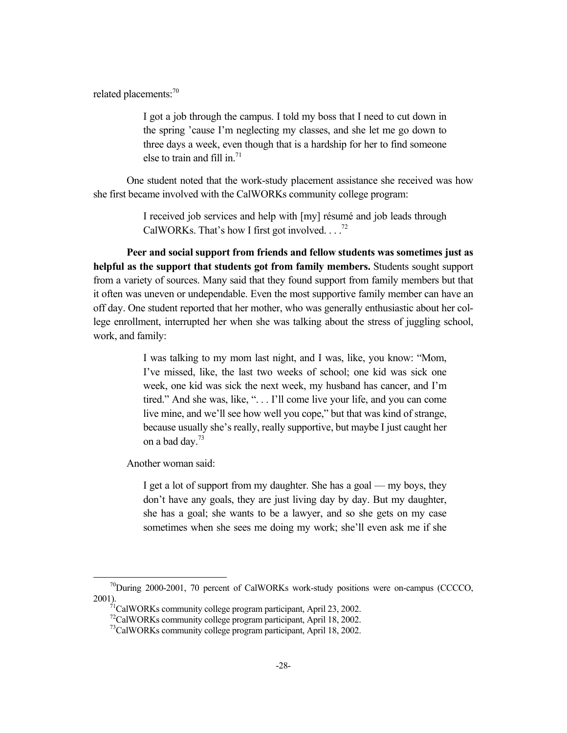related placements:[70]

> I got a job through the campus. I told my boss that I need to cut down in the spring 'cause I'm neglecting my classes, and she let me go down to three days a week, even though that is a hardship for her to find someone else to train and fill in.[71]

One student noted that the work-study placement assistance she received was how she first became involved with the CalWORKs community college program:

> I received job services and help with [my] résumé and job leads through CalWORKs. That's how I first got involved. . . .[72]

**Peer and social support from friends and fellow students was sometimes just as helpful as the support that students got from family members.** Students sought support from a variety of sources. Many said that they found support from family members but that it often was uneven or undependable. Even the most supportive family member can have an off day. One student reported that her mother, who was generally enthusiastic about her college enrollment, interrupted her when she was talking about the stress of juggling school, work, and family:

> I was talking to my mom last night, and I was, like, you know: "Mom, I've missed, like, the last two weeks of school; one kid was sick one week, one kid was sick the next week, my husband has cancer, and I'm tired." And she was, like, ". . . I'll come live your life, and you can come live mine, and we'll see how well you cope," but that was kind of strange, because usually she's really, really supportive, but maybe I just caught her on a bad day.[73]

Another woman said:

> I get a lot of support from my daughter. She has a goal — my boys, they don't have any goals, they are just living day by day. But my daughter, she has a goal; she wants to be a lawyer, and so she gets on my case sometimes when she sees me doing my work; she'll even ask me if she

---

[70]During 2000-2001, 70 percent of CalWORKs work-study positions were on-campus (CCCCO, 2001).

[71]CalWORKs community college program participant, April 23, 2002.

[72]CalWORKs community college program participant, April 18, 2002.

[73]CalWORKs community college program participant, April 18, 2002.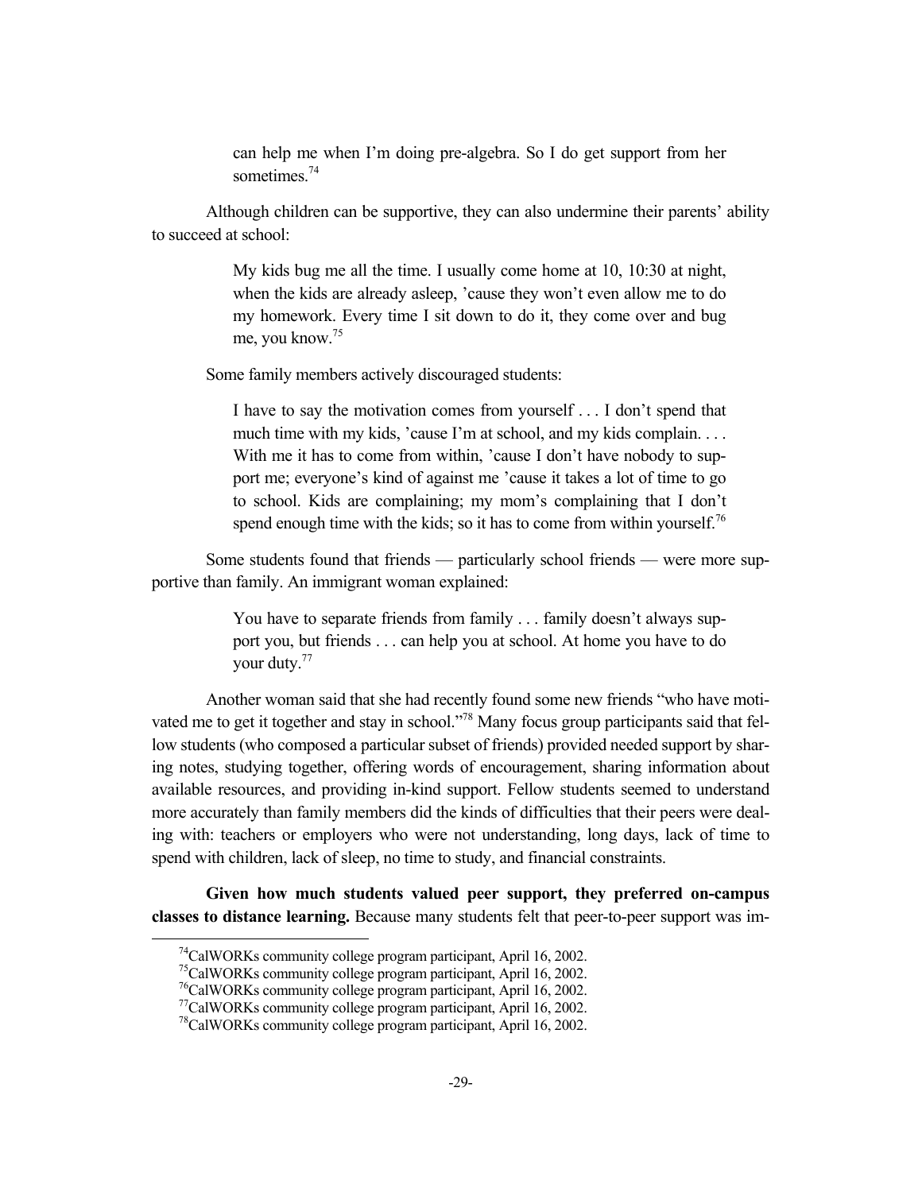> can help me when I'm doing pre-algebra. So I do get support from her sometimes.[74]

Although children can be supportive, they can also undermine their parents' ability to succeed at school:

> My kids bug me all the time. I usually come home at 10, 10:30 at night, when the kids are already asleep, 'cause they won't even allow me to do my homework. Every time I sit down to do it, they come over and bug me, you know.[75]

Some family members actively discouraged students:

> I have to say the motivation comes from yourself . . . I don't spend that much time with my kids, 'cause I'm at school, and my kids complain. . . . With me it has to come from within, 'cause I don't have nobody to support me; everyone's kind of against me 'cause it takes a lot of time to go to school. Kids are complaining; my mom's complaining that I don't spend enough time with the kids; so it has to come from within yourself.[76]

Some students found that friends — particularly school friends — were more supportive than family. An immigrant woman explained:

> You have to separate friends from family . . . family doesn't always support you, but friends . . . can help you at school. At home you have to do your duty.[77]

Another woman said that she had recently found some new friends "who have motivated me to get it together and stay in school."[78] Many focus group participants said that fellow students (who composed a particular subset of friends) provided needed support by sharing notes, studying together, offering words of encouragement, sharing information about available resources, and providing in-kind support. Fellow students seemed to understand more accurately than family members did the kinds of difficulties that their peers were dealing with: teachers or employers who were not understanding, long days, lack of time to spend with children, lack of sleep, no time to study, and financial constraints.

**Given how much students valued peer support, they preferred on-campus classes to distance learning.** Because many students felt that peer-to-peer support was im-

---

[74] CalWORKs community college program participant, April 16, 2002.
[75] CalWORKs community college program participant, April 16, 2002.
[76] CalWORKs community college program participant, April 16, 2002.
[77] CalWORKs community college program participant, April 16, 2002.
[78] CalWORKs community college program participant, April 16, 2002.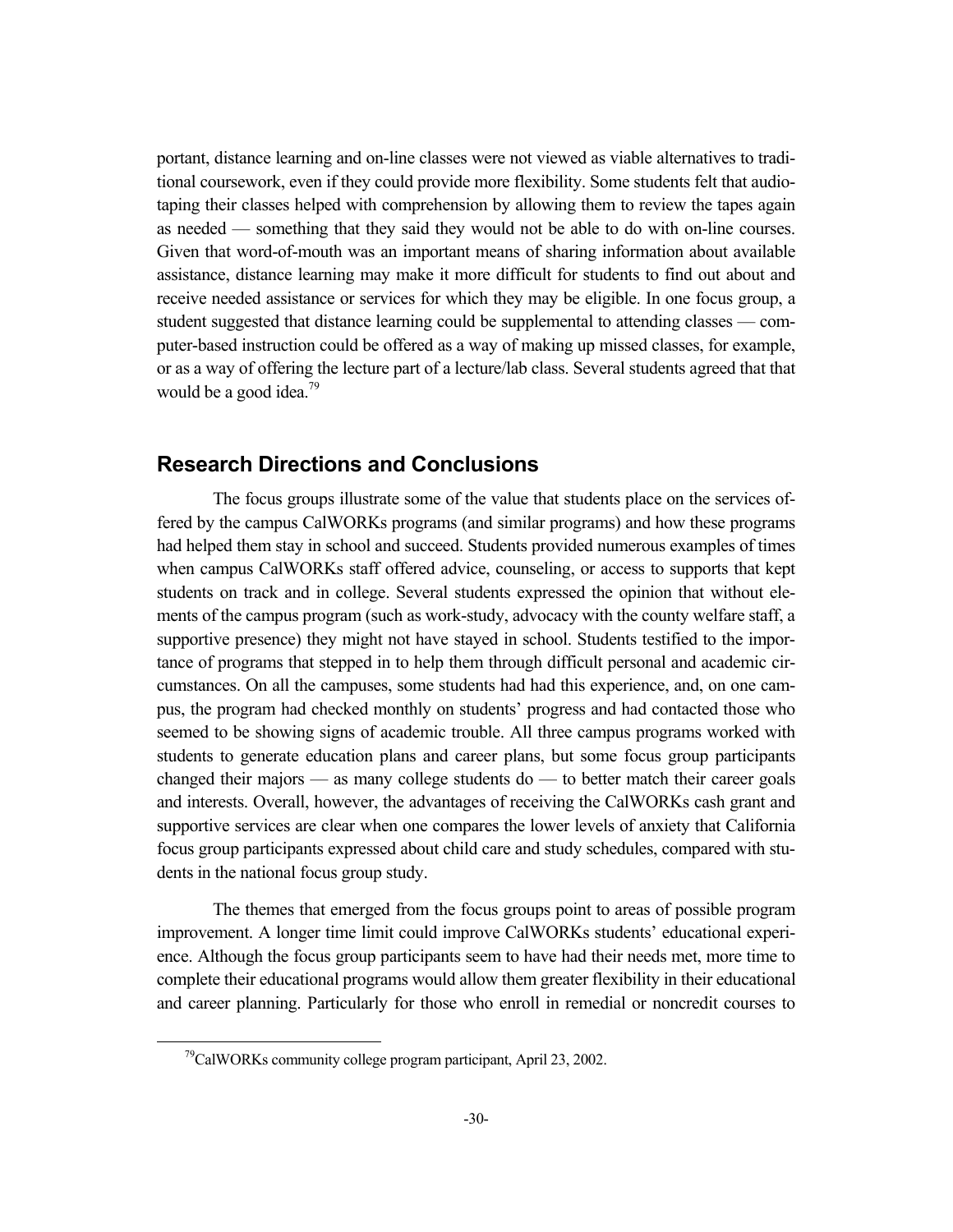portant, distance learning and on-line classes were not viewed as viable alternatives to traditional coursework, even if they could provide more flexibility. Some students felt that audiotaping their classes helped with comprehension by allowing them to review the tapes again as needed — something that they said they would not be able to do with on-line courses. Given that word-of-mouth was an important means of sharing information about available assistance, distance learning may make it more difficult for students to find out about and receive needed assistance or services for which they may be eligible. In one focus group, a student suggested that distance learning could be supplemental to attending classes — computer-based instruction could be offered as a way of making up missed classes, for example, or as a way of offering the lecture part of a lecture/lab class. Several students agreed that that would be a good idea.[79]

## Research Directions and Conclusions

The focus groups illustrate some of the value that students place on the services offered by the campus CalWORKs programs (and similar programs) and how these programs had helped them stay in school and succeed. Students provided numerous examples of times when campus CalWORKs staff offered advice, counseling, or access to supports that kept students on track and in college. Several students expressed the opinion that without elements of the campus program (such as work-study, advocacy with the county welfare staff, a supportive presence) they might not have stayed in school. Students testified to the importance of programs that stepped in to help them through difficult personal and academic circumstances. On all the campuses, some students had had this experience, and, on one campus, the program had checked monthly on students' progress and had contacted those who seemed to be showing signs of academic trouble. All three campus programs worked with students to generate education plans and career plans, but some focus group participants changed their majors — as many college students do — to better match their career goals and interests. Overall, however, the advantages of receiving the CalWORKs cash grant and supportive services are clear when one compares the lower levels of anxiety that California focus group participants expressed about child care and study schedules, compared with students in the national focus group study.

The themes that emerged from the focus groups point to areas of possible program improvement. A longer time limit could improve CalWORKs students' educational experience. Although the focus group participants seem to have had their needs met, more time to complete their educational programs would allow them greater flexibility in their educational and career planning. Particularly for those who enroll in remedial or noncredit courses to

[79]CalWORKs community college program participant, April 23, 2002.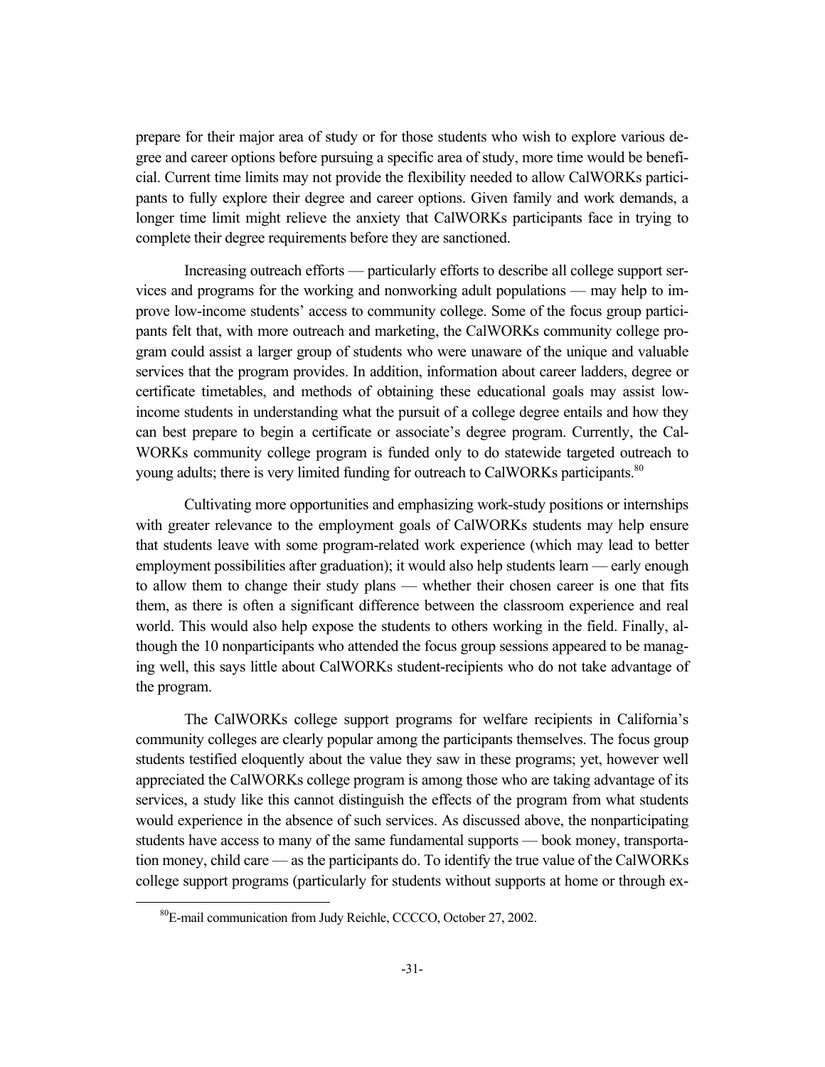prepare for their major area of study or for those students who wish to explore various degree and career options before pursuing a specific area of study, more time would be beneficial. Current time limits may not provide the flexibility needed to allow CalWORKs participants to fully explore their degree and career options. Given family and work demands, a longer time limit might relieve the anxiety that CalWORKs participants face in trying to complete their degree requirements before they are sanctioned.

Increasing outreach efforts — particularly efforts to describe all college support services and programs for the working and nonworking adult populations — may help to improve low-income students' access to community college. Some of the focus group participants felt that, with more outreach and marketing, the CalWORKs community college program could assist a larger group of students who were unaware of the unique and valuable services that the program provides. In addition, information about career ladders, degree or certificate timetables, and methods of obtaining these educational goals may assist low-income students in understanding what the pursuit of a college degree entails and how they can best prepare to begin a certificate or associate's degree program. Currently, the CalWORKs community college program is funded only to do statewide targeted outreach to young adults; there is very limited funding for outreach to CalWORKs participants.[80]

Cultivating more opportunities and emphasizing work-study positions or internships with greater relevance to the employment goals of CalWORKs students may help ensure that students leave with some program-related work experience (which may lead to better employment possibilities after graduation); it would also help students learn — early enough to allow them to change their study plans — whether their chosen career is one that fits them, as there is often a significant difference between the classroom experience and real world. This would also help expose the students to others working in the field. Finally, although the 10 nonparticipants who attended the focus group sessions appeared to be managing well, this says little about CalWORKs student-recipients who do not take advantage of the program.

The CalWORKs college support programs for welfare recipients in California's community colleges are clearly popular among the participants themselves. The focus group students testified eloquently about the value they saw in these programs; yet, however well appreciated the CalWORKs college program is among those who are taking advantage of its services, a study like this cannot distinguish the effects of the program from what students would experience in the absence of such services. As discussed above, the nonparticipating students have access to many of the same fundamental supports — book money, transportation money, child care — as the participants do. To identify the true value of the CalWORKs college support programs (particularly for students without supports at home or through ex-

[80] E-mail communication from Judy Reichle, CCCCO, October 27, 2002.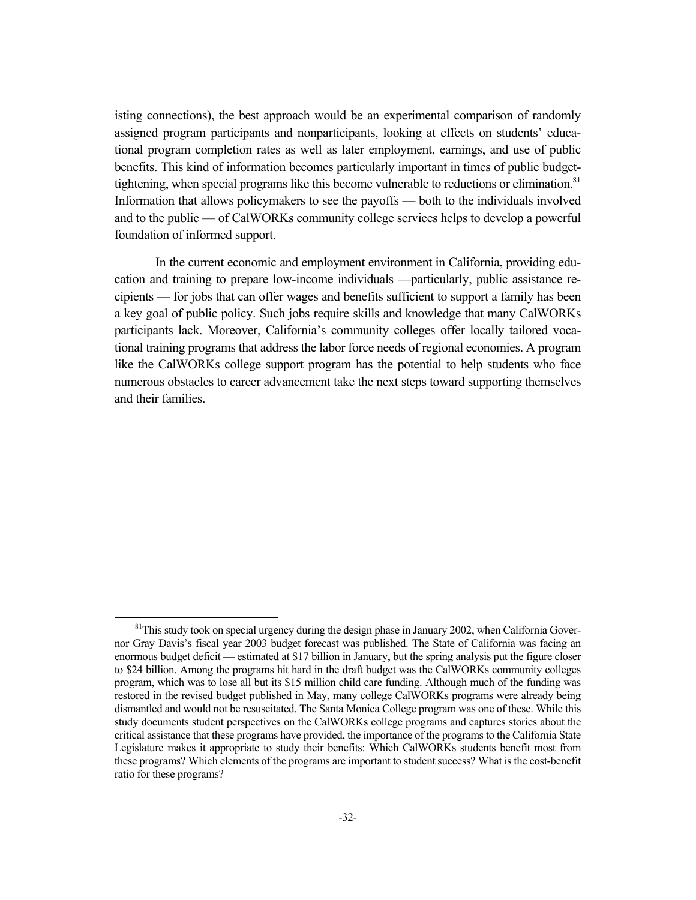isting connections), the best approach would be an experimental comparison of randomly assigned program participants and nonparticipants, looking at effects on students' educational program completion rates as well as later employment, earnings, and use of public benefits. This kind of information becomes particularly important in times of public budget-tightening, when special programs like this become vulnerable to reductions or elimination.[81] Information that allows policymakers to see the payoffs — both to the individuals involved and to the public — of CalWORKs community college services helps to develop a powerful foundation of informed support.

In the current economic and employment environment in California, providing education and training to prepare low-income individuals —particularly, public assistance recipients — for jobs that can offer wages and benefits sufficient to support a family has been a key goal of public policy. Such jobs require skills and knowledge that many CalWORKs participants lack. Moreover, California's community colleges offer locally tailored vocational training programs that address the labor force needs of regional economies. A program like the CalWORKs college support program has the potential to help students who face numerous obstacles to career advancement take the next steps toward supporting themselves and their families.

---

[81]This study took on special urgency during the design phase in January 2002, when California Governor Gray Davis's fiscal year 2003 budget forecast was published. The State of California was facing an enormous budget deficit — estimated at $17 billion in January, but the spring analysis put the figure closer to $24 billion. Among the programs hit hard in the draft budget was the CalWORKs community colleges program, which was to lose all but its $15 million child care funding. Although much of the funding was restored in the revised budget published in May, many college CalWORKs programs were already being dismantled and would not be resuscitated. The Santa Monica College program was one of these. While this study documents student perspectives on the CalWORKs college programs and captures stories about the critical assistance that these programs have provided, the importance of the programs to the California State Legislature makes it appropriate to study their benefits: Which CalWORKs students benefit most from these programs? Which elements of the programs are important to student success? What is the cost-benefit ratio for these programs?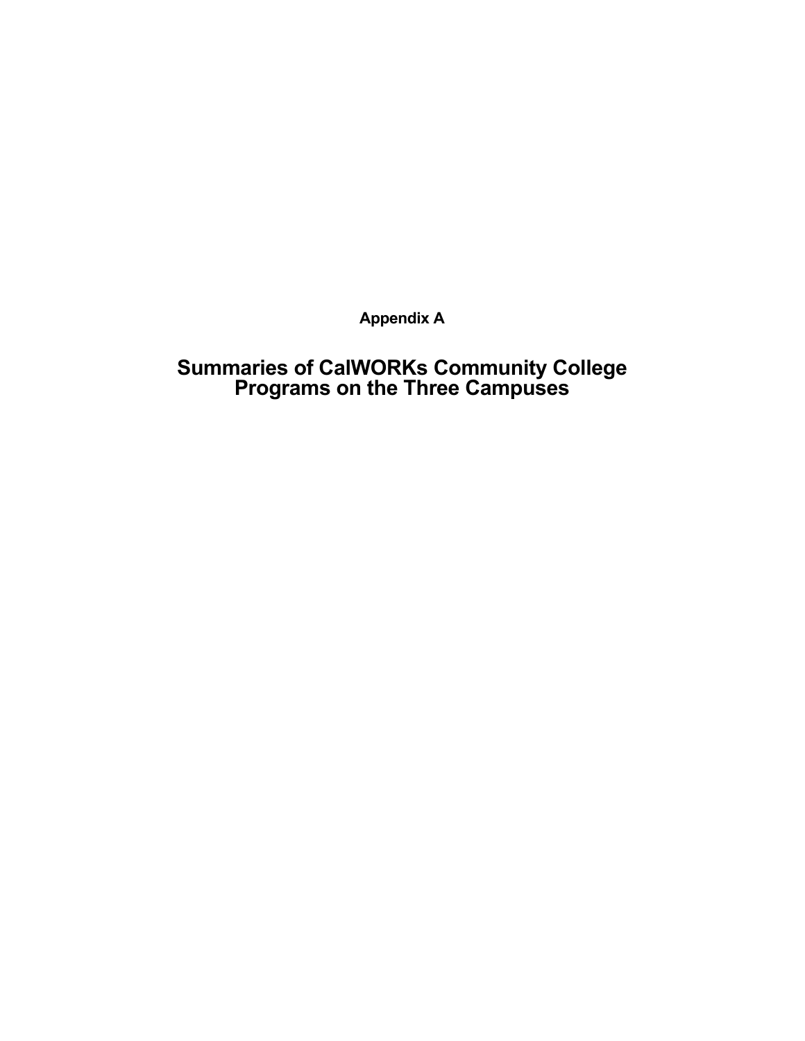# Appendix A

# Summaries of CalWORKs Community College Programs on the Three Campuses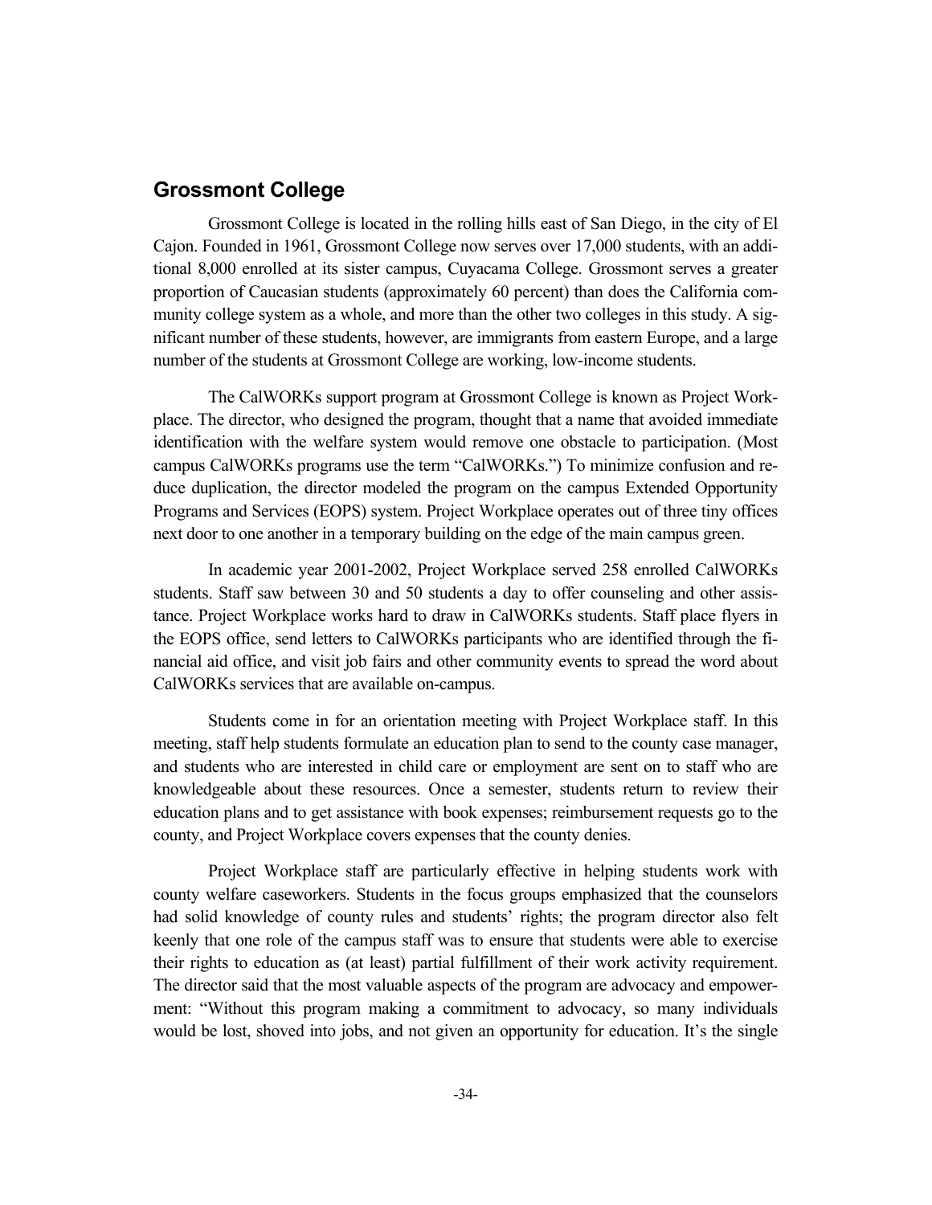## Grossmont College

Grossmont College is located in the rolling hills east of San Diego, in the city of El Cajon. Founded in 1961, Grossmont College now serves over 17,000 students, with an additional 8,000 enrolled at its sister campus, Cuyacama College. Grossmont serves a greater proportion of Caucasian students (approximately 60 percent) than does the California community college system as a whole, and more than the other two colleges in this study. A significant number of these students, however, are immigrants from eastern Europe, and a large number of the students at Grossmont College are working, low-income students.

The CalWORKs support program at Grossmont College is known as Project Workplace. The director, who designed the program, thought that a name that avoided immediate identification with the welfare system would remove one obstacle to participation. (Most campus CalWORKs programs use the term "CalWORKs.") To minimize confusion and reduce duplication, the director modeled the program on the campus Extended Opportunity Programs and Services (EOPS) system. Project Workplace operates out of three tiny offices next door to one another in a temporary building on the edge of the main campus green.

In academic year 2001-2002, Project Workplace served 258 enrolled CalWORKs students. Staff saw between 30 and 50 students a day to offer counseling and other assistance. Project Workplace works hard to draw in CalWORKs students. Staff place flyers in the EOPS office, send letters to CalWORKs participants who are identified through the financial aid office, and visit job fairs and other community events to spread the word about CalWORKs services that are available on-campus.

Students come in for an orientation meeting with Project Workplace staff. In this meeting, staff help students formulate an education plan to send to the county case manager, and students who are interested in child care or employment are sent on to staff who are knowledgeable about these resources. Once a semester, students return to review their education plans and to get assistance with book expenses; reimbursement requests go to the county, and Project Workplace covers expenses that the county denies.

Project Workplace staff are particularly effective in helping students work with county welfare caseworkers. Students in the focus groups emphasized that the counselors had solid knowledge of county rules and students' rights; the program director also felt keenly that one role of the campus staff was to ensure that students were able to exercise their rights to education as (at least) partial fulfillment of their work activity requirement. The director said that the most valuable aspects of the program are advocacy and empowerment: "Without this program making a commitment to advocacy, so many individuals would be lost, shoved into jobs, and not given an opportunity for education. It's the single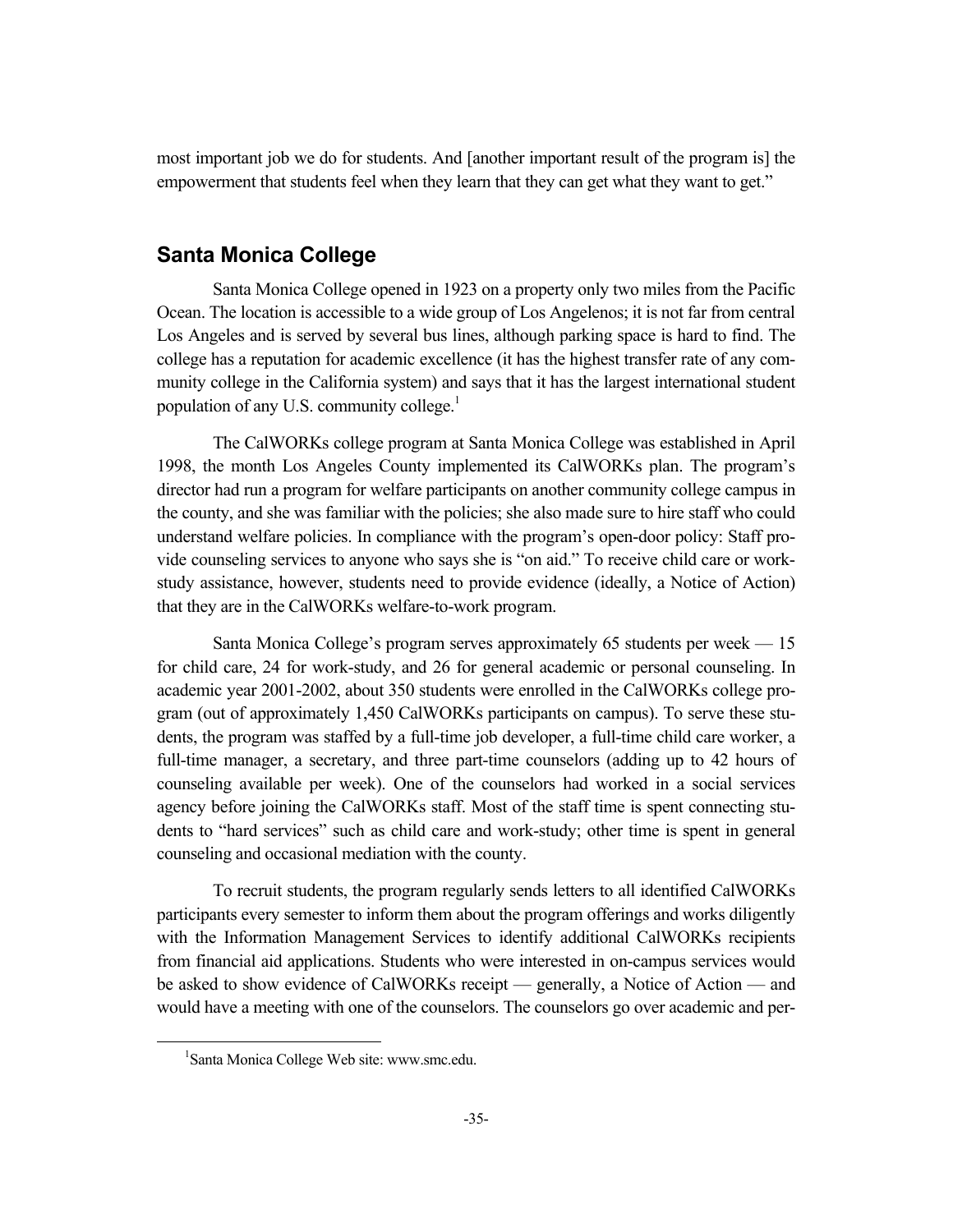most important job we do for students. And [another important result of the program is] the empowerment that students feel when they learn that they can get what they want to get."

## Santa Monica College

Santa Monica College opened in 1923 on a property only two miles from the Pacific Ocean. The location is accessible to a wide group of Los Angelenos; it is not far from central Los Angeles and is served by several bus lines, although parking space is hard to find. The college has a reputation for academic excellence (it has the highest transfer rate of any community college in the California system) and says that it has the largest international student population of any U.S. community college.[1]

The CalWORKs college program at Santa Monica College was established in April 1998, the month Los Angeles County implemented its CalWORKs plan. The program's director had run a program for welfare participants on another community college campus in the county, and she was familiar with the policies; she also made sure to hire staff who could understand welfare policies. In compliance with the program's open-door policy: Staff provide counseling services to anyone who says she is "on aid." To receive child care or work-study assistance, however, students need to provide evidence (ideally, a Notice of Action) that they are in the CalWORKs welfare-to-work program.

Santa Monica College's program serves approximately 65 students per week — 15 for child care, 24 for work-study, and 26 for general academic or personal counseling. In academic year 2001-2002, about 350 students were enrolled in the CalWORKs college program (out of approximately 1,450 CalWORKs participants on campus). To serve these students, the program was staffed by a full-time job developer, a full-time child care worker, a full-time manager, a secretary, and three part-time counselors (adding up to 42 hours of counseling available per week). One of the counselors had worked in a social services agency before joining the CalWORKs staff. Most of the staff time is spent connecting students to "hard services" such as child care and work-study; other time is spent in general counseling and occasional mediation with the county.

To recruit students, the program regularly sends letters to all identified CalWORKs participants every semester to inform them about the program offerings and works diligently with the Information Management Services to identify additional CalWORKs recipients from financial aid applications. Students who were interested in on-campus services would be asked to show evidence of CalWORKs receipt — generally, a Notice of Action — and would have a meeting with one of the counselors. The counselors go over academic and per-

[1] Santa Monica College Web site: www.smc.edu.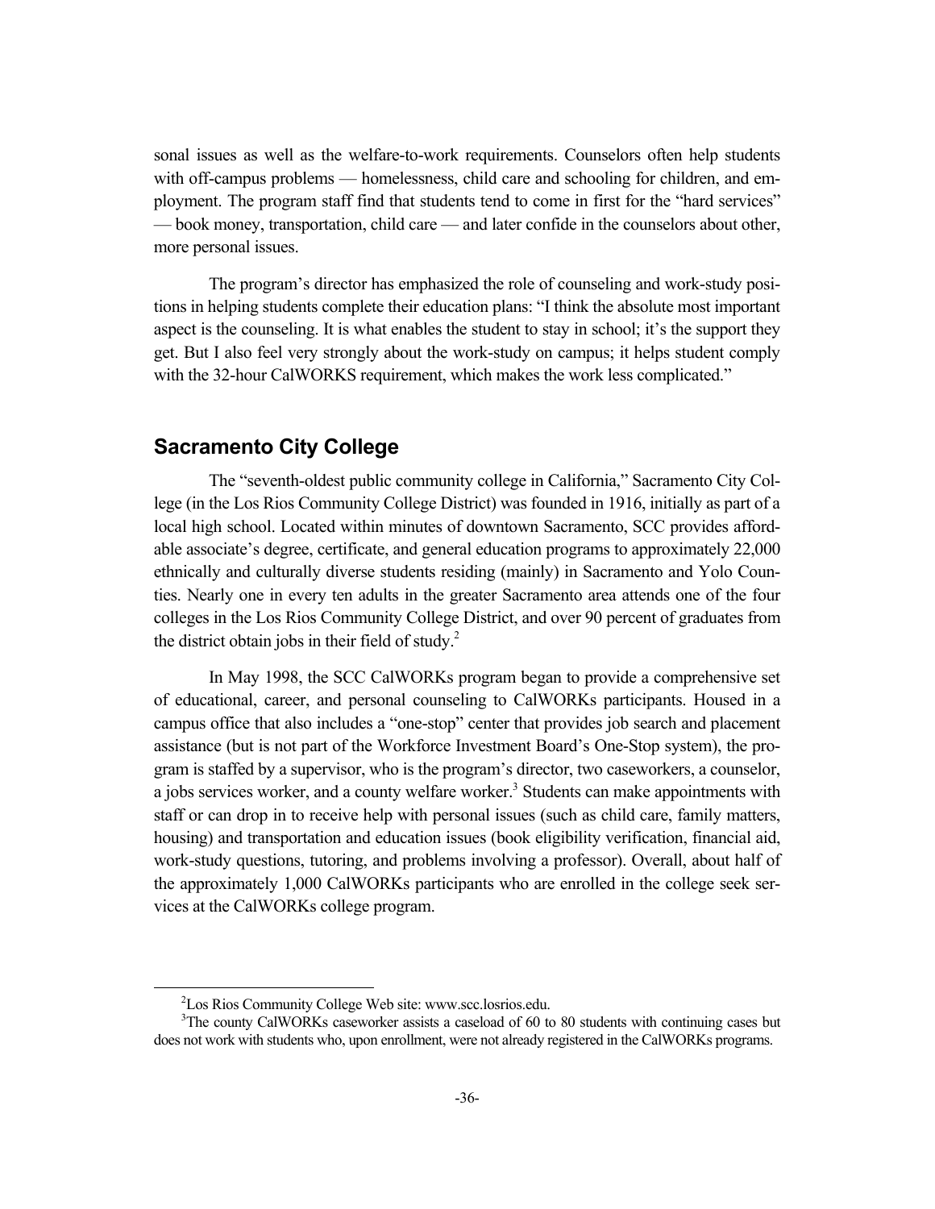sonal issues as well as the welfare-to-work requirements. Counselors often help students with off-campus problems — homelessness, child care and schooling for children, and employment. The program staff find that students tend to come in first for the "hard services" — book money, transportation, child care — and later confide in the counselors about other, more personal issues.

The program's director has emphasized the role of counseling and work-study positions in helping students complete their education plans: "I think the absolute most important aspect is the counseling. It is what enables the student to stay in school; it's the support they get. But I also feel very strongly about the work-study on campus; it helps student comply with the 32-hour CalWORKS requirement, which makes the work less complicated."

## Sacramento City College

The "seventh-oldest public community college in California," Sacramento City College (in the Los Rios Community College District) was founded in 1916, initially as part of a local high school. Located within minutes of downtown Sacramento, SCC provides affordable associate's degree, certificate, and general education programs to approximately 22,000 ethnically and culturally diverse students residing (mainly) in Sacramento and Yolo Counties. Nearly one in every ten adults in the greater Sacramento area attends one of the four colleges in the Los Rios Community College District, and over 90 percent of graduates from the district obtain jobs in their field of study.[2]

In May 1998, the SCC CalWORKs program began to provide a comprehensive set of educational, career, and personal counseling to CalWORKs participants. Housed in a campus office that also includes a "one-stop" center that provides job search and placement assistance (but is not part of the Workforce Investment Board's One-Stop system), the program is staffed by a supervisor, who is the program's director, two caseworkers, a counselor, a jobs services worker, and a county welfare worker.[3] Students can make appointments with staff or can drop in to receive help with personal issues (such as child care, family matters, housing) and transportation and education issues (book eligibility verification, financial aid, work-study questions, tutoring, and problems involving a professor). Overall, about half of the approximately 1,000 CalWORKs participants who are enrolled in the college seek services at the CalWORKs college program.

---

[2] Los Rios Community College Web site: www.scc.losrios.edu.

[3] The county CalWORKs caseworker assists a caseload of 60 to 80 students with continuing cases but does not work with students who, upon enrollment, were not already registered in the CalWORKs programs.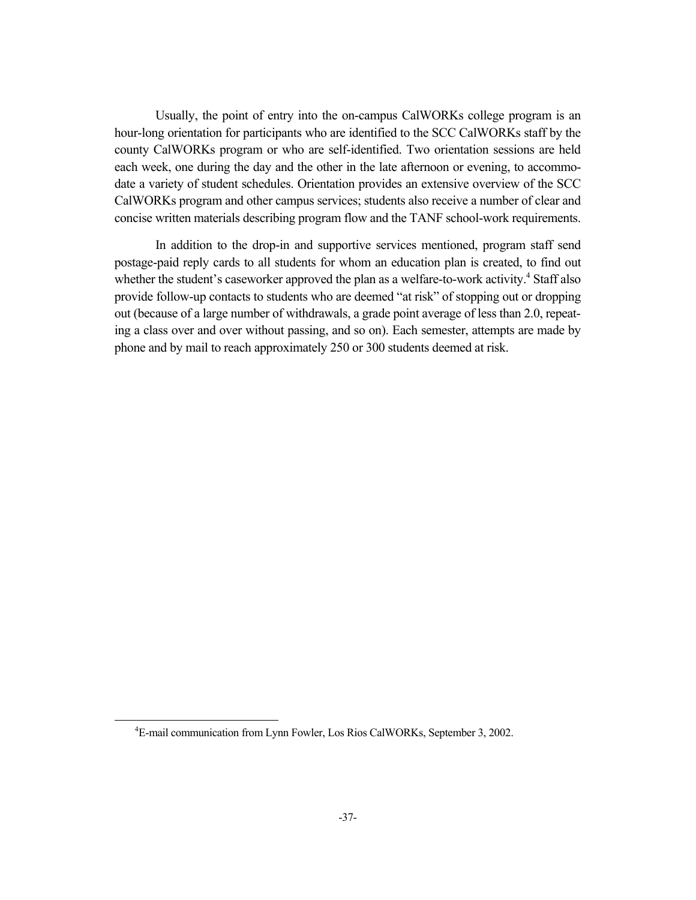Usually, the point of entry into the on-campus CalWORKs college program is an hour-long orientation for participants who are identified to the SCC CalWORKs staff by the county CalWORKs program or who are self-identified. Two orientation sessions are held each week, one during the day and the other in the late afternoon or evening, to accommodate a variety of student schedules. Orientation provides an extensive overview of the SCC CalWORKs program and other campus services; students also receive a number of clear and concise written materials describing program flow and the TANF school-work requirements.

In addition to the drop-in and supportive services mentioned, program staff send postage-paid reply cards to all students for whom an education plan is created, to find out whether the student's caseworker approved the plan as a welfare-to-work activity.[4] Staff also provide follow-up contacts to students who are deemed "at risk" of stopping out or dropping out (because of a large number of withdrawals, a grade point average of less than 2.0, repeating a class over and over without passing, and so on). Each semester, attempts are made by phone and by mail to reach approximately 250 or 300 students deemed at risk.

---

[4]E-mail communication from Lynn Fowler, Los Rios CalWORKs, September 3, 2002.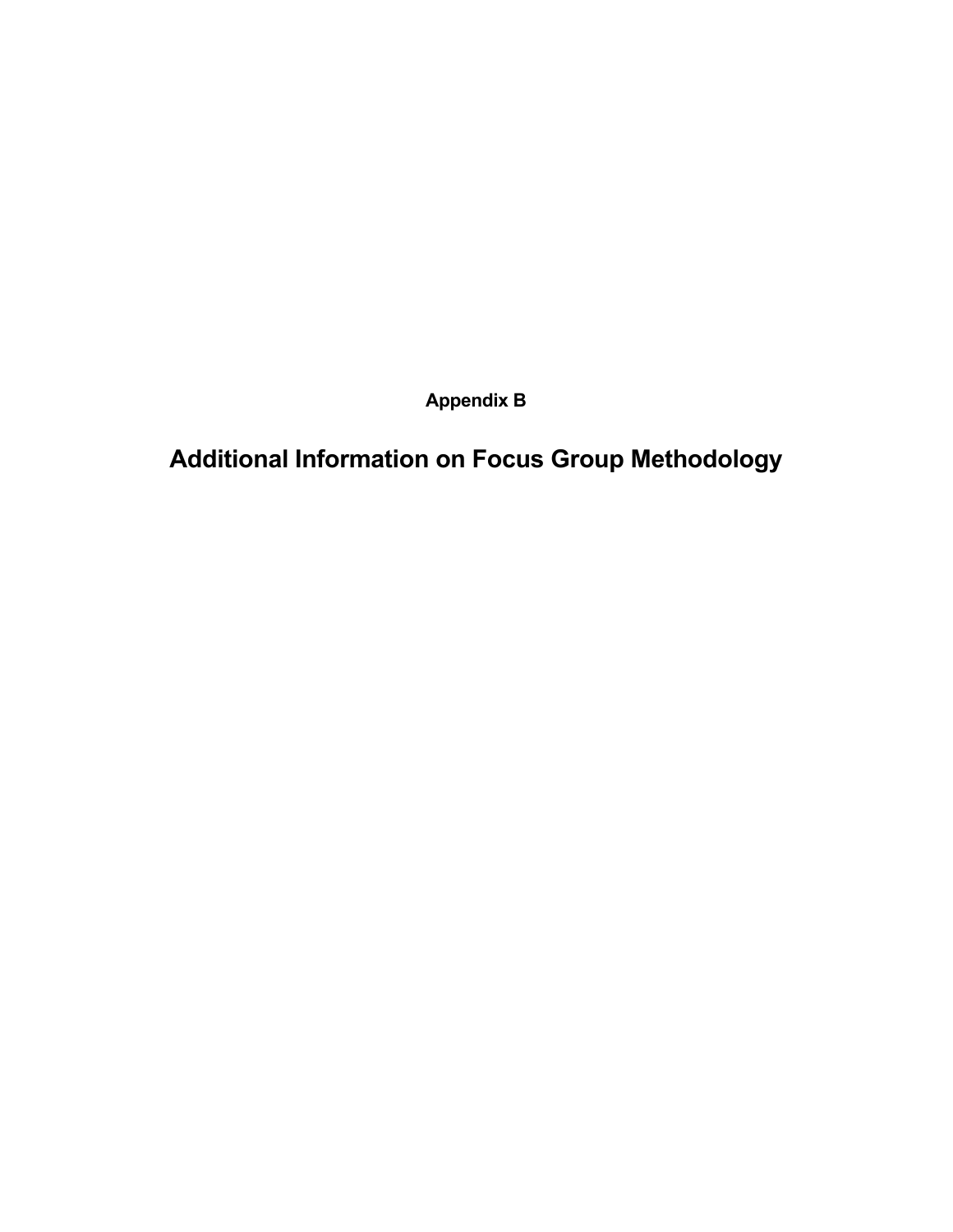## Appendix B

# Additional Information on Focus Group Methodology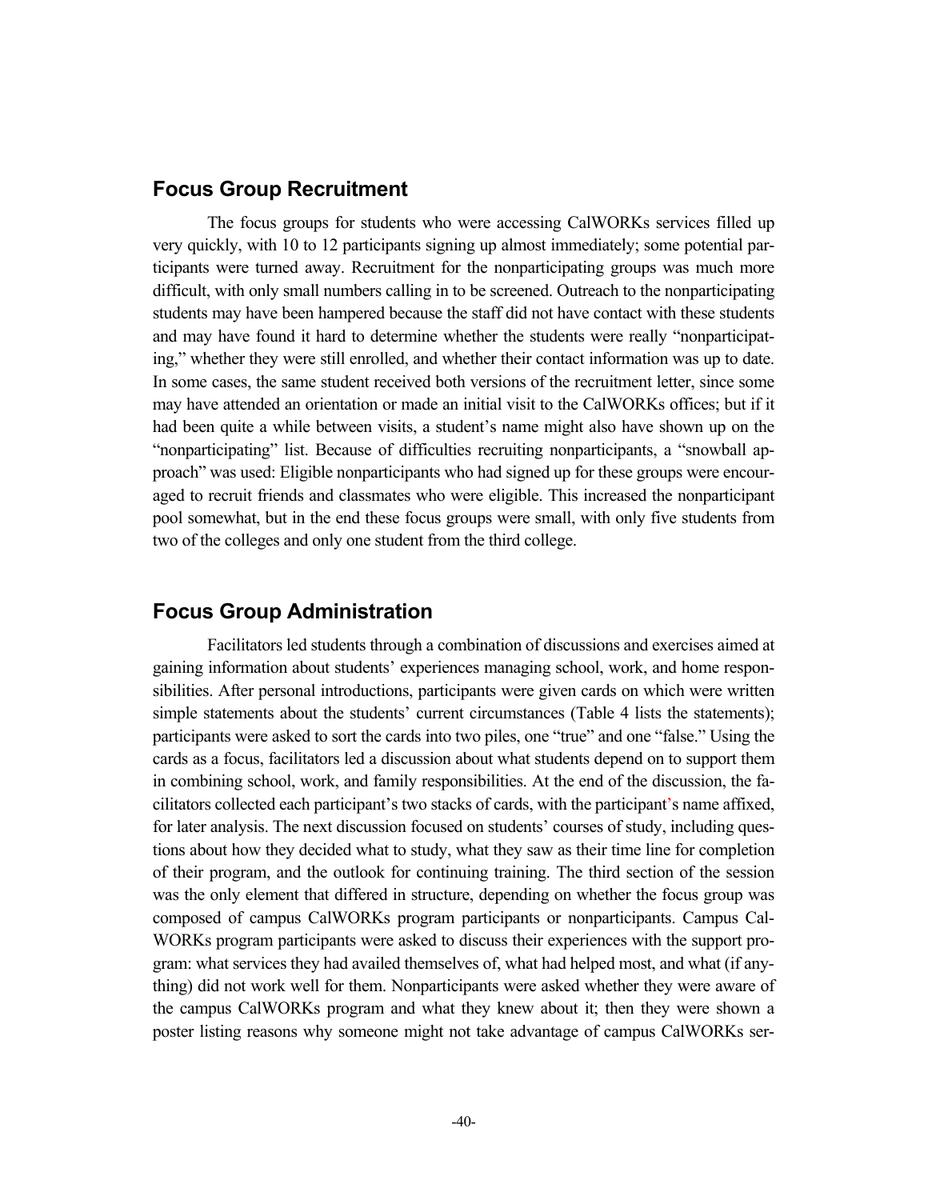## Focus Group Recruitment

The focus groups for students who were accessing CalWORKs services filled up very quickly, with 10 to 12 participants signing up almost immediately; some potential participants were turned away. Recruitment for the nonparticipating groups was much more difficult, with only small numbers calling in to be screened. Outreach to the nonparticipating students may have been hampered because the staff did not have contact with these students and may have found it hard to determine whether the students were really "nonparticipating," whether they were still enrolled, and whether their contact information was up to date. In some cases, the same student received both versions of the recruitment letter, since some may have attended an orientation or made an initial visit to the CalWORKs offices; but if it had been quite a while between visits, a student's name might also have shown up on the "nonparticipating" list. Because of difficulties recruiting nonparticipants, a "snowball approach" was used: Eligible nonparticipants who had signed up for these groups were encouraged to recruit friends and classmates who were eligible. This increased the nonparticipant pool somewhat, but in the end these focus groups were small, with only five students from two of the colleges and only one student from the third college.

## Focus Group Administration

Facilitators led students through a combination of discussions and exercises aimed at gaining information about students' experiences managing school, work, and home responsibilities. After personal introductions, participants were given cards on which were written simple statements about the students' current circumstances (Table 4 lists the statements); participants were asked to sort the cards into two piles, one "true" and one "false." Using the cards as a focus, facilitators led a discussion about what students depend on to support them in combining school, work, and family responsibilities. At the end of the discussion, the facilitators collected each participant's two stacks of cards, with the participant's name affixed, for later analysis. The next discussion focused on students' courses of study, including questions about how they decided what to study, what they saw as their time line for completion of their program, and the outlook for continuing training. The third section of the session was the only element that differed in structure, depending on whether the focus group was composed of campus CalWORKs program participants or nonparticipants. Campus CalWORKs program participants were asked to discuss their experiences with the support program: what services they had availed themselves of, what had helped most, and what (if anything) did not work well for them. Nonparticipants were asked whether they were aware of the campus CalWORKs program and what they knew about it; then they were shown a poster listing reasons why someone might not take advantage of campus CalWORKs ser-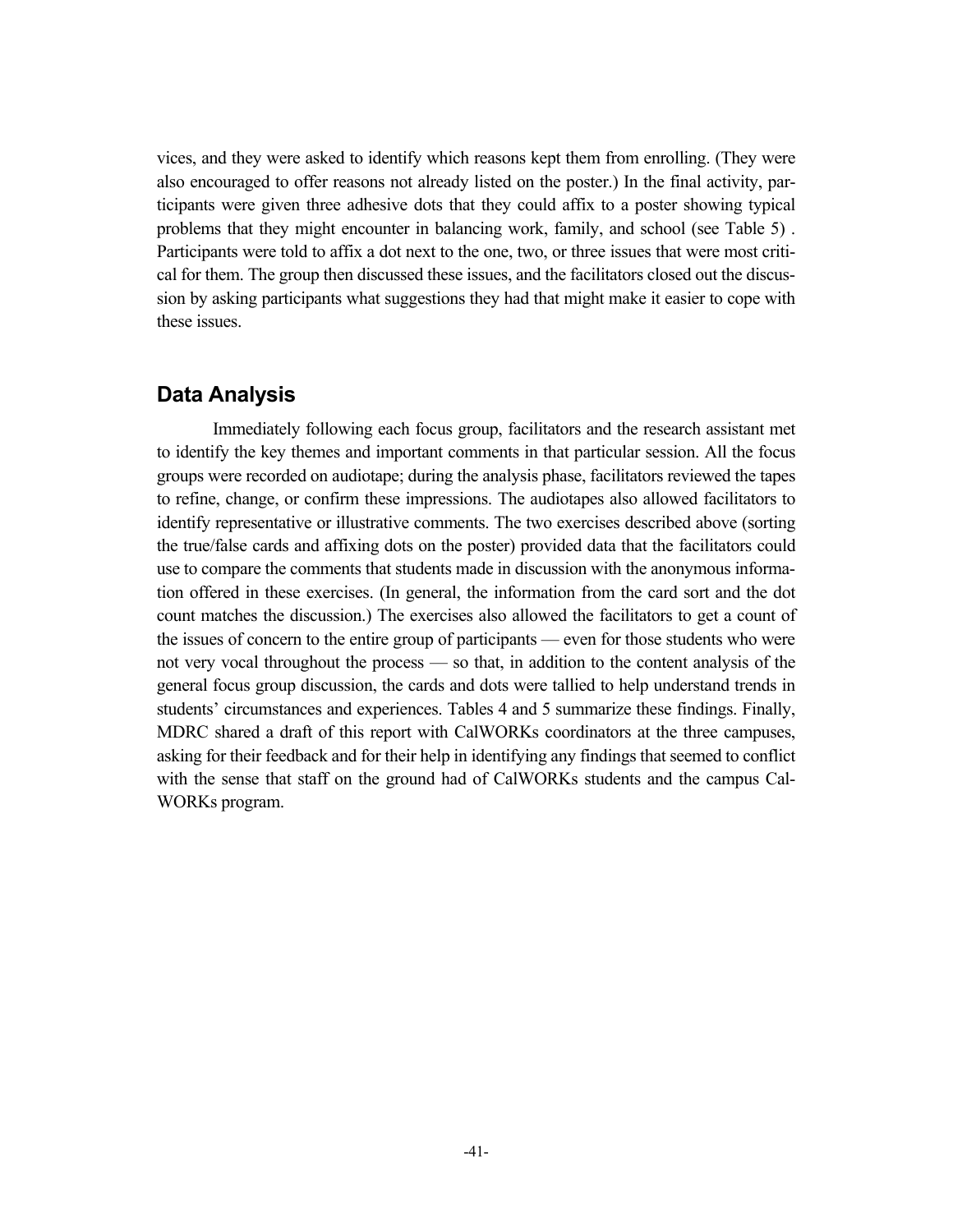vices, and they were asked to identify which reasons kept them from enrolling. (They were also encouraged to offer reasons not already listed on the poster.) In the final activity, participants were given three adhesive dots that they could affix to a poster showing typical problems that they might encounter in balancing work, family, and school (see Table 5) . Participants were told to affix a dot next to the one, two, or three issues that were most critical for them. The group then discussed these issues, and the facilitators closed out the discussion by asking participants what suggestions they had that might make it easier to cope with these issues.

## Data Analysis

Immediately following each focus group, facilitators and the research assistant met to identify the key themes and important comments in that particular session. All the focus groups were recorded on audiotape; during the analysis phase, facilitators reviewed the tapes to refine, change, or confirm these impressions. The audiotapes also allowed facilitators to identify representative or illustrative comments. The two exercises described above (sorting the true/false cards and affixing dots on the poster) provided data that the facilitators could use to compare the comments that students made in discussion with the anonymous information offered in these exercises. (In general, the information from the card sort and the dot count matches the discussion.) The exercises also allowed the facilitators to get a count of the issues of concern to the entire group of participants — even for those students who were not very vocal throughout the process — so that, in addition to the content analysis of the general focus group discussion, the cards and dots were tallied to help understand trends in students' circumstances and experiences. Tables 4 and 5 summarize these findings. Finally, MDRC shared a draft of this report with CalWORKs coordinators at the three campuses, asking for their feedback and for their help in identifying any findings that seemed to conflict with the sense that staff on the ground had of CalWORKs students and the campus CalWORKs program.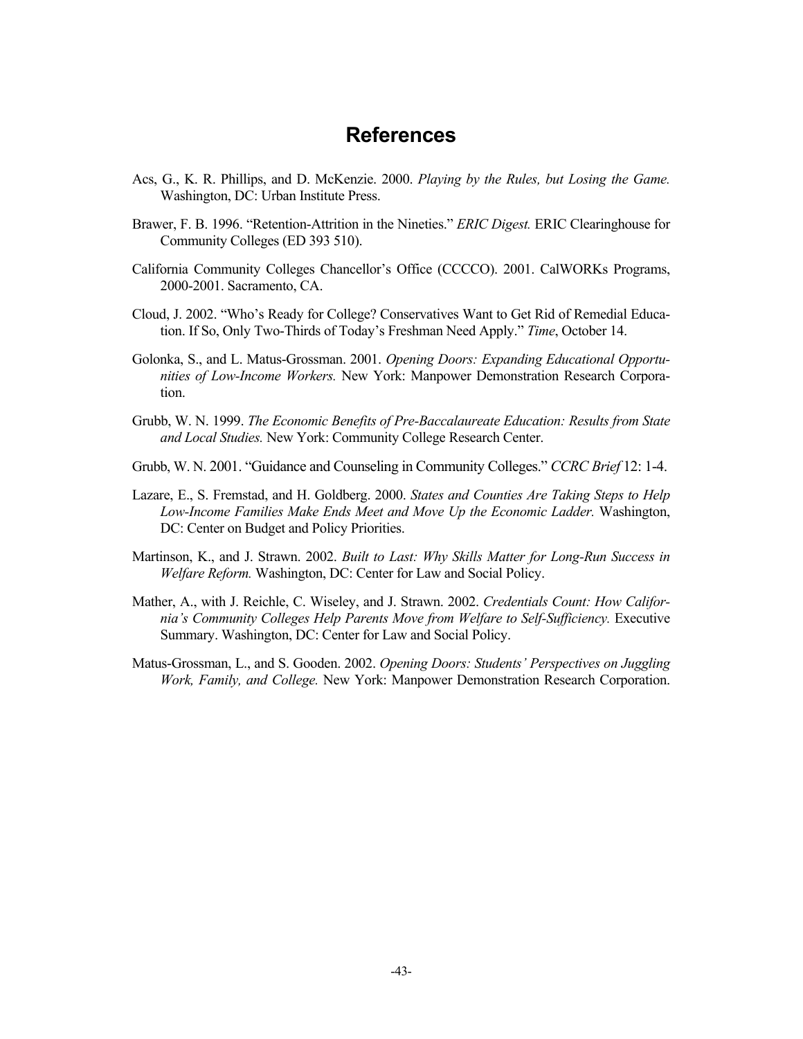# References

Acs, G., K. R. Phillips, and D. McKenzie. 2000. *Playing by the Rules, but Losing the Game.* Washington, DC: Urban Institute Press.

Brawer, F. B. 1996. "Retention-Attrition in the Nineties." *ERIC Digest.* ERIC Clearinghouse for Community Colleges (ED 393 510).

California Community Colleges Chancellor's Office (CCCCO). 2001. CalWORKs Programs, 2000-2001. Sacramento, CA.

Cloud, J. 2002. "Who's Ready for College? Conservatives Want to Get Rid of Remedial Education. If So, Only Two-Thirds of Today's Freshman Need Apply." *Time*, October 14.

Golonka, S., and L. Matus-Grossman. 2001. *Opening Doors: Expanding Educational Opportunities of Low-Income Workers.* New York: Manpower Demonstration Research Corporation.

Grubb, W. N. 1999. *The Economic Benefits of Pre-Baccalaureate Education: Results from State and Local Studies.* New York: Community College Research Center.

Grubb, W. N. 2001. "Guidance and Counseling in Community Colleges." *CCRC Brief* 12: 1-4.

Lazare, E., S. Fremstad, and H. Goldberg. 2000. *States and Counties Are Taking Steps to Help Low-Income Families Make Ends Meet and Move Up the Economic Ladder.* Washington, DC: Center on Budget and Policy Priorities.

Martinson, K., and J. Strawn. 2002. *Built to Last: Why Skills Matter for Long-Run Success in Welfare Reform.* Washington, DC: Center for Law and Social Policy.

Mather, A., with J. Reichle, C. Wiseley, and J. Strawn. 2002. *Credentials Count: How California's Community Colleges Help Parents Move from Welfare to Self-Sufficiency.* Executive Summary. Washington, DC: Center for Law and Social Policy.

Matus-Grossman, L., and S. Gooden. 2002. *Opening Doors: Students' Perspectives on Juggling Work, Family, and College.* New York: Manpower Demonstration Research Corporation.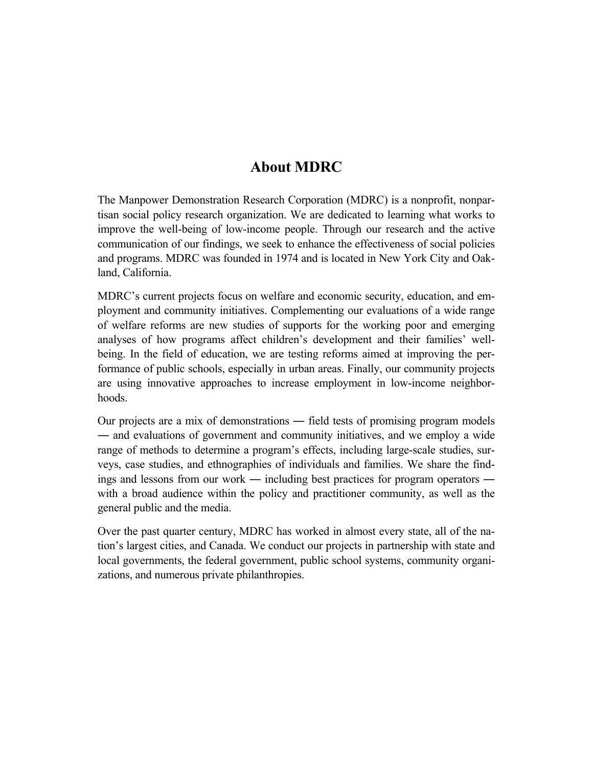# About MDRC

The Manpower Demonstration Research Corporation (MDRC) is a nonprofit, nonpartisan social policy research organization. We are dedicated to learning what works to improve the well-being of low-income people. Through our research and the active communication of our findings, we seek to enhance the effectiveness of social policies and programs. MDRC was founded in 1974 and is located in New York City and Oakland, California.

MDRC's current projects focus on welfare and economic security, education, and employment and community initiatives. Complementing our evaluations of a wide range of welfare reforms are new studies of supports for the working poor and emerging analyses of how programs affect children's development and their families' well-being. In the field of education, we are testing reforms aimed at improving the performance of public schools, especially in urban areas. Finally, our community projects are using innovative approaches to increase employment in low-income neighborhoods.

Our projects are a mix of demonstrations — field tests of promising program models — and evaluations of government and community initiatives, and we employ a wide range of methods to determine a program's effects, including large-scale studies, surveys, case studies, and ethnographies of individuals and families. We share the findings and lessons from our work — including best practices for program operators — with a broad audience within the policy and practitioner community, as well as the general public and the media.

Over the past quarter century, MDRC has worked in almost every state, all of the nation's largest cities, and Canada. We conduct our projects in partnership with state and local governments, the federal government, public school systems, community organizations, and numerous private philanthropies.